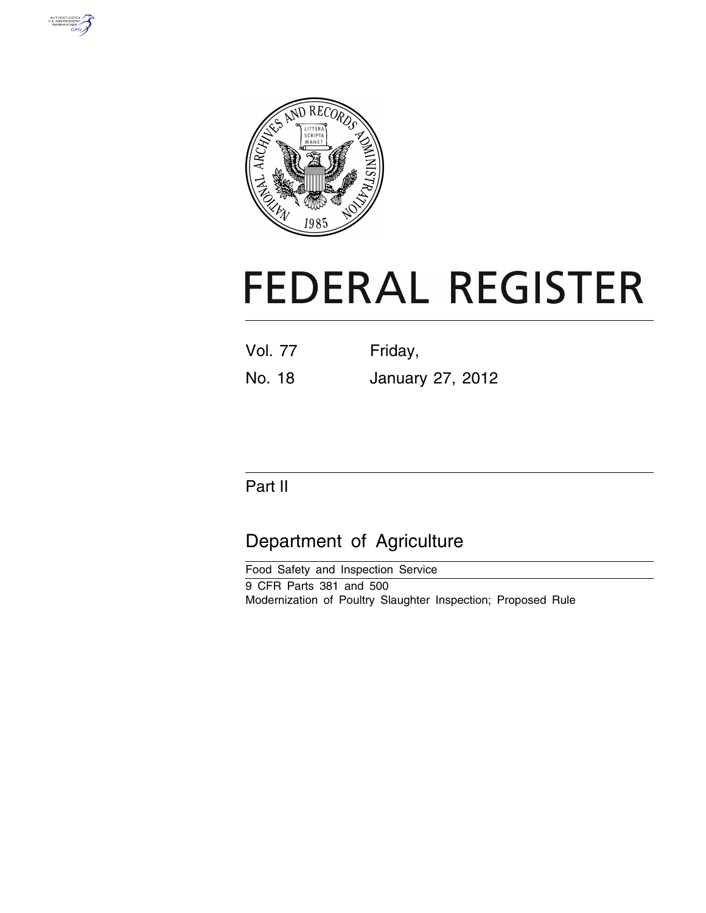# FEDERAL REGISTER

| Vol. 77 | Friday, |
| --- | --- |
| No. 18 | January 27, 2012 |

## Part II

## Department of Agriculture

Food Safety and Inspection Service

9 CFR Parts 381 and 500

Modernization of Poultry Slaughter Inspection; Proposed Rule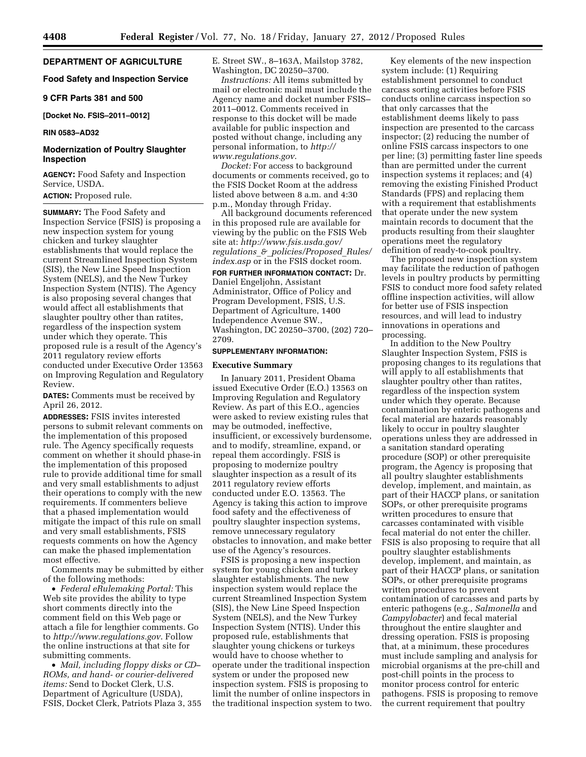## DEPARTMENT OF AGRICULTURE

### Food Safety and Inspection Service

### 9 CFR Parts 381 and 500

**[Docket No. FSIS–2011–0012]**

**RIN 0583–AD32**

## Modernization of Poultry Slaughter Inspection

**AGENCY:** Food Safety and Inspection Service, USDA.

**ACTION:** Proposed rule.

**SUMMARY:** The Food Safety and Inspection Service (FSIS) is proposing a new inspection system for young chicken and turkey slaughter establishments that would replace the current Streamlined Inspection System (SIS), the New Line Speed Inspection System (NELS), and the New Turkey Inspection System (NTIS). The Agency is also proposing several changes that would affect all establishments that slaughter poultry other than ratites, regardless of the inspection system under which they operate. This proposed rule is a result of the Agency's 2011 regulatory review efforts conducted under Executive Order 13563 on Improving Regulation and Regulatory Review.

**DATES:** Comments must be received by April 26, 2012.

**ADDRESSES:** FSIS invites interested persons to submit relevant comments on the implementation of this proposed rule. The Agency specifically requests comment on whether it should phase-in the implementation of this proposed rule to provide additional time for small and very small establishments to adjust their operations to comply with the new requirements. If commenters believe that a phased implementation would mitigate the impact of this rule on small and very small establishments, FSIS requests comments on how the Agency can make the phased implementation most effective.

Comments may be submitted by either of the following methods:

- *Federal eRulemaking Portal:* This Web site provides the ability to type short comments directly into the comment field on this Web page or attach a file for lengthier comments. Go to *http://www.regulations.gov*. Follow the online instructions at that site for submitting comments.
- *Mail, including floppy disks or CD–ROMs, and hand- or courier-delivered items:* Send to Docket Clerk, U.S. Department of Agriculture (USDA), FSIS, Docket Clerk, Patriots Plaza 3, 355 E. Street SW., 8–163A, Mailstop 3782, Washington, DC 20250–3700.

*Instructions:* All items submitted by mail or electronic mail must include the Agency name and docket number FSIS–2011–0012. Comments received in response to this docket will be made available for public inspection and posted without change, including any personal information, to *http://www.regulations.gov*.

*Docket:* For access to background documents or comments received, go to the FSIS Docket Room at the address listed above between 8 a.m. and 4:30 p.m., Monday through Friday.

All background documents referenced in this proposed rule are available for viewing by the public on the FSIS Web site at: *http://www.fsis.usda.gov/regulations_&_policies/Proposed_Rules/index.asp* or in the FSIS docket room.

**FOR FURTHER INFORMATION CONTACT:** Dr. Daniel Engeljohn, Assistant Administrator, Office of Policy and Program Development, FSIS, U.S. Department of Agriculture, 1400 Independence Avenue SW., Washington, DC 20250–3700, (202) 720–2709.

**SUPPLEMENTARY INFORMATION:**

### Executive Summary

In January 2011, President Obama issued Executive Order (E.O.) 13563 on Improving Regulation and Regulatory Review. As part of this E.O., agencies were asked to review existing rules that may be outmoded, ineffective, insufficient, or excessively burdensome, and to modify, streamline, expand, or repeal them accordingly. FSIS is proposing to modernize poultry slaughter inspection as a result of its 2011 regulatory review efforts conducted under E.O. 13563. The Agency is taking this action to improve food safety and the effectiveness of poultry slaughter inspection systems, remove unnecessary regulatory obstacles to innovation, and make better use of the Agency's resources.

FSIS is proposing a new inspection system for young chicken and turkey slaughter establishments. The new inspection system would replace the current Streamlined Inspection System (SIS), the New Line Speed Inspection System (NELS), and the New Turkey Inspection System (NTIS). Under this proposed rule, establishments that slaughter young chickens or turkeys would have to choose whether to operate under the traditional inspection system or under the proposed new inspection system. FSIS is proposing to limit the number of online inspectors in the traditional inspection system to two.

Key elements of the new inspection system include: (1) Requiring establishment personnel to conduct carcass sorting activities before FSIS conducts online carcass inspection so that only carcasses that the establishment deems likely to pass inspection are presented to the carcass inspector; (2) reducing the number of online FSIS carcass inspectors to one per line; (3) permitting faster line speeds than are permitted under the current inspection systems it replaces; and (4) removing the existing Finished Product Standards (FPS) and replacing them with a requirement that establishments that operate under the new system maintain records to document that the products resulting from their slaughter operations meet the regulatory definition of ready-to-cook poultry.

The proposed new inspection system may facilitate the reduction of pathogen levels in poultry products by permitting FSIS to conduct more food safety related offline inspection activities, will allow for better use of FSIS inspection resources, and will lead to industry innovations in operations and processing.

In addition to the New Poultry Slaughter Inspection System, FSIS is proposing changes to its regulations that will apply to all establishments that slaughter poultry other than ratites, regardless of the inspection system under which they operate. Because contamination by enteric pathogens and fecal material are hazards reasonably likely to occur in poultry slaughter operations unless they are addressed in a sanitation standard operating procedure (SOP) or other prerequisite program, the Agency is proposing that all poultry slaughter establishments develop, implement, and maintain, as part of their HACCP plans, or sanitation SOPs, or other prerequisite programs written procedures to ensure that carcasses contaminated with visible fecal material do not enter the chiller. FSIS is also proposing to require that all poultry slaughter establishments develop, implement, and maintain, as part of their HACCP plans, or sanitation SOPs, or other prerequisite programs written procedures to prevent contamination of carcasses and parts by enteric pathogens (e.g., *Salmonella* and *Campylobacter*) and fecal material throughout the entire slaughter and dressing operation. FSIS is proposing that, at a minimum, these procedures must include sampling and analysis for microbial organisms at the pre-chill and post-chill points in the process to monitor process control for enteric pathogens. FSIS is proposing to remove the current requirement that poultry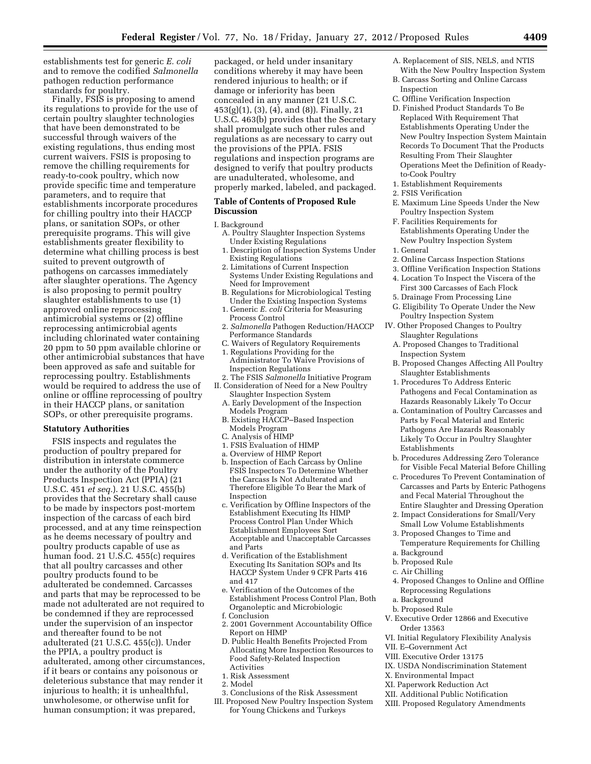establishments test for generic *E. coli* and to remove the codified *Salmonella* pathogen reduction performance standards for poultry.

Finally, FSIS is proposing to amend its regulations to provide for the use of certain poultry slaughter technologies that have been demonstrated to be successful through waivers of the existing regulations, thus ending most current waivers. FSIS is proposing to remove the chilling requirements for ready-to-cook poultry, which now provide specific time and temperature parameters, and to require that establishments incorporate procedures for chilling poultry into their HACCP plans, or sanitation SOPs, or other prerequisite programs. This will give establishments greater flexibility to determine what chilling process is best suited to prevent outgrowth of pathogens on carcasses immediately after slaughter operations. The Agency is also proposing to permit poultry slaughter establishments to use (1) approved online reprocessing antimicrobial systems or (2) offline reprocessing antimicrobial agents including chlorinated water containing 20 ppm to 50 ppm available chlorine or other antimicrobial substances that have been approved as safe and suitable for reprocessing poultry. Establishments would be required to address the use of online or offline reprocessing of poultry in their HACCP plans, or sanitation SOPs, or other prerequisite programs.

## Statutory Authorities

FSIS inspects and regulates the production of poultry prepared for distribution in interstate commerce under the authority of the Poultry Products Inspection Act (PPIA) (21 U.S.C. 451 *et seq.*). 21 U.S.C. 455(b) provides that the Secretary shall cause to be made by inspectors post-mortem inspection of the carcass of each bird processed, and at any time reinspection as he deems necessary of poultry and poultry products capable of use as human food. 21 U.S.C. 455(c) requires that all poultry carcasses and other poultry products found to be adulterated be condemned. Carcasses and parts that may be reprocessed to be made not adulterated are not required to be condemned if they are reprocessed under the supervision of an inspector and thereafter found to be not adulterated (21 U.S.C. 455(c)). Under the PPIA, a poultry product is adulterated, among other circumstances, if it bears or contains any poisonous or deleterious substance that may render it injurious to health; it is unhealthful, unwholesome, or otherwise unfit for human consumption; it was prepared, packaged, or held under insanitary conditions whereby it may have been rendered injurious to health; or if damage or inferiority has been concealed in any manner (21 U.S.C. 453(g)(1), (3), (4), and (8)). Finally, 21 U.S.C. 463(b) provides that the Secretary shall promulgate such other rules and regulations as are necessary to carry out the provisions of the PPIA. FSIS regulations and inspection programs are designed to verify that poultry products are unadulterated, wholesome, and properly marked, labeled, and packaged.

## Table of Contents of Proposed Rule Discussion

I. Background
- A. Poultry Slaughter Inspection Systems Under Existing Regulations
  - 1. Description of Inspection Systems Under Existing Regulations
  - 2. Limitations of Current Inspection Systems Under Existing Regulations and Need for Improvement
- B. Regulations for Microbiological Testing Under the Existing Inspection Systems
  - 1. Generic *E. coli* Criteria for Measuring Process Control
  - 2. *Salmonella* Pathogen Reduction/HACCP Performance Standards
- C. Waivers of Regulatory Requirements
  - 1. Regulations Providing for the Administrator To Waive Provisions of Inspection Regulations
  - 2. The FSIS *Salmonella* Initiative Program

II. Consideration of Need for a New Poultry Slaughter Inspection System
- A. Early Development of the Inspection Models Program
- B. Existing HACCP–Based Inspection Models Program
- C. Analysis of HIMP
  - 1. FSIS Evaluation of HIMP
    - a. Overview of HIMP Report
    - b. Inspection of Each Carcass by Online FSIS Inspectors To Determine Whether the Carcass Is Not Adulterated and Therefore Eligible To Bear the Mark of Inspection
    - c. Verification by Offline Inspectors of the Establishment Executing Its HIMP Process Control Plan Under Which Establishment Employees Sort Acceptable and Unacceptable Carcasses and Parts
    - d. Verification of the Establishment Executing Its Sanitation SOPs and Its HACCP System Under 9 CFR Parts 416 and 417
    - e. Verification of the Outcomes of the Establishment Process Control Plan, Both Organoleptic and Microbiologic
    - f. Conclusion
  - 2. 2001 Government Accountability Office Report on HIMP
- D. Public Health Benefits Projected From Allocating More Inspection Resources to Food Safety-Related Inspection Activities
  - 1. Risk Assessment
  - 2. Model
  - 3. Conclusions of the Risk Assessment

III. Proposed New Poultry Inspection System for Young Chickens and Turkeys
- A. Replacement of SIS, NELS, and NTIS With the New Poultry Inspection System
- B. Carcass Sorting and Online Carcass Inspection
- C. Offline Verification Inspection
- D. Finished Product Standards To Be Replaced With Requirement That Establishments Operating Under the New Poultry Inspection System Maintain Records To Document That the Products Resulting From Their Slaughter Operations Meet the Definition of Ready-to-Cook Poultry
  - 1. Establishment Requirements
  - 2. FSIS Verification
- E. Maximum Line Speeds Under the New Poultry Inspection System
- F. Facilities Requirements for Establishments Operating Under the New Poultry Inspection System
  - 1. General
  - 2. Online Carcass Inspection Stations
  - 3. Offline Verification Inspection Stations
  - 4. Location To Inspect the Viscera of the First 300 Carcasses of Each Flock
  - 5. Drainage From Processing Line
- G. Eligibility To Operate Under the New Poultry Inspection System

IV. Other Proposed Changes to Poultry Slaughter Regulations
- A. Proposed Changes to Traditional Inspection System
- B. Proposed Changes Affecting All Poultry Slaughter Establishments
  - 1. Procedures To Address Enteric Pathogens and Fecal Contamination as Hazards Reasonably Likely To Occur
    - a. Contamination of Poultry Carcasses and Parts by Fecal Material and Enteric Pathogens Are Hazards Reasonably Likely To Occur in Poultry Slaughter Establishments
    - b. Procedures Addressing Zero Tolerance for Visible Fecal Material Before Chilling
    - c. Procedures To Prevent Contamination of Carcasses and Parts by Enteric Pathogens and Fecal Material Throughout the Entire Slaughter and Dressing Operation
  - 2. Impact Considerations for Small/Very Small Low Volume Establishments
  - 3. Proposed Changes to Time and Temperature Requirements for Chilling
    - a. Background
    - b. Proposed Rule
    - c. Air Chilling
  - 4. Proposed Changes to Online and Offline Reprocessing Regulations
    - a. Background
    - b. Proposed Rule

V. Executive Order 12866 and Executive Order 13563

VI. Initial Regulatory Flexibility Analysis

VII. E–Government Act

VIII. Executive Order 13175

IX. USDA Nondiscrimination Statement

X. Environmental Impact

XI. Paperwork Reduction Act

XII. Additional Public Notification

XIII. Proposed Regulatory Amendments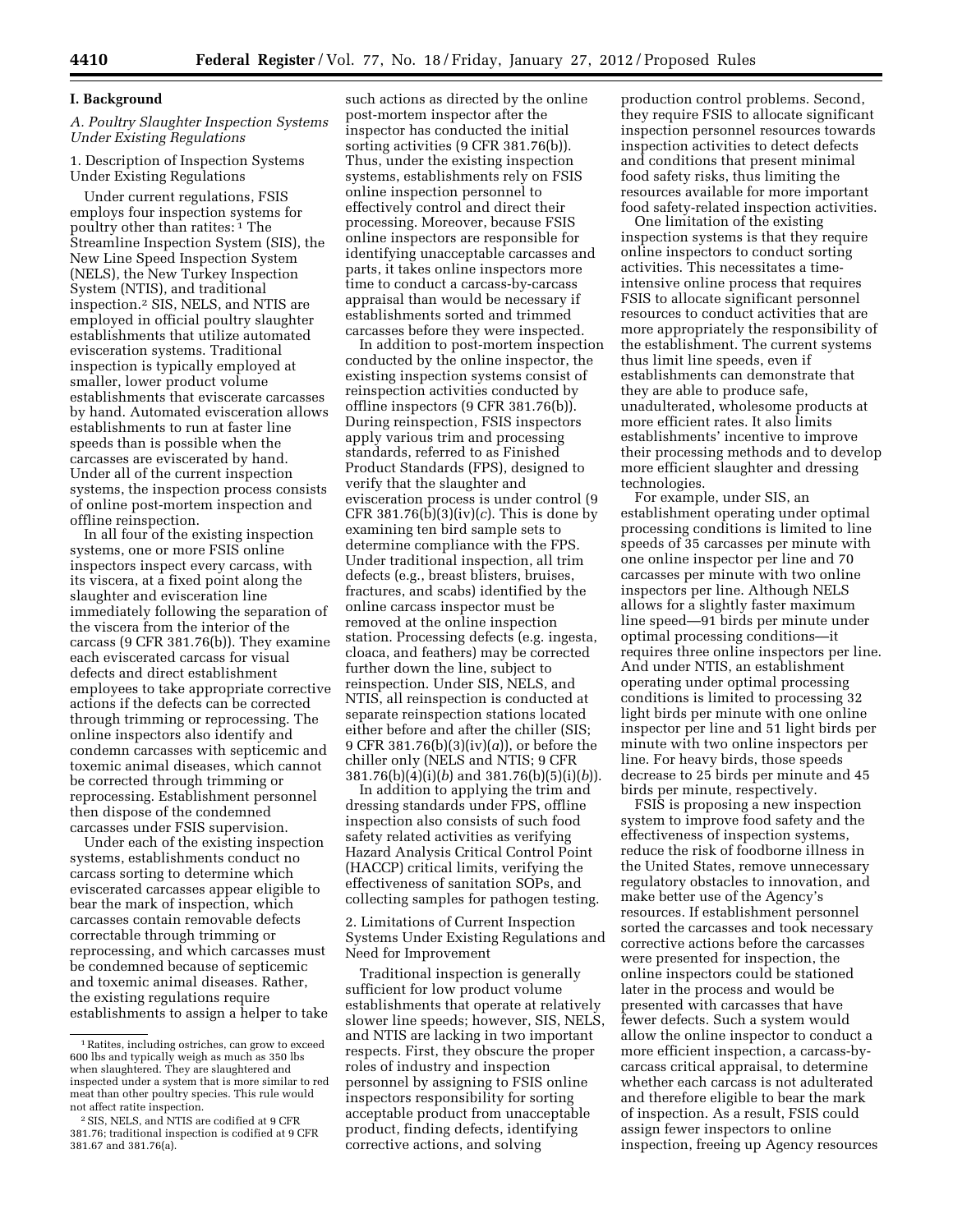## I. Background

### A. Poultry Slaughter Inspection Systems Under Existing Regulations

1. Description of Inspection Systems Under Existing Regulations

Under current regulations, FSIS employs four inspection systems for poultry other than ratites:[1] The Streamline Inspection System (SIS), the New Line Speed Inspection System (NELS), the New Turkey Inspection System (NTIS), and traditional inspection.[2] SIS, NELS, and NTIS are employed in official poultry slaughter establishments that utilize automated evisceration systems. Traditional inspection is typically employed at smaller, lower product volume establishments that eviscerate carcasses by hand. Automated evisceration allows establishments to run at faster line speeds than is possible when the carcasses are eviscerated by hand. Under all of the current inspection systems, the inspection process consists of online post-mortem inspection and offline reinspection.

In all four of the existing inspection systems, one or more FSIS online inspectors inspect every carcass, with its viscera, at a fixed point along the slaughter and evisceration line immediately following the separation of the viscera from the interior of the carcass (9 CFR 381.76(b)). They examine each eviscerated carcass for visual defects and direct establishment employees to take appropriate corrective actions if the defects can be corrected through trimming or reprocessing. The online inspectors also identify and condemn carcasses with septicemic and toxemic animal diseases, which cannot be corrected through trimming or reprocessing. Establishment personnel then dispose of the condemned carcasses under FSIS supervision.

Under each of the existing inspection systems, establishments conduct no carcass sorting to determine which eviscerated carcasses appear eligible to bear the mark of inspection, which carcasses contain removable defects correctable through trimming or reprocessing, and which carcasses must be condemned because of septicemic and toxemic animal diseases. Rather, the existing regulations require establishments to assign a helper to take such actions as directed by the online post-mortem inspector after the inspector has conducted the initial sorting activities (9 CFR 381.76(b)). Thus, under the existing inspection systems, establishments rely on FSIS online inspection personnel to effectively control and direct their processing. Moreover, because FSIS online inspectors are responsible for identifying unacceptable carcasses and parts, it takes online inspectors more time to conduct a carcass-by-carcass appraisal than would be necessary if establishments sorted and trimmed carcasses before they were inspected.

In addition to post-mortem inspection conducted by the online inspector, the existing inspection systems consist of reinspection activities conducted by offline inspectors (9 CFR 381.76(b)). During reinspection, FSIS inspectors apply various trim and processing standards, referred to as Finished Product Standards (FPS), designed to verify that the slaughter and evisceration process is under control (9 CFR 381.76(b)(3)(iv)(*c*). This is done by examining ten bird sample sets to determine compliance with the FPS. Under traditional inspection, all trim defects (e.g., breast blisters, bruises, fractures, and scabs) identified by the online carcass inspector must be removed at the online inspection station. Processing defects (e.g. ingesta, cloaca, and feathers) may be corrected further down the line, subject to reinspection. Under SIS, NELS, and NTIS, all reinspection is conducted at separate reinspection stations located either before and after the chiller (SIS; 9 CFR 381.76(b)(3)(iv)(*a*)), or before the chiller only (NELS and NTIS; 9 CFR 381.76(b)(4)(i)(*b*) and 381.76(b)(5)(i)(*b*)).

In addition to applying the trim and dressing standards under FPS, offline inspection also consists of such food safety related activities as verifying Hazard Analysis Critical Control Point (HACCP) critical limits, verifying the effectiveness of sanitation SOPs, and collecting samples for pathogen testing.

2. Limitations of Current Inspection Systems Under Existing Regulations and Need for Improvement

Traditional inspection is generally sufficient for low product volume establishments that operate at relatively slower line speeds; however, SIS, NELS, and NTIS are lacking in two important respects. First, they obscure the proper roles of industry and inspection personnel by assigning to FSIS online inspectors responsibility for sorting acceptable product from unacceptable product, finding defects, identifying corrective actions, and solving production control problems. Second, they require FSIS to allocate significant inspection personnel resources towards inspection activities to detect defects and conditions that present minimal food safety risks, thus limiting the resources available for more important food safety-related inspection activities.

One limitation of the existing inspection systems is that they require online inspectors to conduct sorting activities. This necessitates a time-intensive online process that requires FSIS to allocate significant personnel resources to conduct activities that are more appropriately the responsibility of the establishment. The current systems thus limit line speeds, even if establishments can demonstrate that they are able to produce safe, unadulterated, wholesome products at more efficient rates. It also limits establishments' incentive to improve their processing methods and to develop more efficient slaughter and dressing technologies.

For example, under SIS, an establishment operating under optimal processing conditions is limited to line speeds of 35 carcasses per minute with one online inspector per line and 70 carcasses per minute with two online inspectors per line. Although NELS allows for a slightly faster maximum line speed—91 birds per minute under optimal processing conditions—it requires three online inspectors per line. And under NTIS, an establishment operating under optimal processing conditions is limited to processing 32 light birds per minute with one online inspector per line and 51 light birds per minute with two online inspectors per line. For heavy birds, those speeds decrease to 25 birds per minute and 45 birds per minute, respectively.

FSIS is proposing a new inspection system to improve food safety and the effectiveness of inspection systems, reduce the risk of foodborne illness in the United States, remove unnecessary regulatory obstacles to innovation, and make better use of the Agency's resources. If establishment personnel sorted the carcasses and took necessary corrective actions before the carcasses were presented for inspection, the online inspectors could be stationed later in the process and would be presented with carcasses that have fewer defects. Such a system would allow the online inspector to conduct a more efficient inspection, a carcass-by-carcass critical appraisal, to determine whether each carcass is not adulterated and therefore eligible to bear the mark of inspection. As a result, FSIS could assign fewer inspectors to online inspection, freeing up Agency resources

---

[1] Ratites, including ostriches, can grow to exceed 600 lbs and typically weigh as much as 350 lbs when slaughtered. They are slaughtered and inspected under a system that is more similar to red meat than other poultry species. This rule would not affect ratite inspection.

[2] SIS, NELS, and NTIS are codified at 9 CFR 381.76; traditional inspection is codified at 9 CFR 381.67 and 381.76(a).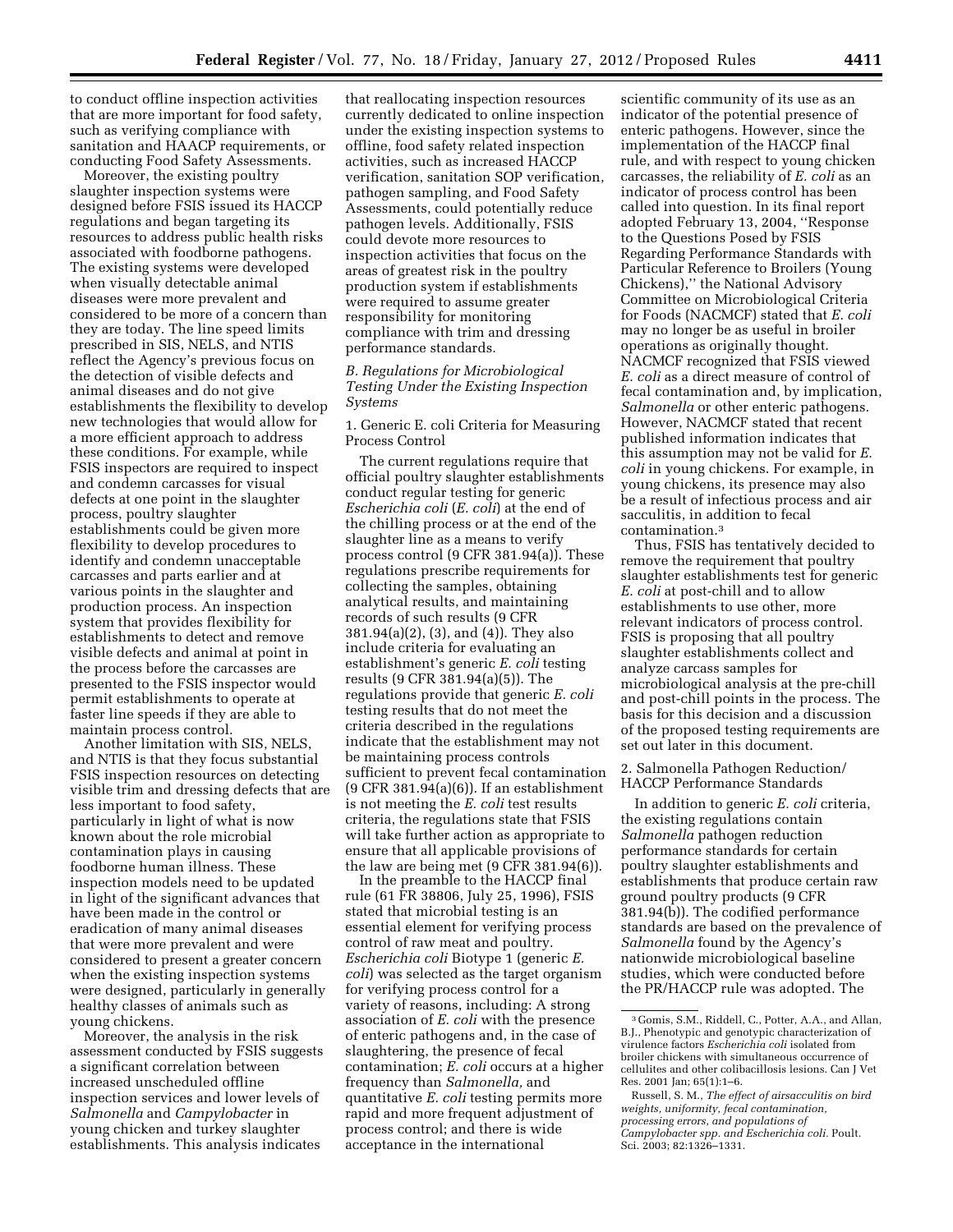to conduct offline inspection activities that are more important for food safety, such as verifying compliance with sanitation and HAACP requirements, or conducting Food Safety Assessments.

Moreover, the existing poultry slaughter inspection systems were designed before FSIS issued its HACCP regulations and began targeting its resources to address public health risks associated with foodborne pathogens. The existing systems were developed when visually detectable animal diseases were more prevalent and considered to be more of a concern than they are today. The line speed limits prescribed in SIS, NELS, and NTIS reflect the Agency's previous focus on the detection of visible defects and animal diseases and do not give establishments the flexibility to develop new technologies that would allow for a more efficient approach to address these conditions. For example, while FSIS inspectors are required to inspect and condemn carcasses for visual defects at one point in the slaughter process, poultry slaughter establishments could be given more flexibility to develop procedures to identify and condemn unacceptable carcasses and parts earlier and at various points in the slaughter and production process. An inspection system that provides flexibility for establishments to detect and remove visible defects and animal at point in the process before the carcasses are presented to the FSIS inspector would permit establishments to operate at faster line speeds if they are able to maintain process control.

Another limitation with SIS, NELS, and NTIS is that they focus substantial FSIS inspection resources on detecting visible trim and dressing defects that are less important to food safety, particularly in light of what is now known about the role microbial contamination plays in causing foodborne human illness. These inspection models need to be updated in light of the significant advances that have been made in the control or eradication of many animal diseases that were more prevalent and were considered to present a greater concern when the existing inspection systems were designed, particularly in generally healthy classes of animals such as young chickens.

Moreover, the analysis in the risk assessment conducted by FSIS suggests a significant correlation between increased unscheduled offline inspection services and lower levels of *Salmonella* and *Campylobacter* in young chicken and turkey slaughter establishments. This analysis indicates that reallocating inspection resources currently dedicated to online inspection under the existing inspection systems to offline, food safety related inspection activities, such as increased HACCP verification, sanitation SOP verification, pathogen sampling, and Food Safety Assessments, could potentially reduce pathogen levels. Additionally, FSIS could devote more resources to inspection activities that focus on the areas of greatest risk in the poultry production system if establishments were required to assume greater responsibility for monitoring compliance with trim and dressing performance standards.

### *B. Regulations for Microbiological Testing Under the Existing Inspection Systems*

1. Generic E. coli Criteria for Measuring Process Control

The current regulations require that official poultry slaughter establishments conduct regular testing for generic *Escherichia coli* (*E. coli*) at the end of the chilling process or at the end of the slaughter line as a means to verify process control (9 CFR 381.94(a)). These regulations prescribe requirements for collecting the samples, obtaining analytical results, and maintaining records of such results (9 CFR 381.94(a)(2), (3), and (4)). They also include criteria for evaluating an establishment's generic *E. coli* testing results (9 CFR 381.94(a)(5)). The regulations provide that generic *E. coli* testing results that do not meet the criteria described in the regulations indicate that the establishment may not be maintaining process controls sufficient to prevent fecal contamination (9 CFR 381.94(a)(6)). If an establishment is not meeting the *E. coli* test results criteria, the regulations state that FSIS will take further action as appropriate to ensure that all applicable provisions of the law are being met (9 CFR 381.94(6)).

In the preamble to the HACCP final rule (61 FR 38806, July 25, 1996), FSIS stated that microbial testing is an essential element for verifying process control of raw meat and poultry. *Escherichia coli* Biotype 1 (generic *E. coli*) was selected as the target organism for verifying process control for a variety of reasons, including: A strong association of *E. coli* with the presence of enteric pathogens and, in the case of slaughtering, the presence of fecal contamination; *E. coli* occurs at a higher frequency than *Salmonella,* and quantitative *E. coli* testing permits more rapid and more frequent adjustment of process control; and there is wide acceptance in the international scientific community of its use as an indicator of the potential presence of enteric pathogens. However, since the implementation of the HACCP final rule, and with respect to young chicken carcasses, the reliability of *E. coli* as an indicator of process control has been called into question. In its final report adopted February 13, 2004, ''Response to the Questions Posed by FSIS Regarding Performance Standards with Particular Reference to Broilers (Young Chickens),'' the National Advisory Committee on Microbiological Criteria for Foods (NACMCF) stated that *E. coli* may no longer be as useful in broiler operations as originally thought. NACMCF recognized that FSIS viewed *E. coli* as a direct measure of control of fecal contamination and, by implication, *Salmonella* or other enteric pathogens. However, NACMCF stated that recent published information indicates that this assumption may not be valid for *E. coli* in young chickens. For example, in young chickens, its presence may also be a result of infectious process and air sacculitis, in addition to fecal contamination.[3]

Thus, FSIS has tentatively decided to remove the requirement that poultry slaughter establishments test for generic *E. coli* at post-chill and to allow establishments to use other, more relevant indicators of process control. FSIS is proposing that all poultry slaughter establishments collect and analyze carcass samples for microbiological analysis at the pre-chill and post-chill points in the process. The basis for this decision and a discussion of the proposed testing requirements are set out later in this document.

2. Salmonella Pathogen Reduction/ HACCP Performance Standards

In addition to generic *E. coli* criteria, the existing regulations contain *Salmonella* pathogen reduction performance standards for certain poultry slaughter establishments and establishments that produce certain raw ground poultry products (9 CFR 381.94(b)). The codified performance standards are based on the prevalence of *Salmonella* found by the Agency's nationwide microbiological baseline studies, which were conducted before the PR/HACCP rule was adopted. The

---

[3] Gomis, S.M., Riddell, C., Potter, A.A., and Allan, B.J., Phenotypic and genotypic characterization of virulence factors *Escherichia coli* isolated from broiler chickens with simultaneous occurrence of cellulites and other colibacillosis lesions. Can J Vet Res. 2001 Jan; 65(1):1–6.

Russell, S. M., *The effect of airsacculitis on bird weights, uniformity, fecal contamination, processing errors, and populations of Campylobacter spp. and Escherichia coli.* Poult. Sci. 2003; 82:1326–1331.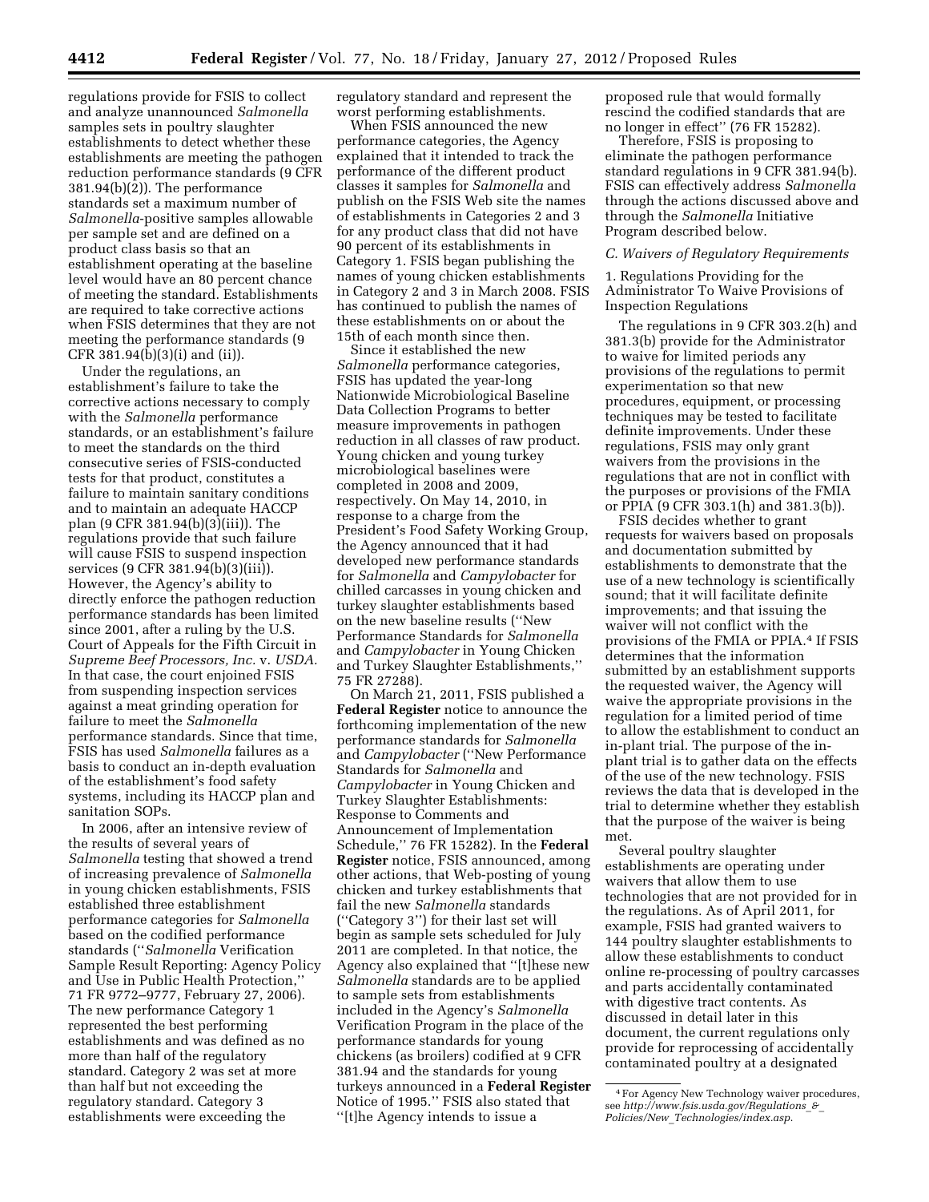regulations provide for FSIS to collect and analyze unannounced *Salmonella* samples sets in poultry slaughter establishments to detect whether these establishments are meeting the pathogen reduction performance standards (9 CFR 381.94(b)(2)). The performance standards set a maximum number of *Salmonella*-positive samples allowable per sample set and are defined on a product class basis so that an establishment operating at the baseline level would have an 80 percent chance of meeting the standard. Establishments are required to take corrective actions when FSIS determines that they are not meeting the performance standards (9 CFR 381.94(b)(3)(i) and (ii)).

Under the regulations, an establishment's failure to take the corrective actions necessary to comply with the *Salmonella* performance standards, or an establishment's failure to meet the standards on the third consecutive series of FSIS-conducted tests for that product, constitutes a failure to maintain sanitary conditions and to maintain an adequate HACCP plan (9 CFR 381.94(b)(3)(iii)). The regulations provide that such failure will cause FSIS to suspend inspection services (9 CFR 381.94(b)(3)(iii)). However, the Agency's ability to directly enforce the pathogen reduction performance standards has been limited since 2001, after a ruling by the U.S. Court of Appeals for the Fifth Circuit in *Supreme Beef Processors, Inc.* v. *USDA.* In that case, the court enjoined FSIS from suspending inspection services against a meat grinding operation for failure to meet the *Salmonella* performance standards. Since that time, FSIS has used *Salmonella* failures as a basis to conduct an in-depth evaluation of the establishment's food safety systems, including its HACCP plan and sanitation SOPs.

In 2006, after an intensive review of the results of several years of *Salmonella* testing that showed a trend of increasing prevalence of *Salmonella* in young chicken establishments, FSIS established three establishment performance categories for *Salmonella* based on the codified performance standards (''*Salmonella* Verification Sample Result Reporting: Agency Policy and Use in Public Health Protection,'' 71 FR 9772–9777, February 27, 2006). The new performance Category 1 represented the best performing establishments and was defined as no more than half of the regulatory standard. Category 2 was set at more than half but not exceeding the regulatory standard. Category 3 establishments were exceeding the regulatory standard and represent the worst performing establishments.

When FSIS announced the new performance categories, the Agency explained that it intended to track the performance of the different product classes it samples for *Salmonella* and publish on the FSIS Web site the names of establishments in Categories 2 and 3 for any product class that did not have 90 percent of its establishments in Category 1. FSIS began publishing the names of young chicken establishments in Category 2 and 3 in March 2008. FSIS has continued to publish the names of these establishments on or about the 15th of each month since then.

Since it established the new *Salmonella* performance categories, FSIS has updated the year-long Nationwide Microbiological Baseline Data Collection Programs to better measure improvements in pathogen reduction in all classes of raw product. Young chicken and young turkey microbiological baselines were completed in 2008 and 2009, respectively. On May 14, 2010, in response to a charge from the President's Food Safety Working Group, the Agency announced that it had developed new performance standards for *Salmonella* and *Campylobacter* for chilled carcasses in young chicken and turkey slaughter establishments based on the new baseline results (''New Performance Standards for *Salmonella* and *Campylobacter* in Young Chicken and Turkey Slaughter Establishments,'' 75 FR 27288).

On March 21, 2011, FSIS published a **Federal Register** notice to announce the forthcoming implementation of the new performance standards for *Salmonella* and *Campylobacter* (''New Performance Standards for *Salmonella* and *Campylobacter* in Young Chicken and Turkey Slaughter Establishments: Response to Comments and Announcement of Implementation Schedule,'' 76 FR 15282). In the **Federal Register** notice, FSIS announced, among other actions, that Web-posting of young chicken and turkey establishments that fail the new *Salmonella* standards (''Category 3'') for their last set will begin as sample sets scheduled for July 2011 are completed. In that notice, the Agency also explained that ''[t]hese new *Salmonella* standards are to be applied to sample sets from establishments included in the Agency's *Salmonella* Verification Program in the place of the performance standards for young chickens (as broilers) codified at 9 CFR 381.94 and the standards for young turkeys announced in a **Federal Register** Notice of 1995.'' FSIS also stated that ''[t]he Agency intends to issue a proposed rule that would formally rescind the codified standards that are no longer in effect'' (76 FR 15282).

Therefore, FSIS is proposing to eliminate the pathogen performance standard regulations in 9 CFR 381.94(b). FSIS can effectively address *Salmonella* through the actions discussed above and through the *Salmonella* Initiative Program described below.

### *C. Waivers of Regulatory Requirements*

1. Regulations Providing for the Administrator To Waive Provisions of Inspection Regulations

The regulations in 9 CFR 303.2(h) and 381.3(b) provide for the Administrator to waive for limited periods any provisions of the regulations to permit experimentation so that new procedures, equipment, or processing techniques may be tested to facilitate definite improvements. Under these regulations, FSIS may only grant waivers from the provisions in the regulations that are not in conflict with the purposes or provisions of the FMIA or PPIA (9 CFR 303.1(h) and 381.3(b)).

FSIS decides whether to grant requests for waivers based on proposals and documentation submitted by establishments to demonstrate that the use of a new technology is scientifically sound; that it will facilitate definite improvements; and that issuing the waiver will not conflict with the provisions of the FMIA or PPIA.[4] If FSIS determines that the information submitted by an establishment supports the requested waiver, the Agency will waive the appropriate provisions in the regulation for a limited period of time to allow the establishment to conduct an in-plant trial. The purpose of the in-plant trial is to gather data on the effects of the use of the new technology. FSIS reviews the data that is developed in the trial to determine whether they establish that the purpose of the waiver is being met.

Several poultry slaughter establishments are operating under waivers that allow them to use technologies that are not provided for in the regulations. As of April 2011, for example, FSIS had granted waivers to 144 poultry slaughter establishments to allow these establishments to conduct online re-processing of poultry carcasses and parts accidentally contaminated with digestive tract contents. As discussed in detail later in this document, the current regulations only provide for reprocessing of accidentally contaminated poultry at a designated

[4] For Agency New Technology waiver procedures, see *http://www.fsis.usda.gov/Regulations_&_Policies/New_Technologies/index.asp.*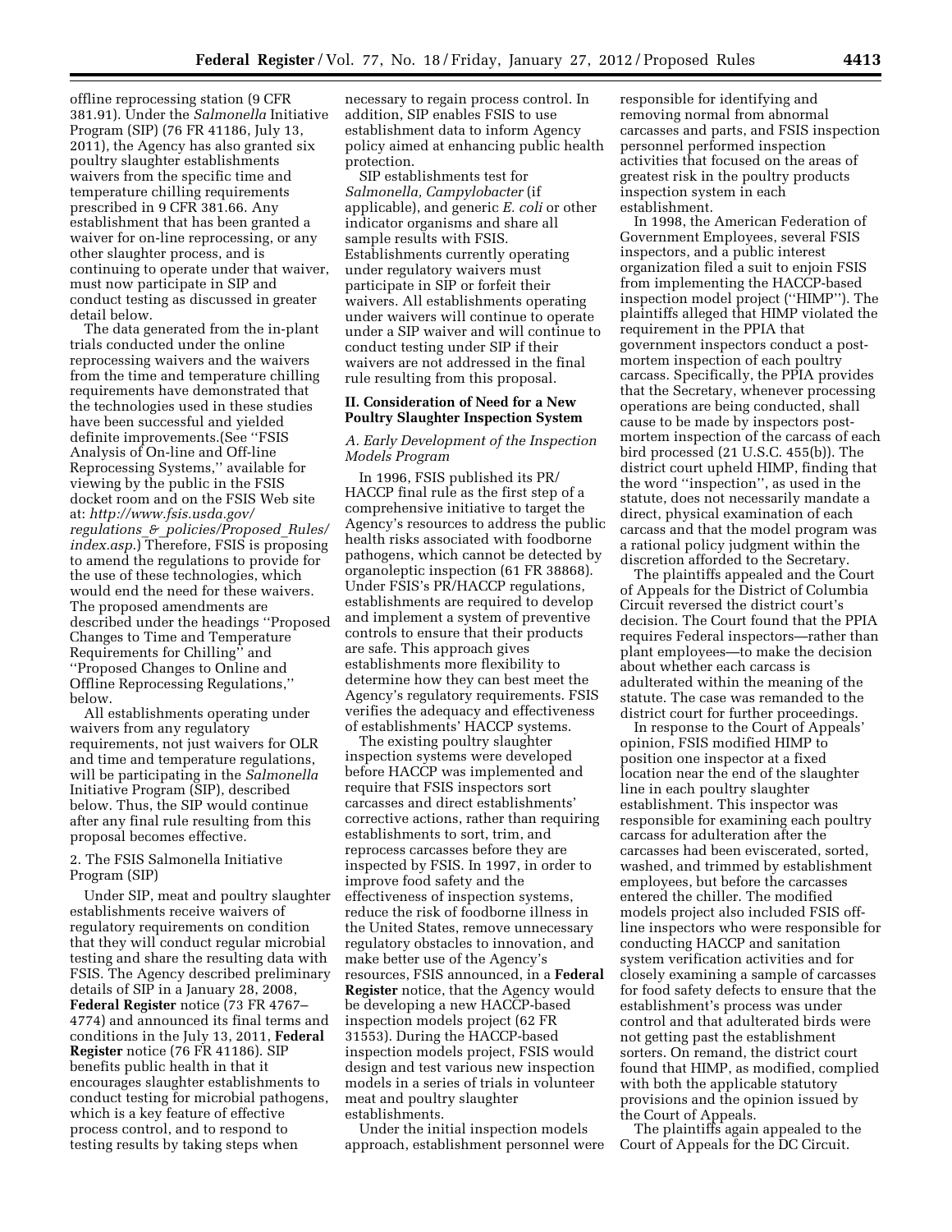offline reprocessing station (9 CFR 381.91). Under the *Salmonella* Initiative Program (SIP) (76 FR 41186, July 13, 2011), the Agency has also granted six poultry slaughter establishments waivers from the specific time and temperature chilling requirements prescribed in 9 CFR 381.66. Any establishment that has been granted a waiver for on-line reprocessing, or any other slaughter process, and is continuing to operate under that waiver, must now participate in SIP and conduct testing as discussed in greater detail below.

The data generated from the in-plant trials conducted under the online reprocessing waivers and the waivers from the time and temperature chilling requirements have demonstrated that the technologies used in these studies have been successful and yielded definite improvements.(See ''FSIS Analysis of On-line and Off-line Reprocessing Systems,'' available for viewing by the public in the FSIS docket room and on the FSIS Web site at: *http://www.fsis.usda.gov/regulations_&_policies/Proposed_Rules/index.asp.*) Therefore, FSIS is proposing to amend the regulations to provide for the use of these technologies, which would end the need for these waivers. The proposed amendments are described under the headings ''Proposed Changes to Time and Temperature Requirements for Chilling'' and ''Proposed Changes to Online and Offline Reprocessing Regulations,'' below.

All establishments operating under waivers from any regulatory requirements, not just waivers for OLR and time and temperature regulations, will be participating in the *Salmonella* Initiative Program (SIP), described below. Thus, the SIP would continue after any final rule resulting from this proposal becomes effective.

2. The FSIS Salmonella Initiative Program (SIP)

Under SIP, meat and poultry slaughter establishments receive waivers of regulatory requirements on condition that they will conduct regular microbial testing and share the resulting data with FSIS. The Agency described preliminary details of SIP in a January 28, 2008, **Federal Register** notice (73 FR 4767–4774) and announced its final terms and conditions in the July 13, 2011, **Federal Register** notice (76 FR 41186). SIP benefits public health in that it encourages slaughter establishments to conduct testing for microbial pathogens, which is a key feature of effective process control, and to respond to testing results by taking steps when necessary to regain process control. In addition, SIP enables FSIS to use establishment data to inform Agency policy aimed at enhancing public health protection.

SIP establishments test for *Salmonella, Campylobacter* (if applicable), and generic *E. coli* or other indicator organisms and share all sample results with FSIS. Establishments currently operating under regulatory waivers must participate in SIP or forfeit their waivers. All establishments operating under waivers will continue to operate under a SIP waiver and will continue to conduct testing under SIP if their waivers are not addressed in the final rule resulting from this proposal.

## II. Consideration of Need for a New Poultry Slaughter Inspection System

### *A. Early Development of the Inspection Models Program*

In 1996, FSIS published its PR/HACCP final rule as the first step of a comprehensive initiative to target the Agency's resources to address the public health risks associated with foodborne pathogens, which cannot be detected by organoleptic inspection (61 FR 38868). Under FSIS's PR/HACCP regulations, establishments are required to develop and implement a system of preventive controls to ensure that their products are safe. This approach gives establishments more flexibility to determine how they can best meet the Agency's regulatory requirements. FSIS verifies the adequacy and effectiveness of establishments' HACCP systems.

The existing poultry slaughter inspection systems were developed before HACCP was implemented and require that FSIS inspectors sort carcasses and direct establishments' corrective actions, rather than requiring establishments to sort, trim, and reprocess carcasses before they are inspected by FSIS. In 1997, in order to improve food safety and the effectiveness of inspection systems, reduce the risk of foodborne illness in the United States, remove unnecessary regulatory obstacles to innovation, and make better use of the Agency's resources, FSIS announced, in a **Federal Register** notice, that the Agency would be developing a new HACCP-based inspection models project (62 FR 31553). During the HACCP-based inspection models project, FSIS would design and test various new inspection models in a series of trials in volunteer meat and poultry slaughter establishments.

Under the initial inspection models approach, establishment personnel were responsible for identifying and removing normal from abnormal carcasses and parts, and FSIS inspection personnel performed inspection activities that focused on the areas of greatest risk in the poultry products inspection system in each establishment.

In 1998, the American Federation of Government Employees, several FSIS inspectors, and a public interest organization filed a suit to enjoin FSIS from implementing the HACCP-based inspection model project (''HIMP''). The plaintiffs alleged that HIMP violated the requirement in the PPIA that government inspectors conduct a post-mortem inspection of each poultry carcass. Specifically, the PPIA provides that the Secretary, whenever processing operations are being conducted, shall cause to be made by inspectors post-mortem inspection of the carcass of each bird processed (21 U.S.C. 455(b)). The district court upheld HIMP, finding that the word ''inspection'', as used in the statute, does not necessarily mandate a direct, physical examination of each carcass and that the model program was a rational policy judgment within the discretion afforded to the Secretary.

The plaintiffs appealed and the Court of Appeals for the District of Columbia Circuit reversed the district court's decision. The Court found that the PPIA requires Federal inspectors—rather than plant employees—to make the decision about whether each carcass is adulterated within the meaning of the statute. The case was remanded to the district court for further proceedings.

In response to the Court of Appeals' opinion, FSIS modified HIMP to position one inspector at a fixed location near the end of the slaughter line in each poultry slaughter establishment. This inspector was responsible for examining each poultry carcass for adulteration after the carcasses had been eviscerated, sorted, washed, and trimmed by establishment employees, but before the carcasses entered the chiller. The modified models project also included FSIS off-line inspectors who were responsible for conducting HACCP and sanitation system verification activities and for closely examining a sample of carcasses for food safety defects to ensure that the establishment's process was under control and that adulterated birds were not getting past the establishment sorters. On remand, the district court found that HIMP, as modified, complied with both the applicable statutory provisions and the opinion issued by the Court of Appeals.

The plaintiffs again appealed to the Court of Appeals for the DC Circuit.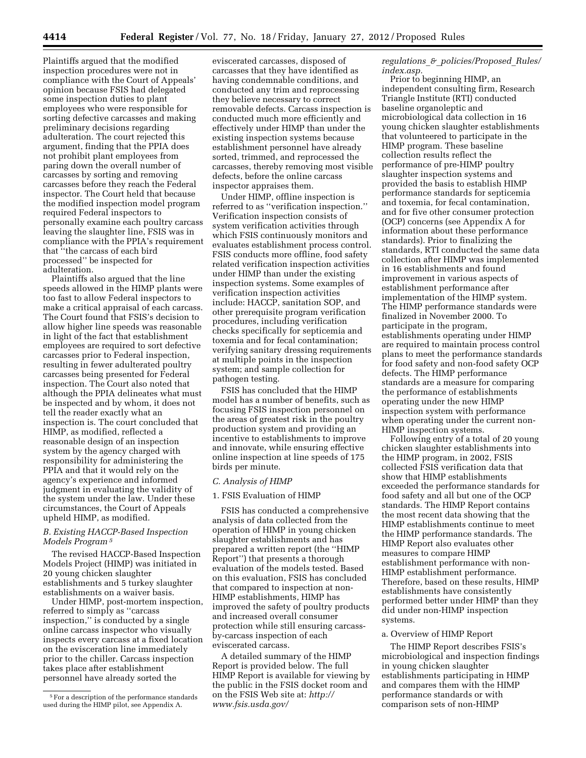Plaintiffs argued that the modified inspection procedures were not in compliance with the Court of Appeals' opinion because FSIS had delegated some inspection duties to plant employees who were responsible for sorting defective carcasses and making preliminary decisions regarding adulteration. The court rejected this argument, finding that the PPIA does not prohibit plant employees from paring down the overall number of carcasses by sorting and removing carcasses before they reach the Federal inspector. The Court held that because the modified inspection model program required Federal inspectors to personally examine each poultry carcass leaving the slaughter line, FSIS was in compliance with the PPIA's requirement that "the carcass of each bird processed" be inspected for adulteration.

Plaintiffs also argued that the line speeds allowed in the HIMP plants were too fast to allow Federal inspectors to make a critical appraisal of each carcass. The Court found that FSIS's decision to allow higher line speeds was reasonable in light of the fact that establishment employees are required to sort defective carcasses prior to Federal inspection, resulting in fewer adulterated poultry carcasses being presented for Federal inspection. The Court also noted that although the PPIA delineates what must be inspected and by whom, it does not tell the reader exactly what an inspection is. The court concluded that HIMP, as modified, reflected a reasonable design of an inspection system by the agency charged with responsibility for administering the PPIA and that it would rely on the agency's experience and informed judgment in evaluating the validity of the system under the law. Under these circumstances, the Court of Appeals upheld HIMP, as modified.

### *B. Existing HACCP-Based Inspection Models Program* [5]

The revised HACCP-Based Inspection Models Project (HIMP) was initiated in 20 young chicken slaughter establishments and 5 turkey slaughter establishments on a waiver basis.

Under HIMP, post-mortem inspection, referred to as simply as "carcass inspection," is conducted by a single online carcass inspector who visually inspects every carcass at a fixed location on the evisceration line immediately prior to the chiller. Carcass inspection takes place after establishment personnel have already sorted the eviscerated carcasses, disposed of carcasses that they have identified as having condemnable conditions, and conducted any trim and reprocessing they believe necessary to correct removable defects. Carcass inspection is conducted much more efficiently and effectively under HIMP than under the existing inspection systems because establishment personnel have already sorted, trimmed, and reprocessed the carcasses, thereby removing most visible defects, before the online carcass inspector appraises them.

Under HIMP, offline inspection is referred to as "verification inspection." Verification inspection consists of system verification activities through which FSIS continuously monitors and evaluates establishment process control. FSIS conducts more offline, food safety related verification inspection activities under HIMP than under the existing inspection systems. Some examples of verification inspection activities include: HACCP, sanitation SOP, and other prerequisite program verification procedures, including verification checks specifically for septicemia and toxemia and for fecal contamination; verifying sanitary dressing requirements at multiple points in the inspection system; and sample collection for pathogen testing.

FSIS has concluded that the HIMP model has a number of benefits, such as focusing FSIS inspection personnel on the areas of greatest risk in the poultry production system and providing an incentive to establishments to improve and innovate, while ensuring effective online inspection at line speeds of 175 birds per minute.

### *C. Analysis of HIMP*

#### 1. FSIS Evaluation of HIMP

FSIS has conducted a comprehensive analysis of data collected from the operation of HIMP in young chicken slaughter establishments and has prepared a written report (the "HIMP Report") that presents a thorough evaluation of the models tested. Based on this evaluation, FSIS has concluded that compared to inspection at non-HIMP establishments, HIMP has improved the safety of poultry products and increased overall consumer protection while still ensuring carcass-by-carcass inspection of each eviscerated carcass.

A detailed summary of the HIMP Report is provided below. The full HIMP Report is available for viewing by the public in the FSIS docket room and on the FSIS Web site at: *http://www.fsis.usda.gov/regulations_&_policies/Proposed_Rules/index.asp.*

Prior to beginning HIMP, an independent consulting firm, Research Triangle Institute (RTI) conducted baseline organoleptic and microbiological data collection in 16 young chicken slaughter establishments that volunteered to participate in the HIMP program. These baseline collection results reflect the performance of pre-HIMP poultry slaughter inspection systems and provided the basis to establish HIMP performance standards for septicemia and toxemia, for fecal contamination, and for five other consumer protection (OCP) concerns (see Appendix A for information about these performance standards). Prior to finalizing the standards, RTI conducted the same data collection after HIMP was implemented in 16 establishments and found improvement in various aspects of establishment performance after implementation of the HIMP system. The HIMP performance standards were finalized in November 2000. To participate in the program, establishments operating under HIMP are required to maintain process control plans to meet the performance standards for food safety and non-food safety OCP defects. The HIMP performance standards are a measure for comparing the performance of establishments operating under the new HIMP inspection system with performance when operating under the current non-HIMP inspection systems.

Following entry of a total of 20 young chicken slaughter establishments into the HIMP program, in 2002, FSIS collected FSIS verification data that show that HIMP establishments exceeded the performance standards for food safety and all but one of the OCP standards. The HIMP Report contains the most recent data showing that the HIMP establishments continue to meet the HIMP performance standards. The HIMP Report also evaluates other measures to compare HIMP establishment performance with non-HIMP establishment performance. Therefore, based on these results, HIMP establishments have consistently performed better under HIMP than they did under non-HIMP inspection systems.

a. Overview of HIMP Report

The HIMP Report describes FSIS's microbiological and inspection findings in young chicken slaughter establishments participating in HIMP and compares them with the HIMP performance standards or with comparison sets of non-HIMP

[5] For a description of the performance standards used during the HIMP pilot, see Appendix A.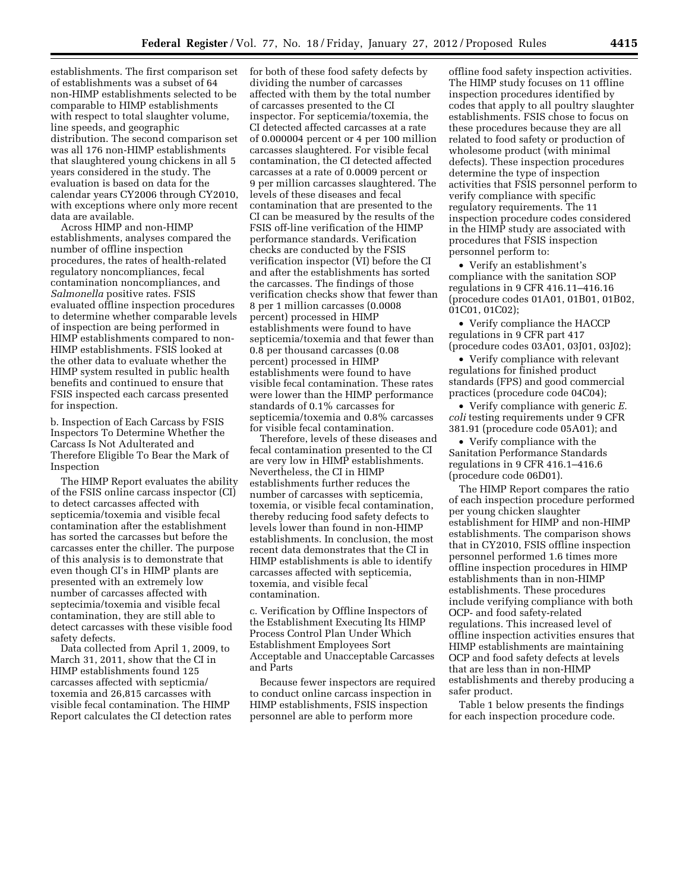establishments. The first comparison set of establishments was a subset of 64 non-HIMP establishments selected to be comparable to HIMP establishments with respect to total slaughter volume, line speeds, and geographic distribution. The second comparison set was all 176 non-HIMP establishments that slaughtered young chickens in all 5 years considered in the study. The evaluation is based on data for the calendar years CY2006 through CY2010, with exceptions where only more recent data are available.

Across HIMP and non-HIMP establishments, analyses compared the number of offline inspection procedures, the rates of health-related regulatory noncompliances, fecal contamination noncompliances, and *Salmonella* positive rates. FSIS evaluated offline inspection procedures to determine whether comparable levels of inspection are being performed in HIMP establishments compared to non-HIMP establishments. FSIS looked at the other data to evaluate whether the HIMP system resulted in public health benefits and continued to ensure that FSIS inspected each carcass presented for inspection.

b. Inspection of Each Carcass by FSIS Inspectors To Determine Whether the Carcass Is Not Adulterated and Therefore Eligible To Bear the Mark of Inspection

The HIMP Report evaluates the ability of the FSIS online carcass inspector (CI) to detect carcasses affected with septicemia/toxemia and visible fecal contamination after the establishment has sorted the carcasses but before the carcasses enter the chiller. The purpose of this analysis is to demonstrate that even though CI's in HIMP plants are presented with an extremely low number of carcasses affected with septecimia/toxemia and visible fecal contamination, they are still able to detect carcasses with these visible food safety defects.

Data collected from April 1, 2009, to March 31, 2011, show that the CI in HIMP establishments found 125 carcasses affected with septicmia/toxemia and 26,815 carcasses with visible fecal contamination. The HIMP Report calculates the CI detection rates for both of these food safety defects by dividing the number of carcasses affected with them by the total number of carcasses presented to the CI inspector. For septicemia/toxemia, the CI detected affected carcasses at a rate of 0.000004 percent or 4 per 100 million carcasses slaughtered. For visible fecal contamination, the CI detected affected carcasses at a rate of 0.0009 percent or 9 per million carcasses slaughtered. The levels of these diseases and fecal contamination that are presented to the CI can be measured by the results of the FSIS off-line verification of the HIMP performance standards. Verification checks are conducted by the FSIS verification inspector (VI) before the CI and after the establishments has sorted the carcasses. The findings of those verification checks show that fewer than 8 per 1 million carcasses (0.0008 percent) processed in HIMP establishments were found to have septicemia/toxemia and that fewer than 0.8 per thousand carcasses (0.08 percent) processed in HIMP establishments were found to have visible fecal contamination. These rates were lower than the HIMP performance standards of 0.1% carcasses for septicemia/toxemia and 0.8% carcasses for visible fecal contamination.

Therefore, levels of these diseases and fecal contamination presented to the CI are very low in HIMP establishments. Nevertheless, the CI in HIMP establishments further reduces the number of carcasses with septicemia, toxemia, or visible fecal contamination, thereby reducing food safety defects to levels lower than found in non-HIMP establishments. In conclusion, the most recent data demonstrates that the CI in HIMP establishments is able to identify carcasses affected with septicemia, toxemia, and visible fecal contamination.

c. Verification by Offline Inspectors of the Establishment Executing Its HIMP Process Control Plan Under Which Establishment Employees Sort Acceptable and Unacceptable Carcasses and Parts

Because fewer inspectors are required to conduct online carcass inspection in HIMP establishments, FSIS inspection personnel are able to perform more offline food safety inspection activities. The HIMP study focuses on 11 offline inspection procedures identified by codes that apply to all poultry slaughter establishments. FSIS chose to focus on these procedures because they are all related to food safety or production of wholesome product (with minimal defects). These inspection procedures determine the type of inspection activities that FSIS personnel perform to verify compliance with specific regulatory requirements. The 11 inspection procedure codes considered in the HIMP study are associated with procedures that FSIS inspection personnel perform to:

- Verify an establishment's compliance with the sanitation SOP regulations in 9 CFR 416.11–416.16 (procedure codes 01A01, 01B01, 01B02, 01C01, 01C02);
- Verify compliance the HACCP regulations in 9 CFR part 417 (procedure codes 03A01, 03J01, 03J02);
- Verify compliance with relevant regulations for finished product standards (FPS) and good commercial practices (procedure code 04C04);
- Verify compliance with generic *E. coli* testing requirements under 9 CFR 381.91 (procedure code 05A01); and
- Verify compliance with the Sanitation Performance Standards regulations in 9 CFR 416.1–416.6 (procedure code 06D01).

The HIMP Report compares the ratio of each inspection procedure performed per young chicken slaughter establishment for HIMP and non-HIMP establishments. The comparison shows that in CY2010, FSIS offline inspection personnel performed 1.6 times more offline inspection procedures in HIMP establishments than in non-HIMP establishments. These procedures include verifying compliance with both OCP- and food safety-related regulations. This increased level of offline inspection activities ensures that HIMP establishments are maintaining OCP and food safety defects at levels that are less than in non-HIMP establishments and thereby producing a safer product.

Table 1 below presents the findings for each inspection procedure code.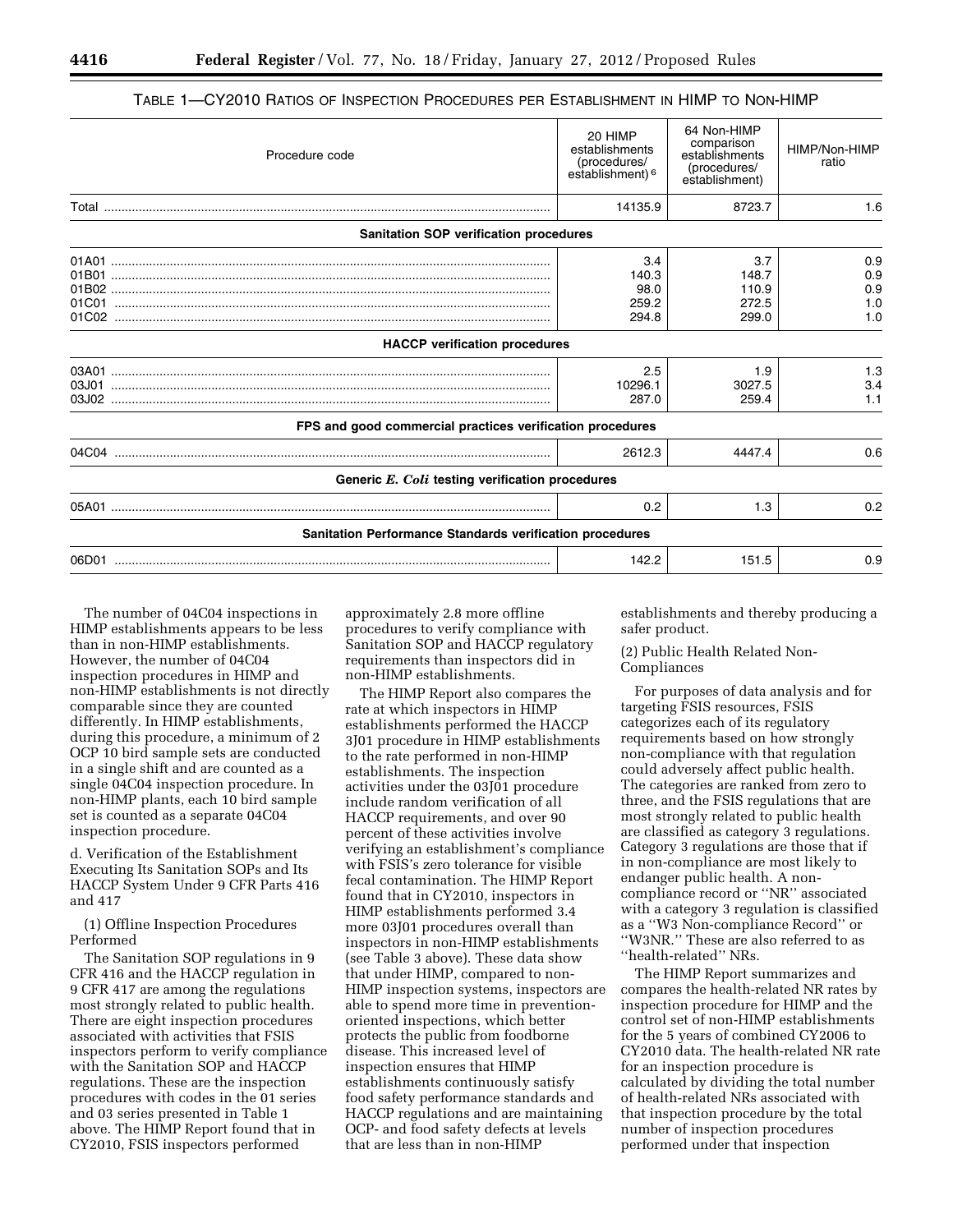TABLE 1—CY2010 RATIOS OF INSPECTION PROCEDURES PER ESTABLISHMENT IN HIMP TO NON-HIMP

| Procedure code | 20 HIMP establishments (procedures/ establishment) [6] | 64 Non-HIMP comparison establishments (procedures/ establishment) | HIMP/Non-HIMP ratio |
|---|---|---|---|
| Total | 14135.9 | 8723.7 | 1.6 |
| **Sanitation SOP verification procedures** | | | |
| 01A01 | 3.4 | 3.7 | 0.9 |
| 01B01 | 140.3 | 148.7 | 0.9 |
| 01B02 | 98.0 | 110.9 | 0.9 |
| 01C01 | 259.2 | 272.5 | 1.0 |
| 01C02 | 294.8 | 299.0 | 1.0 |
| **HACCP verification procedures** | | | |
| 03A01 | 2.5 | 1.9 | 1.3 |
| 03J01 | 10296.1 | 3027.5 | 3.4 |
| 03J02 | 287.0 | 259.4 | 1.1 |
| **FPS and good commercial practices verification procedures** | | | |
| 04C04 | 2612.3 | 4447.4 | 0.6 |
| **Generic *E. Coli* testing verification procedures** | | | |
| 05A01 | 0.2 | 1.3 | 0.2 |
| **Sanitation Performance Standards verification procedures** | | | |
| 06D01 | 142.2 | 151.5 | 0.9 |

The number of 04C04 inspections in HIMP establishments appears to be less than in non-HIMP establishments. However, the number of 04C04 inspection procedures in HIMP and non-HIMP establishments is not directly comparable since they are counted differently. In HIMP establishments, during this procedure, a minimum of 2 OCP 10 bird sample sets are conducted in a single shift and are counted as a single 04C04 inspection procedure. In non-HIMP plants, each 10 bird sample set is counted as a separate 04C04 inspection procedure.

d. Verification of the Establishment Executing Its Sanitation SOPs and Its HACCP System Under 9 CFR Parts 416 and 417

(1) Offline Inspection Procedures Performed

The Sanitation SOP regulations in 9 CFR 416 and the HACCP regulation in 9 CFR 417 are among the regulations most strongly related to public health. There are eight inspection procedures associated with activities that FSIS inspectors perform to verify compliance with the Sanitation SOP and HACCP regulations. These are the inspection procedures with codes in the 01 series and 03 series presented in Table 1 above. The HIMP Report found that in CY2010, FSIS inspectors performed approximately 2.8 more offline procedures to verify compliance with Sanitation SOP and HACCP regulatory requirements than inspectors did in non-HIMP establishments.

The HIMP Report also compares the rate at which inspectors in HIMP establishments performed the HACCP 3J01 procedure in HIMP establishments to the rate performed in non-HIMP establishments. The inspection activities under the 03J01 procedure include random verification of all HACCP requirements, and over 90 percent of these activities involve verifying an establishment's compliance with FSIS's zero tolerance for visible fecal contamination. The HIMP Report found that in CY2010, inspectors in HIMP establishments performed 3.4 more 03J01 procedures overall than inspectors in non-HIMP establishments (see Table 3 above). These data show that under HIMP, compared to non-HIMP inspection systems, inspectors are able to spend more time in prevention-oriented inspections, which better protects the public from foodborne disease. This increased level of inspection ensures that HIMP establishments continuously satisfy food safety performance standards and HACCP regulations and are maintaining OCP- and food safety defects at levels that are less than in non-HIMP establishments and thereby producing a safer product.

(2) Public Health Related Non-Compliances

For purposes of data analysis and for targeting FSIS resources, FSIS categorizes each of its regulatory requirements based on how strongly non-compliance with that regulation could adversely affect public health. The categories are ranked from zero to three, and the FSIS regulations that are most strongly related to public health are classified as category 3 regulations. Category 3 regulations are those that if in non-compliance are most likely to endanger public health. A non-compliance record or ''NR'' associated with a category 3 regulation is classified as a ''W3 Non-compliance Record'' or ''W3NR.'' These are also referred to as ''health-related'' NRs.

The HIMP Report summarizes and compares the health-related NR rates by inspection procedure for HIMP and the control set of non-HIMP establishments for the 5 years of combined CY2006 to CY2010 data. The health-related NR rate for an inspection procedure is calculated by dividing the total number of health-related NRs associated with that inspection procedure by the total number of inspection procedures performed under that inspection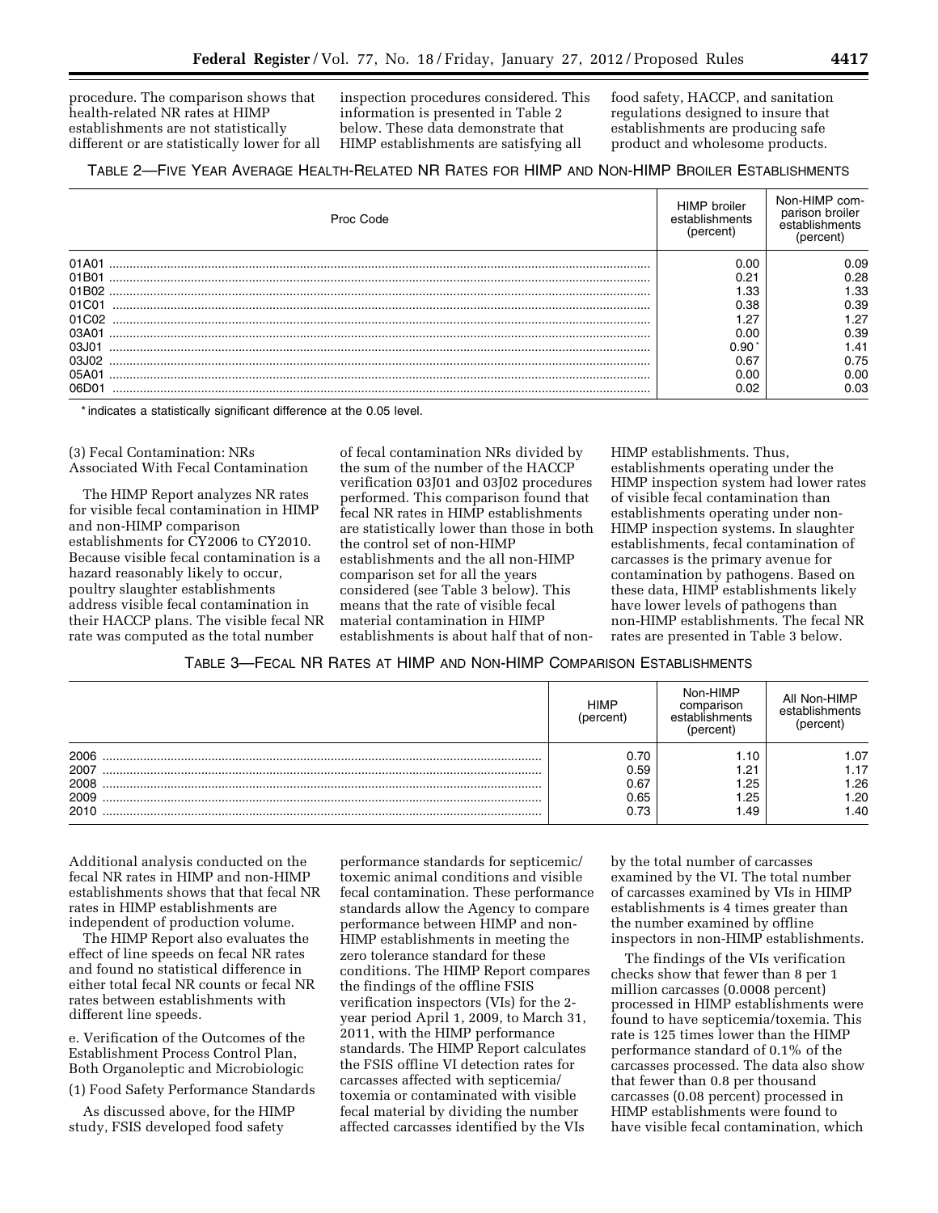procedure. The comparison shows that health-related NR rates at HIMP establishments are not statistically different or are statistically lower for all inspection procedures considered. This information is presented in Table 2 below. These data demonstrate that HIMP establishments are satisfying all food safety, HACCP, and sanitation regulations designed to insure that establishments are producing safe product and wholesome products.

TABLE 2—FIVE YEAR AVERAGE HEALTH-RELATED NR RATES FOR HIMP AND NON-HIMP BROILER ESTABLISHMENTS

| Proc Code | HIMP broiler establishments (percent) | Non-HIMP comparison broiler establishments (percent) |
|---|---|---|
| 01A01 | 0.00 | 0.09 |
| 01B01 | 0.21 | 0.28 |
| 01B02 | 1.33 | 1.33 |
| 01C01 | 0.38 | 0.39 |
| 01C02 | 1.27 | 1.27 |
| 03A01 | 0.00 | 0.39 |
| 03J01 | 0.90 * | 1.41 |
| 03J02 | 0.67 | 0.75 |
| 05A01 | 0.00 | 0.00 |
| 06D01 | 0.02 | 0.03 |

* indicates a statistically significant difference at the 0.05 level.

(3) Fecal Contamination: NRs Associated With Fecal Contamination

The HIMP Report analyzes NR rates for visible fecal contamination in HIMP and non-HIMP comparison establishments for CY2006 to CY2010. Because visible fecal contamination is a hazard reasonably likely to occur, poultry slaughter establishments address visible fecal contamination in their HACCP plans. The visible fecal NR rate was computed as the total number of fecal contamination NRs divided by the sum of the number of the HACCP verification 03J01 and 03J02 procedures performed. This comparison found that fecal NR rates in HIMP establishments are statistically lower than those in both the control set of non-HIMP establishments and the all non-HIMP comparison set for all the years considered (see Table 3 below). This means that the rate of visible fecal material contamination in HIMP establishments is about half that of non-HIMP establishments. Thus, establishments operating under the HIMP inspection system had lower rates of visible fecal contamination than establishments operating under non-HIMP inspection systems. In slaughter establishments, fecal contamination of carcasses is the primary avenue for contamination by pathogens. Based on these data, HIMP establishments likely have lower levels of pathogens than non-HIMP establishments. The fecal NR rates are presented in Table 3 below.

TABLE 3—FECAL NR RATES AT HIMP AND NON-HIMP COMPARISON ESTABLISHMENTS

| | HIMP (percent) | Non-HIMP comparison establishments (percent) | All Non-HIMP establishments (percent) |
|---|---|---|---|
| 2006 | 0.70 | 1.10 | 1.07 |
| 2007 | 0.59 | 1.21 | 1.17 |
| 2008 | 0.67 | 1.25 | 1.26 |
| 2009 | 0.65 | 1.25 | 1.20 |
| 2010 | 0.73 | 1.49 | 1.40 |

Additional analysis conducted on the fecal NR rates in HIMP and non-HIMP establishments shows that that fecal NR rates in HIMP establishments are independent of production volume.

The HIMP Report also evaluates the effect of line speeds on fecal NR rates and found no statistical difference in either total fecal NR counts or fecal NR rates between establishments with different line speeds.

e. Verification of the Outcomes of the Establishment Process Control Plan, Both Organoleptic and Microbiologic

(1) Food Safety Performance Standards

As discussed above, for the HIMP study, FSIS developed food safety performance standards for septicemic/toxemic animal conditions and visible fecal contamination. These performance standards allow the Agency to compare performance between HIMP and non-HIMP establishments in meeting the zero tolerance standard for these conditions. The HIMP Report compares the findings of the offline FSIS verification inspectors (VIs) for the 2-year period April 1, 2009, to March 31, 2011, with the HIMP performance standards. The HIMP Report calculates the FSIS offline VI detection rates for carcasses affected with septicemia/toxemia or contaminated with visible fecal material by dividing the number affected carcasses identified by the VIs by the total number of carcasses examined by the VI. The total number of carcasses examined by VIs in HIMP establishments is 4 times greater than the number examined by offline inspectors in non-HIMP establishments.

The findings of the VIs verification checks show that fewer than 8 per 1 million carcasses (0.0008 percent) processed in HIMP establishments were found to have septicemia/toxemia. This rate is 125 times lower than the HIMP performance standard of 0.1% of the carcasses processed. The data also show that fewer than 0.8 per thousand carcasses (0.08 percent) processed in HIMP establishments were found to have visible fecal contamination, which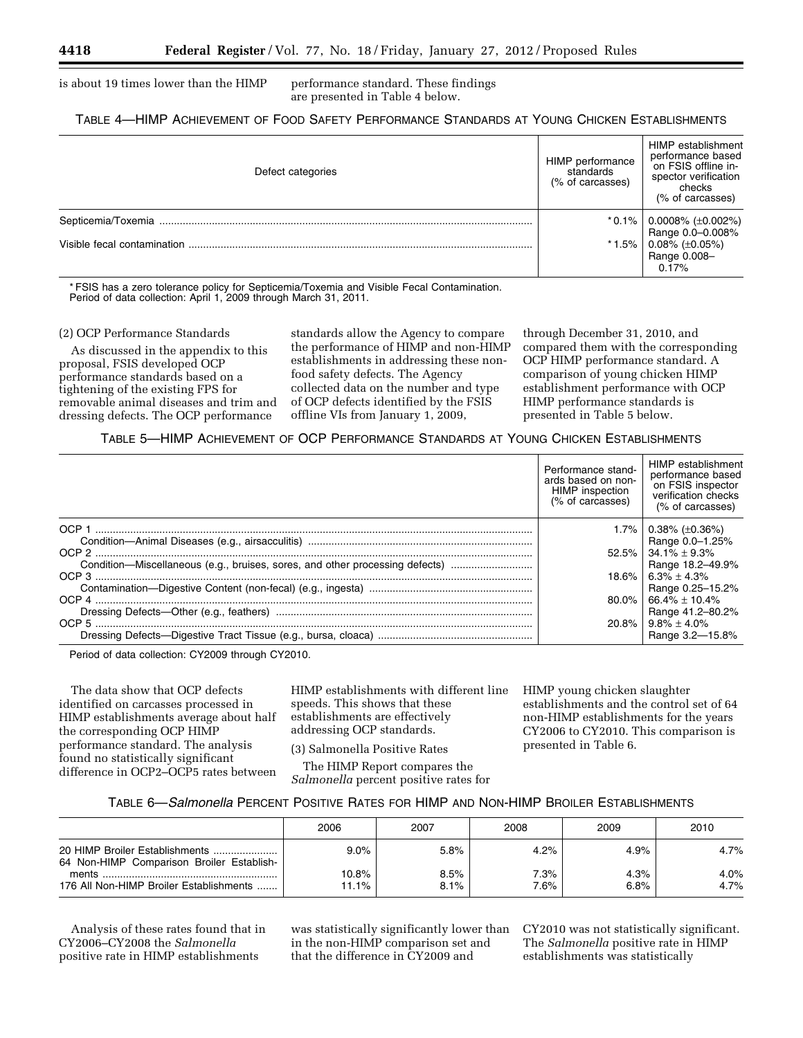is about 19 times lower than the HIMP performance standard. These findings are presented in Table 4 below.

TABLE 4—HIMP ACHIEVEMENT OF FOOD SAFETY PERFORMANCE STANDARDS AT YOUNG CHICKEN ESTABLISHMENTS

| Defect categories | HIMP performance standards (% of carcasses) | HIMP establishment performance based on FSIS offline inspector verification checks (% of carcasses) |
|---|---|---|
| Septicemia/Toxemia | *0.1% | 0.0008% (±0.002%) Range 0.0–0.008% |
| Visible fecal contamination | *1.5% | 0.08% (±0.05%) Range 0.008–0.17% |

* FSIS has a zero tolerance policy for Septicemia/Toxemia and Visible Fecal Contamination.
Period of data collection: April 1, 2009 through March 31, 2011.

(2) OCP Performance Standards

As discussed in the appendix to this proposal, FSIS developed OCP performance standards based on a tightening of the existing FPS for removable animal diseases and trim and dressing defects. The OCP performance standards allow the Agency to compare the performance of HIMP and non-HIMP establishments in addressing these non-food safety defects. The Agency collected data on the number and type of OCP defects identified by the FSIS offline VIs from January 1, 2009, through December 31, 2010, and compared them with the corresponding OCP HIMP performance standard. A comparison of young chicken HIMP establishment performance with OCP HIMP performance standards is presented in Table 5 below.

TABLE 5—HIMP ACHIEVEMENT OF OCP PERFORMANCE STANDARDS AT YOUNG CHICKEN ESTABLISHMENTS

| | Performance standards based on non-HIMP inspection (% of carcasses) | HIMP establishment performance based on FSIS inspector verification checks (% of carcasses) |
|---|---|---|
| OCP 1 Condition—Animal Diseases (e.g., airsacculitis) | 1.7% | 0.38% (±0.36%) Range 0.0–1.25% |
| OCP 2 Condition—Miscellaneous (e.g., bruises, sores, and other processing defects) | 52.5% | 34.1% ± 9.3% Range 18.2–49.9% |
| OCP 3 Contamination—Digestive Content (non-fecal) (e.g., ingesta) | 18.6% | 6.3% ± 4.3% Range 0.25–15.2% |
| OCP 4 Dressing Defects—Other (e.g., feathers) | 80.0% | 66.4% ± 10.4% Range 41.2–80.2% |
| OCP 5 Dressing Defects—Digestive Tract Tissue (e.g., bursa, cloaca) | 20.8% | 9.8% ± 4.0% Range 3.2—15.8% |

Period of data collection: CY2009 through CY2010.

The data show that OCP defects identified on carcasses processed in HIMP establishments average about half the corresponding OCP HIMP performance standard. The analysis found no statistically significant difference in OCP2–OCP5 rates between HIMP establishments with different line speeds. This shows that these establishments are effectively addressing OCP standards.

(3) Salmonella Positive Rates

The HIMP Report compares the *Salmonella* percent positive rates for HIMP young chicken slaughter establishments and the control set of 64 non-HIMP establishments for the years CY2006 to CY2010. This comparison is presented in Table 6.

TABLE 6—*Salmonella* PERCENT POSITIVE RATES FOR HIMP AND NON-HIMP BROILER ESTABLISHMENTS

| | 2006 | 2007 | 2008 | 2009 | 2010 |
|---|---|---|---|---|---|
| 20 HIMP Broiler Establishments | 9.0% | 5.8% | 4.2% | 4.9% | 4.7% |
| 64 Non-HIMP Comparison Broiler Establishments | 10.8% | 8.5% | 7.3% | 4.3% | 4.0% |
| 176 All Non-HIMP Broiler Establishments | 11.1% | 8.1% | 7.6% | 6.8% | 4.7% |

Analysis of these rates found that in CY2006–CY2008 the *Salmonella* positive rate in HIMP establishments was statistically significantly lower than in the non-HIMP comparison set and that the difference in CY2009 and CY2010 was not statistically significant. The *Salmonella* positive rate in HIMP establishments was statistically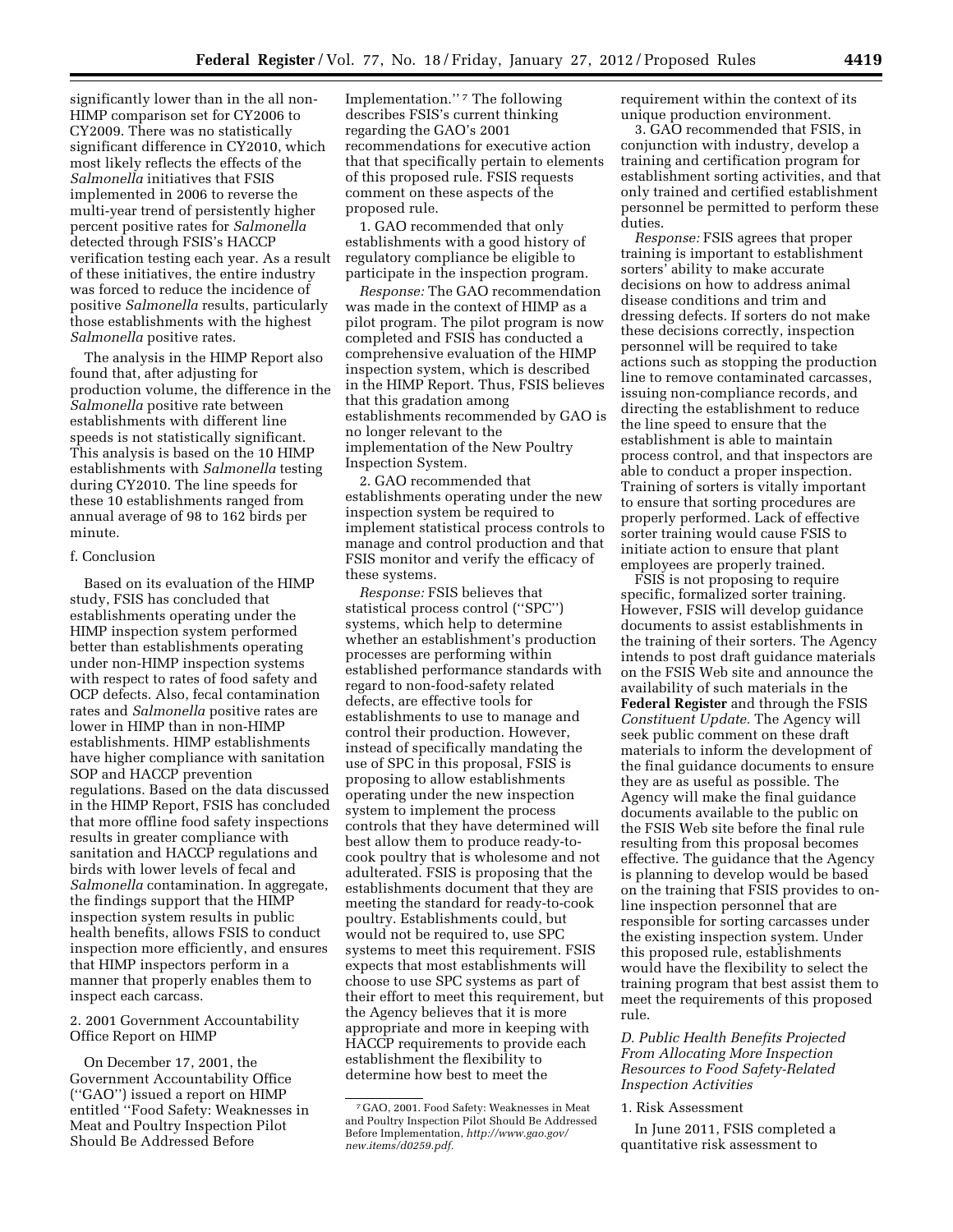significantly lower than in the all non-HIMP comparison set for CY2006 to CY2009. There was no statistically significant difference in CY2010, which most likely reflects the effects of the *Salmonella* initiatives that FSIS implemented in 2006 to reverse the multi-year trend of persistently higher percent positive rates for *Salmonella* detected through FSIS's HACCP verification testing each year. As a result of these initiatives, the entire industry was forced to reduce the incidence of positive *Salmonella* results, particularly those establishments with the highest *Salmonella* positive rates.

The analysis in the HIMP Report also found that, after adjusting for production volume, the difference in the *Salmonella* positive rate between establishments with different line speeds is not statistically significant. This analysis is based on the 10 HIMP establishments with *Salmonella* testing during CY2010. The line speeds for these 10 establishments ranged from annual average of 98 to 162 birds per minute.

f. Conclusion

Based on its evaluation of the HIMP study, FSIS has concluded that establishments operating under the HIMP inspection system performed better than establishments operating under non-HIMP inspection systems with respect to rates of food safety and OCP defects. Also, fecal contamination rates and *Salmonella* positive rates are lower in HIMP than in non-HIMP establishments. HIMP establishments have higher compliance with sanitation SOP and HACCP prevention regulations. Based on the data discussed in the HIMP Report, FSIS has concluded that more offline food safety inspections results in greater compliance with sanitation and HACCP regulations and birds with lower levels of fecal and *Salmonella* contamination. In aggregate, the findings support that the HIMP inspection system results in public health benefits, allows FSIS to conduct inspection more efficiently, and ensures that HIMP inspectors perform in a manner that properly enables them to inspect each carcass.

2. 2001 Government Accountability Office Report on HIMP

On December 17, 2001, the Government Accountability Office (''GAO'') issued a report on HIMP entitled ''Food Safety: Weaknesses in Meat and Poultry Inspection Pilot Should Be Addressed Before Implementation.''[7] The following describes FSIS's current thinking regarding the GAO's 2001 recommendations for executive action that that specifically pertain to elements of this proposed rule. FSIS requests comment on these aspects of the proposed rule.

1. GAO recommended that only establishments with a good history of regulatory compliance be eligible to participate in the inspection program.

*Response:* The GAO recommendation was made in the context of HIMP as a pilot program. The pilot program is now completed and FSIS has conducted a comprehensive evaluation of the HIMP inspection system, which is described in the HIMP Report. Thus, FSIS believes that this gradation among establishments recommended by GAO is no longer relevant to the implementation of the New Poultry Inspection System.

2. GAO recommended that establishments operating under the new inspection system be required to implement statistical process controls to manage and control production and that FSIS monitor and verify the efficacy of these systems.

*Response:* FSIS believes that statistical process control (''SPC'') systems, which help to determine whether an establishment's production processes are performing within established performance standards with regard to non-food-safety related defects, are effective tools for establishments to use to manage and control their production. However, instead of specifically mandating the use of SPC in this proposal, FSIS is proposing to allow establishments operating under the new inspection system to implement the process controls that they have determined will best allow them to produce ready-to-cook poultry that is wholesome and not adulterated. FSIS is proposing that the establishments document that they are meeting the standard for ready-to-cook poultry. Establishments could, but would not be required to, use SPC systems to meet this requirement. FSIS expects that most establishments will choose to use SPC systems as part of their effort to meet this requirement, but the Agency believes that it is more appropriate and more in keeping with HACCP requirements to provide each establishment the flexibility to determine how best to meet the requirement within the context of its unique production environment.

3. GAO recommended that FSIS, in conjunction with industry, develop a training and certification program for establishment sorting activities, and that only trained and certified establishment personnel be permitted to perform these duties.

*Response:* FSIS agrees that proper training is important to establishment sorters' ability to make accurate decisions on how to address animal disease conditions and trim and dressing defects. If sorters do not make these decisions correctly, inspection personnel will be required to take actions such as stopping the production line to remove contaminated carcasses, issuing non-compliance records, and directing the establishment to reduce the line speed to ensure that the establishment is able to maintain process control, and that inspectors are able to conduct a proper inspection. Training of sorters is vitally important to ensure that sorting procedures are properly performed. Lack of effective sorter training would cause FSIS to initiate action to ensure that plant employees are properly trained.

FSIS is not proposing to require specific, formalized sorter training. However, FSIS will develop guidance documents to assist establishments in the training of their sorters. The Agency intends to post draft guidance materials on the FSIS Web site and announce the availability of such materials in the **Federal Register** and through the FSIS *Constituent Update.* The Agency will seek public comment on these draft materials to inform the development of the final guidance documents to ensure they are as useful as possible. The Agency will make the final guidance documents available to the public on the FSIS Web site before the final rule resulting from this proposal becomes effective. The guidance that the Agency is planning to develop would be based on the training that FSIS provides to on-line inspection personnel that are responsible for sorting carcasses under the existing inspection system. Under this proposed rule, establishments would have the flexibility to select the training program that best assist them to meet the requirements of this proposed rule.

*D. Public Health Benefits Projected From Allocating More Inspection Resources to Food Safety-Related Inspection Activities*

1. Risk Assessment

In June 2011, FSIS completed a quantitative risk assessment to

---

[7] GAO, 2001. Food Safety: Weaknesses in Meat and Poultry Inspection Pilot Should Be Addressed Before Implementation, *http://www.gao.gov/new.items/d0259.pdf.*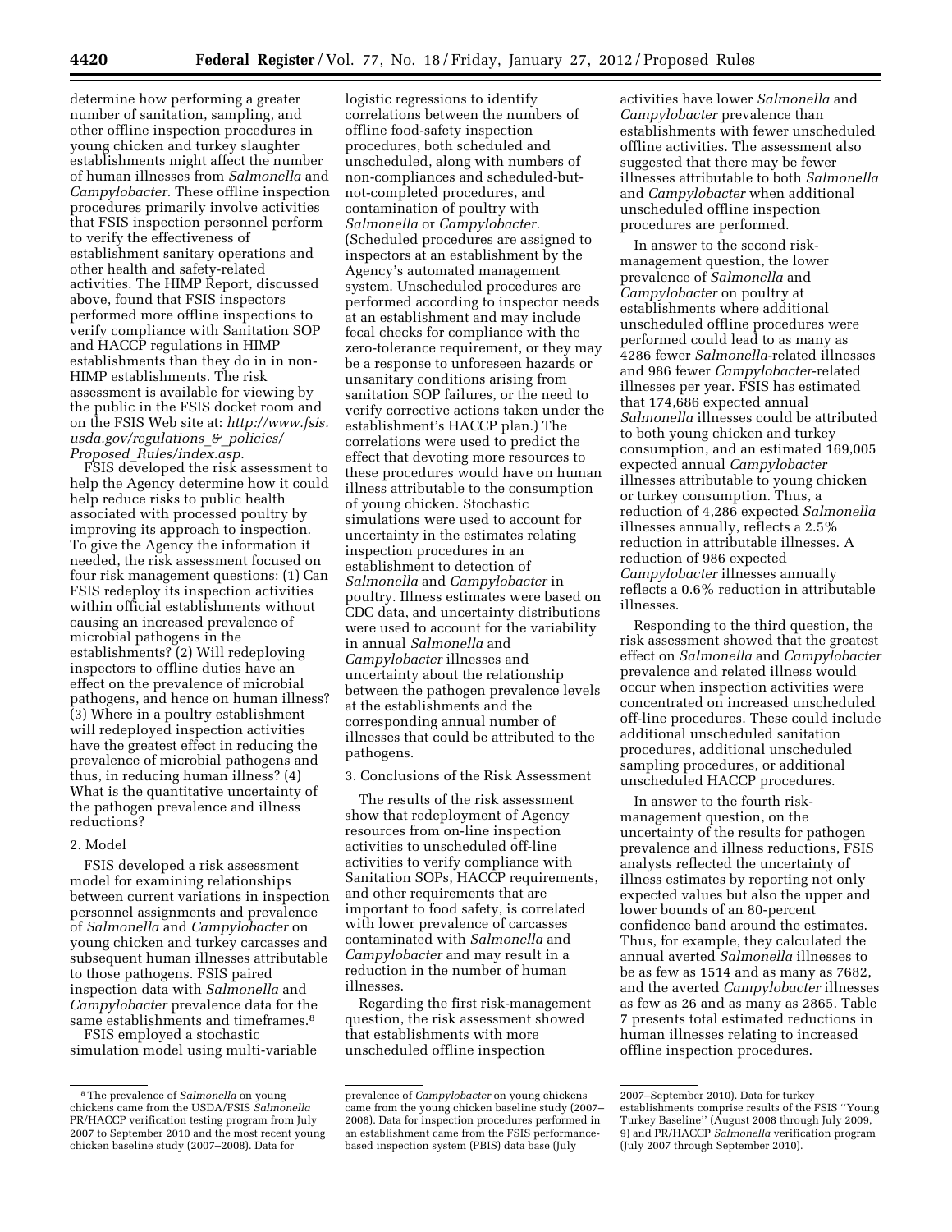determine how performing a greater number of sanitation, sampling, and other offline inspection procedures in young chicken and turkey slaughter establishments might affect the number of human illnesses from *Salmonella* and *Campylobacter.* These offline inspection procedures primarily involve activities that FSIS inspection personnel perform to verify the effectiveness of establishment sanitary operations and other health and safety-related activities. The HIMP Report, discussed above, found that FSIS inspectors performed more offline inspections to verify compliance with Sanitation SOP and HACCP regulations in HIMP establishments than they do in in non-HIMP establishments. The risk assessment is available for viewing by the public in the FSIS docket room and on the FSIS Web site at: *http://www.fsis.usda.gov/regulations_&_policies/Proposed_Rules/index.asp.*

FSIS developed the risk assessment to help the Agency determine how it could help reduce risks to public health associated with processed poultry by improving its approach to inspection. To give the Agency the information it needed, the risk assessment focused on four risk management questions: (1) Can FSIS redeploy its inspection activities within official establishments without causing an increased prevalence of microbial pathogens in the establishments? (2) Will redeploying inspectors to offline duties have an effect on the prevalence of microbial pathogens, and hence on human illness? (3) Where in a poultry establishment will redeployed inspection activities have the greatest effect in reducing the prevalence of microbial pathogens and thus, in reducing human illness? (4) What is the quantitative uncertainty of the pathogen prevalence and illness reductions?

2. Model

FSIS developed a risk assessment model for examining relationships between current variations in inspection personnel assignments and prevalence of *Salmonella* and *Campylobacter* on young chicken and turkey carcasses and subsequent human illnesses attributable to those pathogens. FSIS paired inspection data with *Salmonella* and *Campylobacter* prevalence data for the same establishments and timeframes.[8]

FSIS employed a stochastic simulation model using multi-variable logistic regressions to identify correlations between the numbers of offline food-safety inspection procedures, both scheduled and unscheduled, along with numbers of non-compliances and scheduled-but-not-completed procedures, and contamination of poultry with *Salmonella* or *Campylobacter.* (Scheduled procedures are assigned to inspectors at an establishment by the Agency's automated management system. Unscheduled procedures are performed according to inspector needs at an establishment and may include fecal checks for compliance with the zero-tolerance requirement, or they may be a response to unforeseen hazards or unsanitary conditions arising from sanitation SOP failures, or the need to verify corrective actions taken under the establishment's HACCP plan.) The correlations were used to predict the effect that devoting more resources to these procedures would have on human illness attributable to the consumption of young chicken. Stochastic simulations were used to account for uncertainty in the estimates relating inspection procedures in an establishment to detection of *Salmonella* and *Campylobacter* in poultry. Illness estimates were based on CDC data, and uncertainty distributions were used to account for the variability in annual *Salmonella* and *Campylobacter* illnesses and uncertainty about the relationship between the pathogen prevalence levels at the establishments and the corresponding annual number of illnesses that could be attributed to the pathogens.

3. Conclusions of the Risk Assessment

The results of the risk assessment show that redeployment of Agency resources from on-line inspection activities to unscheduled off-line activities to verify compliance with Sanitation SOPs, HACCP requirements, and other requirements that are important to food safety, is correlated with lower prevalence of carcasses contaminated with *Salmonella* and *Campylobacter* and may result in a reduction in the number of human illnesses.

Regarding the first risk-management question, the risk assessment showed that establishments with more unscheduled offline inspection activities have lower *Salmonella* and *Campylobacter* prevalence than establishments with fewer unscheduled offline activities. The assessment also suggested that there may be fewer illnesses attributable to both *Salmonella* and *Campylobacter* when additional unscheduled offline inspection procedures are performed.

In answer to the second risk-management question, the lower prevalence of *Salmonella* and *Campylobacter* on poultry at establishments where additional unscheduled offline procedures were performed could lead to as many as 4286 fewer *Salmonella*-related illnesses and 986 fewer *Campylobacter*-related illnesses per year. FSIS has estimated that 174,686 expected annual *Salmonella* illnesses could be attributed to both young chicken and turkey consumption, and an estimated 169,005 expected annual *Campylobacter* illnesses attributable to young chicken or turkey consumption. Thus, a reduction of 4,286 expected *Salmonella* illnesses annually, reflects a 2.5% reduction in attributable illnesses. A reduction of 986 expected *Campylobacter* illnesses annually reflects a 0.6% reduction in attributable illnesses.

Responding to the third question, the risk assessment showed that the greatest effect on *Salmonella* and *Campylobacter* prevalence and related illness would occur when inspection activities were concentrated on increased unscheduled off-line procedures. These could include additional unscheduled sanitation procedures, additional unscheduled sampling procedures, or additional unscheduled HACCP procedures.

In answer to the fourth risk-management question, on the uncertainty of the results for pathogen prevalence and illness reductions, FSIS analysts reflected the uncertainty of illness estimates by reporting not only expected values but also the upper and lower bounds of an 80-percent confidence band around the estimates. Thus, for example, they calculated the annual averted *Salmonella* illnesses to be as few as 1514 and as many as 7682, and the averted *Campylobacter* illnesses as few as 26 and as many as 2865. Table 7 presents total estimated reductions in human illnesses relating to increased offline inspection procedures.

---

[8] The prevalence of *Salmonella* on young chickens came from the USDA/FSIS *Salmonella* PR/HACCP verification testing program from July 2007 to September 2010 and the most recent young chicken baseline study (2007–2008). Data for prevalence of *Campylobacter* on young chickens came from the young chicken baseline study (2007–2008). Data for inspection procedures performed in an establishment came from the FSIS performance-based inspection system (PBIS) data base (July 2007–September 2010). Data for turkey establishments comprise results of the FSIS ''Young Turkey Baseline'' (August 2008 through July 2009, 9) and PR/HACCP *Salmonella* verification program (July 2007 through September 2010).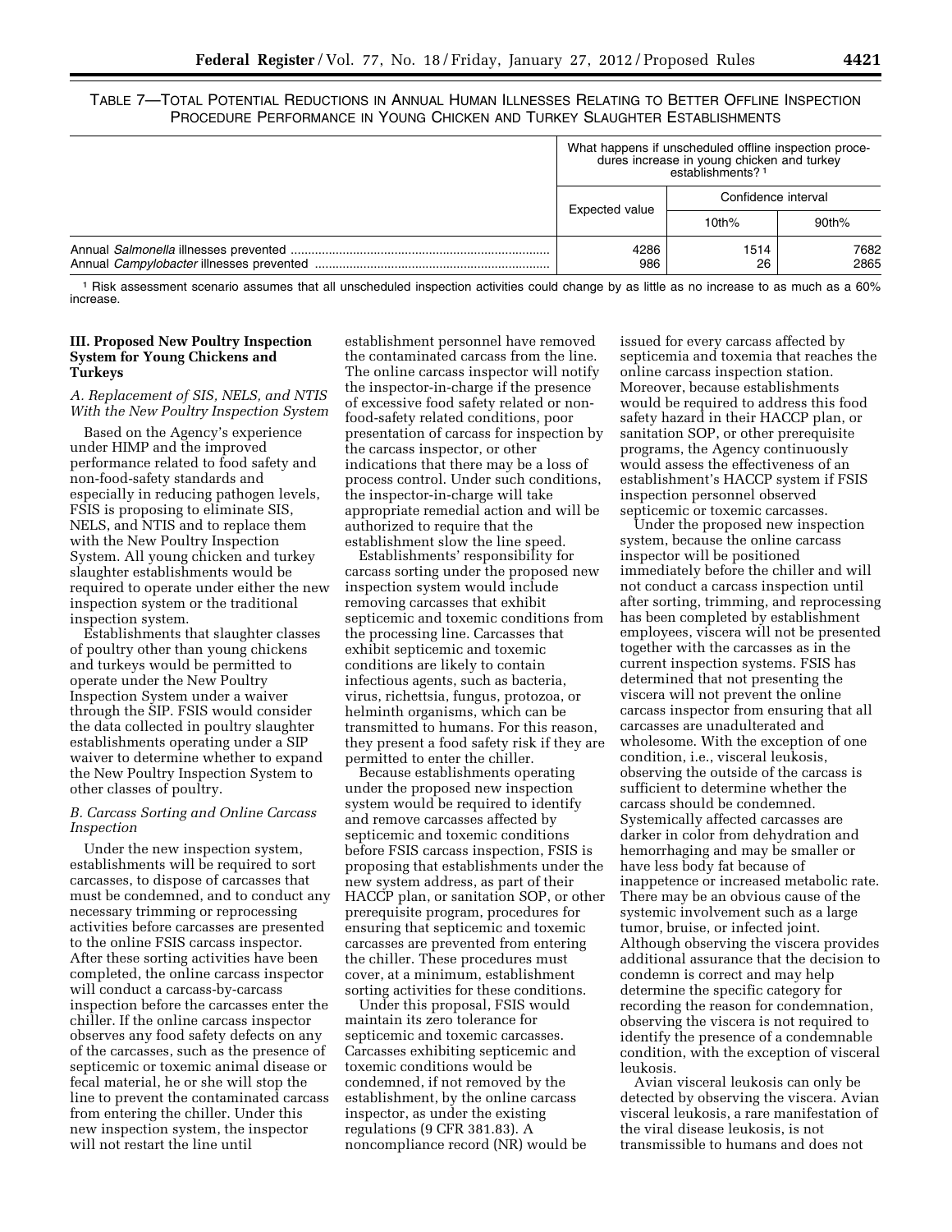TABLE 7—TOTAL POTENTIAL REDUCTIONS IN ANNUAL HUMAN ILLNESSES RELATING TO BETTER OFFLINE INSPECTION PROCEDURE PERFORMANCE IN YOUNG CHICKEN AND TURKEY SLAUGHTER ESTABLISHMENTS

| | What happens if unscheduled offline inspection procedures increase in young chicken and turkey establishments? [1] | | |
|---|---|---|---|
| | Expected value | Confidence interval | |
| | | 10th% | 90th% |
| Annual *Salmonella* illnesses prevented | 4286 | 1514 | 7682 |
| Annual *Campylobacter* illnesses prevented | 986 | 26 | 2865 |

[1] Risk assessment scenario assumes that all unscheduled inspection activities could change by as little as no increase to as much as a 60% increase.

### III. Proposed New Poultry Inspection System for Young Chickens and Turkeys

#### *A. Replacement of SIS, NELS, and NTIS With the New Poultry Inspection System*

Based on the Agency's experience under HIMP and the improved performance related to food safety and non-food-safety standards and especially in reducing pathogen levels, FSIS is proposing to eliminate SIS, NELS, and NTIS and to replace them with the New Poultry Inspection System. All young chicken and turkey slaughter establishments would be required to operate under either the new inspection system or the traditional inspection system.

Establishments that slaughter classes of poultry other than young chickens and turkeys would be permitted to operate under the New Poultry Inspection System under a waiver through the SIP. FSIS would consider the data collected in poultry slaughter establishments operating under a SIP waiver to determine whether to expand the New Poultry Inspection System to other classes of poultry.

#### *B. Carcass Sorting and Online Carcass Inspection*

Under the new inspection system, establishments will be required to sort carcasses, to dispose of carcasses that must be condemned, and to conduct any necessary trimming or reprocessing activities before carcasses are presented to the online FSIS carcass inspector. After these sorting activities have been completed, the online carcass inspector will conduct a carcass-by-carcass inspection before the carcasses enter the chiller. If the online carcass inspector observes any food safety defects on any of the carcasses, such as the presence of septicemic or toxemic animal disease or fecal material, he or she will stop the line to prevent the contaminated carcass from entering the chiller. Under this new inspection system, the inspector will not restart the line until establishment personnel have removed the contaminated carcass from the line. The online carcass inspector will notify the inspector-in-charge if the presence of excessive food safety related or non-food-safety related conditions, poor presentation of carcass for inspection by the carcass inspector, or other indications that there may be a loss of process control. Under such conditions, the inspector-in-charge will take appropriate remedial action and will be authorized to require that the establishment slow the line speed.

Establishments' responsibility for carcass sorting under the proposed new inspection system would include removing carcasses that exhibit septicemic and toxemic conditions from the processing line. Carcasses that exhibit septicemic and toxemic conditions are likely to contain infectious agents, such as bacteria, virus, richettsia, fungus, protozoa, or helminth organisms, which can be transmitted to humans. For this reason, they present a food safety risk if they are permitted to enter the chiller.

Because establishments operating under the proposed new inspection system would be required to identify and remove carcasses affected by septicemic and toxemic conditions before FSIS carcass inspection, FSIS is proposing that establishments under the new system address, as part of their HACCP plan, or sanitation SOP, or other prerequisite program, procedures for ensuring that septicemic and toxemic carcasses are prevented from entering the chiller. These procedures must cover, at a minimum, establishment sorting activities for these conditions.

Under this proposal, FSIS would maintain its zero tolerance for septicemic and toxemic carcasses. Carcasses exhibiting septicemic and toxemic conditions would be condemned, if not removed by the establishment, by the online carcass inspector, as under the existing regulations (9 CFR 381.83). A noncompliance record (NR) would be issued for every carcass affected by septicemia and toxemia that reaches the online carcass inspection station. Moreover, because establishments would be required to address this food safety hazard in their HACCP plan, or sanitation SOP, or other prerequisite programs, the Agency continuously would assess the effectiveness of an establishment's HACCP system if FSIS inspection personnel observed septicemic or toxemic carcasses.

Under the proposed new inspection system, because the online carcass inspector will be positioned immediately before the chiller and will not conduct a carcass inspection until after sorting, trimming, and reprocessing has been completed by establishment employees, viscera will not be presented together with the carcasses as in the current inspection systems. FSIS has determined that not presenting the viscera will not prevent the online carcass inspector from ensuring that all carcasses are unadulterated and wholesome. With the exception of one condition, i.e., visceral leukosis, observing the outside of the carcass is sufficient to determine whether the carcass should be condemned. Systemically affected carcasses are darker in color from dehydration and hemorrhaging and may be smaller or have less body fat because of inappetence or increased metabolic rate. There may be an obvious cause of the systemic involvement such as a large tumor, bruise, or infected joint. Although observing the viscera provides additional assurance that the decision to condemn is correct and may help determine the specific category for recording the reason for condemnation, observing the viscera is not required to identify the presence of a condemnable condition, with the exception of visceral leukosis.

Avian visceral leukosis can only be detected by observing the viscera. Avian visceral leukosis, a rare manifestation of the viral disease leukosis, is not transmissible to humans and does not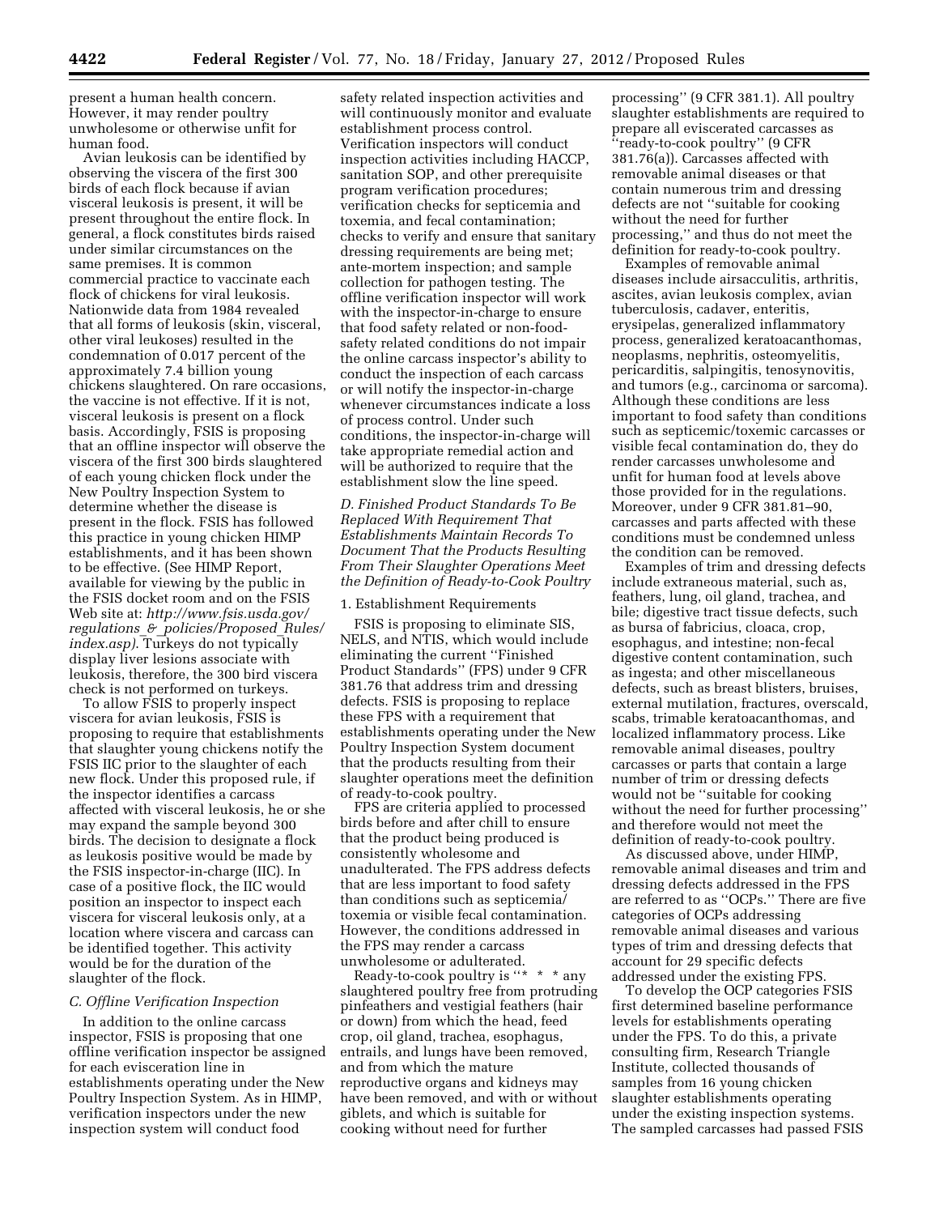present a human health concern. However, it may render poultry unwholesome or otherwise unfit for human food.

Avian leukosis can be identified by observing the viscera of the first 300 birds of each flock because if avian visceral leukosis is present, it will be present throughout the entire flock. In general, a flock constitutes birds raised under similar circumstances on the same premises. It is common commercial practice to vaccinate each flock of chickens for viral leukosis. Nationwide data from 1984 revealed that all forms of leukosis (skin, visceral, other viral leukoses) resulted in the condemnation of 0.017 percent of the approximately 7.4 billion young chickens slaughtered. On rare occasions, the vaccine is not effective. If it is not, visceral leukosis is present on a flock basis. Accordingly, FSIS is proposing that an offline inspector will observe the viscera of the first 300 birds slaughtered of each young chicken flock under the New Poultry Inspection System to determine whether the disease is present in the flock. FSIS has followed this practice in young chicken HIMP establishments, and it has been shown to be effective. (See HIMP Report, available for viewing by the public in the FSIS docket room and on the FSIS Web site at: *http://www.fsis.usda.gov/regulations_&_policies/Proposed_Rules/index.asp).* Turkeys do not typically display liver lesions associate with leukosis, therefore, the 300 bird viscera check is not performed on turkeys.

To allow FSIS to properly inspect viscera for avian leukosis, FSIS is proposing to require that establishments that slaughter young chickens notify the FSIS IIC prior to the slaughter of each new flock. Under this proposed rule, if the inspector identifies a carcass affected with visceral leukosis, he or she may expand the sample beyond 300 birds. The decision to designate a flock as leukosis positive would be made by the FSIS inspector-in-charge (IIC). In case of a positive flock, the IIC would position an inspector to inspect each viscera for visceral leukosis only, at a location where viscera and carcass can be identified together. This activity would be for the duration of the slaughter of the flock.

### *C. Offline Verification Inspection*

In addition to the online carcass inspector, FSIS is proposing that one offline verification inspector be assigned for each evisceration line in establishments operating under the New Poultry Inspection System. As in HIMP, verification inspectors under the new inspection system will conduct food safety related inspection activities and will continuously monitor and evaluate establishment process control. Verification inspectors will conduct inspection activities including HACCP, sanitation SOP, and other prerequisite program verification procedures; verification checks for septicemia and toxemia, and fecal contamination; checks to verify and ensure that sanitary dressing requirements are being met; ante-mortem inspection; and sample collection for pathogen testing. The offline verification inspector will work with the inspector-in-charge to ensure that food safety related or non-food-safety related conditions do not impair the online carcass inspector's ability to conduct the inspection of each carcass or will notify the inspector-in-charge whenever circumstances indicate a loss of process control. Under such conditions, the inspector-in-charge will take appropriate remedial action and will be authorized to require that the establishment slow the line speed.

### *D. Finished Product Standards To Be Replaced With Requirement That Establishments Maintain Records To Document That the Products Resulting From Their Slaughter Operations Meet the Definition of Ready-to-Cook Poultry*

1. Establishment Requirements

FSIS is proposing to eliminate SIS, NELS, and NTIS, which would include eliminating the current "Finished Product Standards" (FPS) under 9 CFR 381.76 that address trim and dressing defects. FSIS is proposing to replace these FPS with a requirement that establishments operating under the New Poultry Inspection System document that the products resulting from their slaughter operations meet the definition of ready-to-cook poultry.

FPS are criteria applied to processed birds before and after chill to ensure that the product being produced is consistently wholesome and unadulterated. The FPS address defects that are less important to food safety than conditions such as septicemia/toxemia or visible fecal contamination. However, the conditions addressed in the FPS may render a carcass unwholesome or adulterated.

Ready-to-cook poultry is "* * * any slaughtered poultry free from protruding pinfeathers and vestigial feathers (hair or down) from which the head, feed crop, oil gland, trachea, esophagus, entrails, and lungs have been removed, and from which the mature reproductive organs and kidneys may have been removed, and with or without giblets, and which is suitable for cooking without need for further processing" (9 CFR 381.1). All poultry slaughter establishments are required to prepare all eviscerated carcasses as "ready-to-cook poultry" (9 CFR 381.76(a)). Carcasses affected with removable animal diseases or that contain numerous trim and dressing defects are not "suitable for cooking without the need for further processing," and thus do not meet the definition for ready-to-cook poultry.

Examples of removable animal diseases include airsacculitis, arthritis, ascites, avian leukosis complex, avian tuberculosis, cadaver, enteritis, erysipelas, generalized inflammatory process, generalized keratoacanthomas, neoplasms, nephritis, osteomyelitis, pericarditis, salpingitis, tenosynovitis, and tumors (e.g., carcinoma or sarcoma). Although these conditions are less important to food safety than conditions such as septicemic/toxemic carcasses or visible fecal contamination do, they do render carcasses unwholesome and unfit for human food at levels above those provided for in the regulations. Moreover, under 9 CFR 381.81–90, carcasses and parts affected with these conditions must be condemned unless the condition can be removed.

Examples of trim and dressing defects include extraneous material, such as, feathers, lung, oil gland, trachea, and bile; digestive tract tissue defects, such as bursa of fabricius, cloaca, crop, esophagus, and intestine; non-fecal digestive content contamination, such as ingesta; and other miscellaneous defects, such as breast blisters, bruises, external mutilation, fractures, overscald, scabs, trimable keratoacanthomas, and localized inflammatory process. Like removable animal diseases, poultry carcasses or parts that contain a large number of trim or dressing defects would not be "suitable for cooking without the need for further processing" and therefore would not meet the definition of ready-to-cook poultry.

As discussed above, under HIMP, removable animal diseases and trim and dressing defects addressed in the FPS are referred to as "OCPs." There are five categories of OCPs addressing removable animal diseases and various types of trim and dressing defects that account for 29 specific defects addressed under the existing FPS.

To develop the OCP categories FSIS first determined baseline performance levels for establishments operating under the FPS. To do this, a private consulting firm, Research Triangle Institute, collected thousands of samples from 16 young chicken slaughter establishments operating under the existing inspection systems. The sampled carcasses had passed FSIS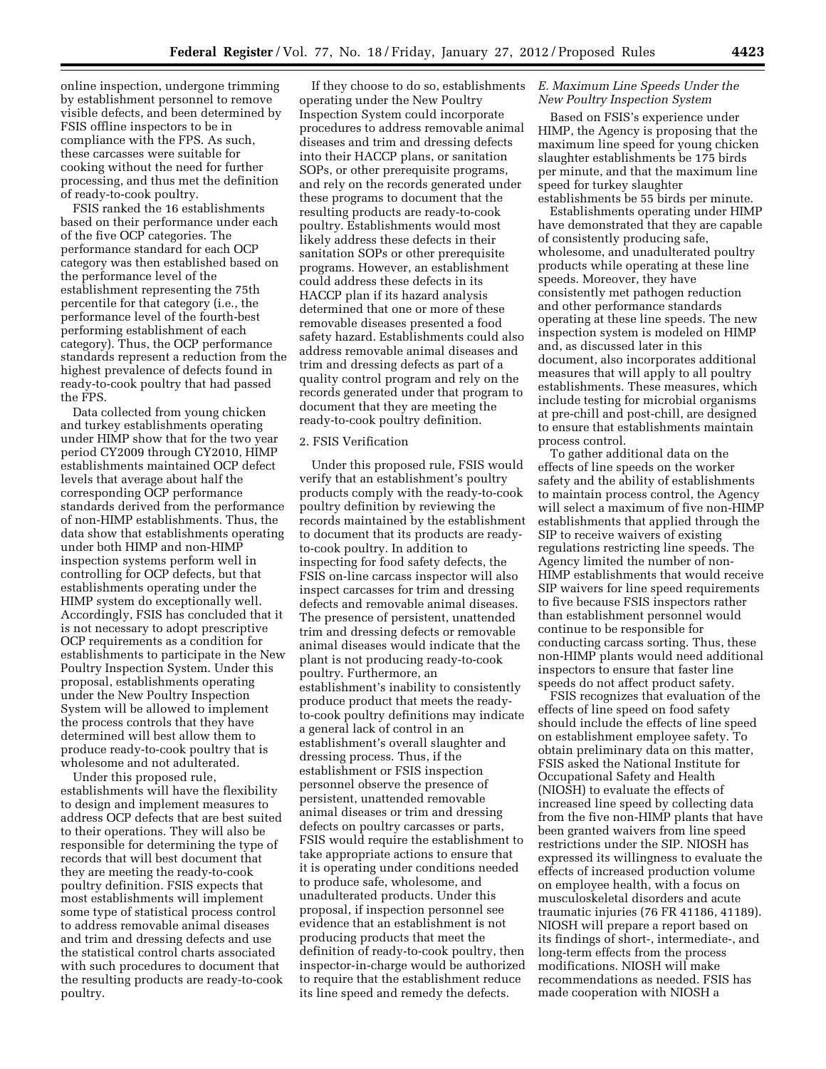online inspection, undergone trimming by establishment personnel to remove visible defects, and been determined by FSIS offline inspectors to be in compliance with the FPS. As such, these carcasses were suitable for cooking without the need for further processing, and thus met the definition of ready-to-cook poultry.

FSIS ranked the 16 establishments based on their performance under each of the five OCP categories. The performance standard for each OCP category was then established based on the performance level of the establishment representing the 75th percentile for that category (i.e., the performance level of the fourth-best performing establishment of each category). Thus, the OCP performance standards represent a reduction from the highest prevalence of defects found in ready-to-cook poultry that had passed the FPS.

Data collected from young chicken and turkey establishments operating under HIMP show that for the two year period CY2009 through CY2010, HIMP establishments maintained OCP defect levels that average about half the corresponding OCP performance standards derived from the performance of non-HIMP establishments. Thus, the data show that establishments operating under both HIMP and non-HIMP inspection systems perform well in controlling for OCP defects, but that establishments operating under the HIMP system do exceptionally well. Accordingly, FSIS has concluded that it is not necessary to adopt prescriptive OCP requirements as a condition for establishments to participate in the New Poultry Inspection System. Under this proposal, establishments operating under the New Poultry Inspection System will be allowed to implement the process controls that they have determined will best allow them to produce ready-to-cook poultry that is wholesome and not adulterated.

Under this proposed rule, establishments will have the flexibility to design and implement measures to address OCP defects that are best suited to their operations. They will also be responsible for determining the type of records that will best document that they are meeting the ready-to-cook poultry definition. FSIS expects that most establishments will implement some type of statistical process control to address removable animal diseases and trim and dressing defects and use the statistical control charts associated with such procedures to document that the resulting products are ready-to-cook poultry.

If they choose to do so, establishments operating under the New Poultry Inspection System could incorporate procedures to address removable animal diseases and trim and dressing defects into their HACCP plans, or sanitation SOPs, or other prerequisite programs, and rely on the records generated under these programs to document that the resulting products are ready-to-cook poultry. Establishments would most likely address these defects in their sanitation SOPs or other prerequisite programs. However, an establishment could address these defects in its HACCP plan if its hazard analysis determined that one or more of these removable diseases presented a food safety hazard. Establishments could also address removable animal diseases and trim and dressing defects as part of a quality control program and rely on the records generated under that program to document that they are meeting the ready-to-cook poultry definition.

2. FSIS Verification

Under this proposed rule, FSIS would verify that an establishment's poultry products comply with the ready-to-cook poultry definition by reviewing the records maintained by the establishment to document that its products are ready-to-cook poultry. In addition to inspecting for food safety defects, the FSIS on-line carcass inspector will also inspect carcasses for trim and dressing defects and removable animal diseases. The presence of persistent, unattended trim and dressing defects or removable animal diseases would indicate that the plant is not producing ready-to-cook poultry. Furthermore, an establishment's inability to consistently produce product that meets the ready-to-cook poultry definitions may indicate a general lack of control in an establishment's overall slaughter and dressing process. Thus, if the establishment or FSIS inspection personnel observe the presence of persistent, unattended removable animal diseases or trim and dressing defects on poultry carcasses or parts, FSIS would require the establishment to take appropriate actions to ensure that it is operating under conditions needed to produce safe, wholesome, and unadulterated products. Under this proposal, if inspection personnel see evidence that an establishment is not producing products that meet the definition of ready-to-cook poultry, then inspector-in-charge would be authorized to require that the establishment reduce its line speed and remedy the defects.

*E. Maximum Line Speeds Under the New Poultry Inspection System*

Based on FSIS's experience under HIMP, the Agency is proposing that the maximum line speed for young chicken slaughter establishments be 175 birds per minute, and that the maximum line speed for turkey slaughter establishments be 55 birds per minute.

Establishments operating under HIMP have demonstrated that they are capable of consistently producing safe, wholesome, and unadulterated poultry products while operating at these line speeds. Moreover, they have consistently met pathogen reduction and other performance standards operating at these line speeds. The new inspection system is modeled on HIMP and, as discussed later in this document, also incorporates additional measures that will apply to all poultry establishments. These measures, which include testing for microbial organisms at pre-chill and post-chill, are designed to ensure that establishments maintain process control.

To gather additional data on the effects of line speeds on the worker safety and the ability of establishments to maintain process control, the Agency will select a maximum of five non-HIMP establishments that applied through the SIP to receive waivers of existing regulations restricting line speeds. The Agency limited the number of non-HIMP establishments that would receive SIP waivers for line speed requirements to five because FSIS inspectors rather than establishment personnel would continue to be responsible for conducting carcass sorting. Thus, these non-HIMP plants would need additional inspectors to ensure that faster line speeds do not affect product safety.

FSIS recognizes that evaluation of the effects of line speed on food safety should include the effects of line speed on establishment employee safety. To obtain preliminary data on this matter, FSIS asked the National Institute for Occupational Safety and Health (NIOSH) to evaluate the effects of increased line speed by collecting data from the five non-HIMP plants that have been granted waivers from line speed restrictions under the SIP. NIOSH has expressed its willingness to evaluate the effects of increased production volume on employee health, with a focus on musculoskeletal disorders and acute traumatic injuries (76 FR 41186, 41189). NIOSH will prepare a report based on its findings of short-, intermediate-, and long-term effects from the process modifications. NIOSH will make recommendations as needed. FSIS has made cooperation with NIOSH a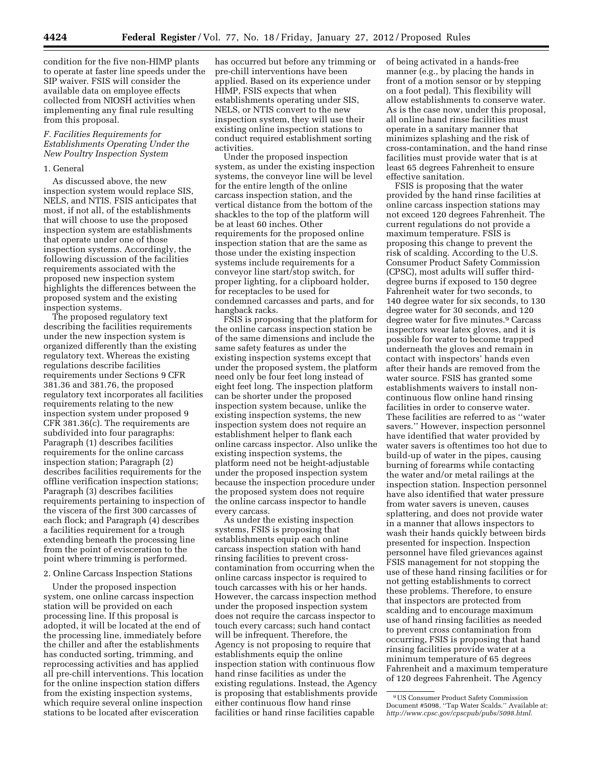condition for the five non-HIMP plants to operate at faster line speeds under the SIP waiver. FSIS will consider the available data on employee effects collected from NIOSH activities when implementing any final rule resulting from this proposal.

### *F. Facilities Requirements for Establishments Operating Under the New Poultry Inspection System*

#### 1. General

As discussed above, the new inspection system would replace SIS, NELS, and NTIS. FSIS anticipates that most, if not all, of the establishments that will choose to use the proposed inspection system are establishments that operate under one of those inspection systems. Accordingly, the following discussion of the facilities requirements associated with the proposed new inspection system highlights the differences between the proposed system and the existing inspection systems.

The proposed regulatory text describing the facilities requirements under the new inspection system is organized differently than the existing regulatory text. Whereas the existing regulations describe facilities requirements under Sections 9 CFR 381.36 and 381.76, the proposed regulatory text incorporates all facilities requirements relating to the new inspection system under proposed 9 CFR 381.36(c). The requirements are subdivided into four paragraphs: Paragraph (1) describes facilities requirements for the online carcass inspection station; Paragraph (2) describes facilities requirements for the offline verification inspection stations; Paragraph (3) describes facilities requirements pertaining to inspection of the viscera of the first 300 carcasses of each flock; and Paragraph (4) describes a facilities requirement for a trough extending beneath the processing line from the point of evisceration to the point where trimming is performed.

#### 2. Online Carcass Inspection Stations

Under the proposed inspection system, one online carcass inspection station will be provided on each processing line. If this proposal is adopted, it will be located at the end of the processing line, immediately before the chiller and after the establishments has conducted sorting, trimming, and reprocessing activities and has applied all pre-chill interventions. This location for the online inspection station differs from the existing inspection systems, which require several online inspection stations to be located after evisceration has occurred but before any trimming or pre-chill interventions have been applied. Based on its experience under HIMP, FSIS expects that when establishments operating under SIS, NELS, or NTIS convert to the new inspection system, they will use their existing online inspection stations to conduct required establishment sorting activities.

Under the proposed inspection system, as under the existing inspection systems, the conveyor line will be level for the entire length of the online carcass inspection station, and the vertical distance from the bottom of the shackles to the top of the platform will be at least 60 inches. Other requirements for the proposed online inspection station that are the same as those under the existing inspection systems include requirements for a conveyor line start/stop switch, for proper lighting, for a clipboard holder, for receptacles to be used for condemned carcasses and parts, and for hangback racks.

FSIS is proposing that the platform for the online carcass inspection station be of the same dimensions and include the same safety features as under the existing inspection systems except that under the proposed system, the platform need only be four feet long instead of eight feet long. The inspection platform can be shorter under the proposed inspection system because, unlike the existing inspection systems, the new inspection system does not require an establishment helper to flank each online carcass inspector. Also unlike the existing inspection systems, the platform need not be height-adjustable under the proposed inspection system because the inspection procedure under the proposed system does not require the online carcass inspector to handle every carcass.

As under the existing inspection systems, FSIS is proposing that establishments equip each online carcass inspection station with hand rinsing facilities to prevent cross-contamination from occurring when the online carcass inspector is required to touch carcasses with his or her hands. However, the carcass inspection method under the proposed inspection system does not require the carcass inspector to touch every carcass; such hand contact will be infrequent. Therefore, the Agency is not proposing to require that establishments equip the online inspection station with continuous flow hand rinse facilities as under the existing regulations. Instead, the Agency is proposing that establishments provide either continuous flow hand rinse facilities or hand rinse facilities capable of being activated in a hands-free manner (e.g., by placing the hands in front of a motion sensor or by stepping on a foot pedal). This flexibility will allow establishments to conserve water. As is the case now, under this proposal, all online hand rinse facilities must operate in a sanitary manner that minimizes splashing and the risk of cross-contamination, and the hand rinse facilities must provide water that is at least 65 degrees Fahrenheit to ensure effective sanitation.

FSIS is proposing that the water provided by the hand rinse facilities at online carcass inspection stations may not exceed 120 degrees Fahrenheit. The current regulations do not provide a maximum temperature. FSIS is proposing this change to prevent the risk of scalding. According to the U.S. Consumer Product Safety Commission (CPSC), most adults will suffer third-degree burns if exposed to 150 degree Fahrenheit water for two seconds, to 140 degree water for six seconds, to 130 degree water for 30 seconds, and 120 degree water for five minutes.[9] Carcass inspectors wear latex gloves, and it is possible for water to become trapped underneath the gloves and remain in contact with inspectors' hands even after their hands are removed from the water source. FSIS has granted some establishments waivers to install non-continuous flow online hand rinsing facilities in order to conserve water. These facilities are referred to as "water savers." However, inspection personnel have identified that water provided by water savers is oftentimes too hot due to build-up of water in the pipes, causing burning of forearms while contacting the water and/or metal railings at the inspection station. Inspection personnel have also identified that water pressure from water savers is uneven, causes splattering, and does not provide water in a manner that allows inspectors to wash their hands quickly between birds presented for inspection. Inspection personnel have filed grievances against FSIS management for not stopping the use of these hand rinsing facilities or for not getting establishments to correct these problems. Therefore, to ensure that inspectors are protected from scalding and to encourage maximum use of hand rinsing facilities as needed to prevent cross contamination from occurring, FSIS is proposing that hand rinsing facilities provide water at a minimum temperature of 65 degrees Fahrenheit and a maximum temperature of 120 degrees Fahrenheit. The Agency

[9] US Consumer Product Safety Commission Document #5098, "Tap Water Scalds." Available at: *http://www.cpsc.gov/cpscpub/pubs/5098.html.*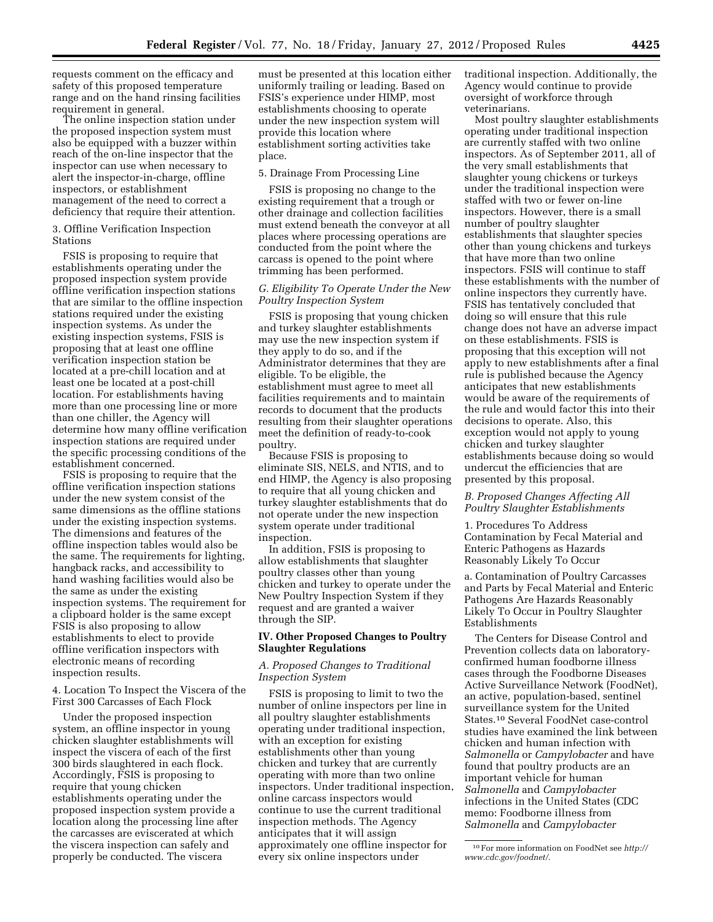requests comment on the efficacy and safety of this proposed temperature range and on the hand rinsing facilities requirement in general.

The online inspection station under the proposed inspection system must also be equipped with a buzzer within reach of the on-line inspector that the inspector can use when necessary to alert the inspector-in-charge, offline inspectors, or establishment management of the need to correct a deficiency that require their attention.

3. Offline Verification Inspection Stations

FSIS is proposing to require that establishments operating under the proposed inspection system provide offline verification inspection stations that are similar to the offline inspection stations required under the existing inspection systems. As under the existing inspection systems, FSIS is proposing that at least one offline verification inspection station be located at a pre-chill location and at least one be located at a post-chill location. For establishments having more than one processing line or more than one chiller, the Agency will determine how many offline verification inspection stations are required under the specific processing conditions of the establishment concerned.

FSIS is proposing to require that the offline verification inspection stations under the new system consist of the same dimensions as the offline stations under the existing inspection systems. The dimensions and features of the offline inspection tables would also be the same. The requirements for lighting, hangback racks, and accessibility to hand washing facilities would also be the same as under the existing inspection systems. The requirement for a clipboard holder is the same except FSIS is also proposing to allow establishments to elect to provide offline verification inspectors with electronic means of recording inspection results.

4. Location To Inspect the Viscera of the First 300 Carcasses of Each Flock

Under the proposed inspection system, an offline inspector in young chicken slaughter establishments will inspect the viscera of each of the first 300 birds slaughtered in each flock. Accordingly, FSIS is proposing to require that young chicken establishments operating under the proposed inspection system provide a location along the processing line after the carcasses are eviscerated at which the viscera inspection can safely and properly be conducted. The viscera must be presented at this location either uniformly trailing or leading. Based on FSIS's experience under HIMP, most establishments choosing to operate under the new inspection system will provide this location where establishment sorting activities take place.

5. Drainage From Processing Line

FSIS is proposing no change to the existing requirement that a trough or other drainage and collection facilities must extend beneath the conveyor at all places where processing operations are conducted from the point where the carcass is opened to the point where trimming has been performed.

### *G. Eligibility To Operate Under the New Poultry Inspection System*

FSIS is proposing that young chicken and turkey slaughter establishments may use the new inspection system if they apply to do so, and if the Administrator determines that they are eligible. To be eligible, the establishment must agree to meet all facilities requirements and to maintain records to document that the products resulting from their slaughter operations meet the definition of ready-to-cook poultry.

Because FSIS is proposing to eliminate SIS, NELS, and NTIS, and to end HIMP, the Agency is also proposing to require that all young chicken and turkey slaughter establishments that do not operate under the new inspection system operate under traditional inspection.

In addition, FSIS is proposing to allow establishments that slaughter poultry classes other than young chicken and turkey to operate under the New Poultry Inspection System if they request and are granted a waiver through the SIP.

## IV. Other Proposed Changes to Poultry Slaughter Regulations

### *A. Proposed Changes to Traditional Inspection System*

FSIS is proposing to limit to two the number of online inspectors per line in all poultry slaughter establishments operating under traditional inspection, with an exception for existing establishments other than young chicken and turkey that are currently operating with more than two online inspectors. Under traditional inspection, online carcass inspectors would continue to use the current traditional inspection methods. The Agency anticipates that it will assign approximately one offline inspector for every six online inspectors under traditional inspection. Additionally, the Agency would continue to provide oversight of workforce through veterinarians.

Most poultry slaughter establishments operating under traditional inspection are currently staffed with two online inspectors. As of September 2011, all of the very small establishments that slaughter young chickens or turkeys under the traditional inspection were staffed with two or fewer on-line inspectors. However, there is a small number of poultry slaughter establishments that slaughter species other than young chickens and turkeys and that have more than two online inspectors. FSIS will continue to staff these establishments with the number of online inspectors they currently have. FSIS has tentatively concluded that doing so will ensure that this rule change does not have an adverse impact on these establishments. FSIS is proposing that this exception will not apply to new establishments after a final rule is published because the Agency anticipates that new establishments would be aware of the requirements of the rule and would factor this into their decisions to operate. Also, this exception would not apply to young chicken and turkey slaughter establishments because doing so would undercut the efficiencies that are presented by this proposal.

### *B. Proposed Changes Affecting All Poultry Slaughter Establishments*

1. Procedures To Address Contamination by Fecal Material and Enteric Pathogens as Hazards Reasonably Likely To Occur

a. Contamination of Poultry Carcasses and Parts by Fecal Material and Enteric Pathogens Are Hazards Reasonably Likely To Occur in Poultry Slaughter Establishments

The Centers for Disease Control and Prevention collects data on laboratory-confirmed human foodborne illness cases through the Foodborne Diseases Active Surveillance Network (FoodNet), an active, population-based, sentinel surveillance system for the United States.[10] Several FoodNet case-control studies have examined the link between chicken and human infection with *Salmonella* or *Campylobacter* and have found that poultry products are an important vehicle for human *Salmonella* and *Campylobacter* infections in the United States (CDC memo: Foodborne illness from *Salmonella* and *Campylobacter*

[10] For more information on FoodNet see *http://www.cdc.gov/foodnet/*.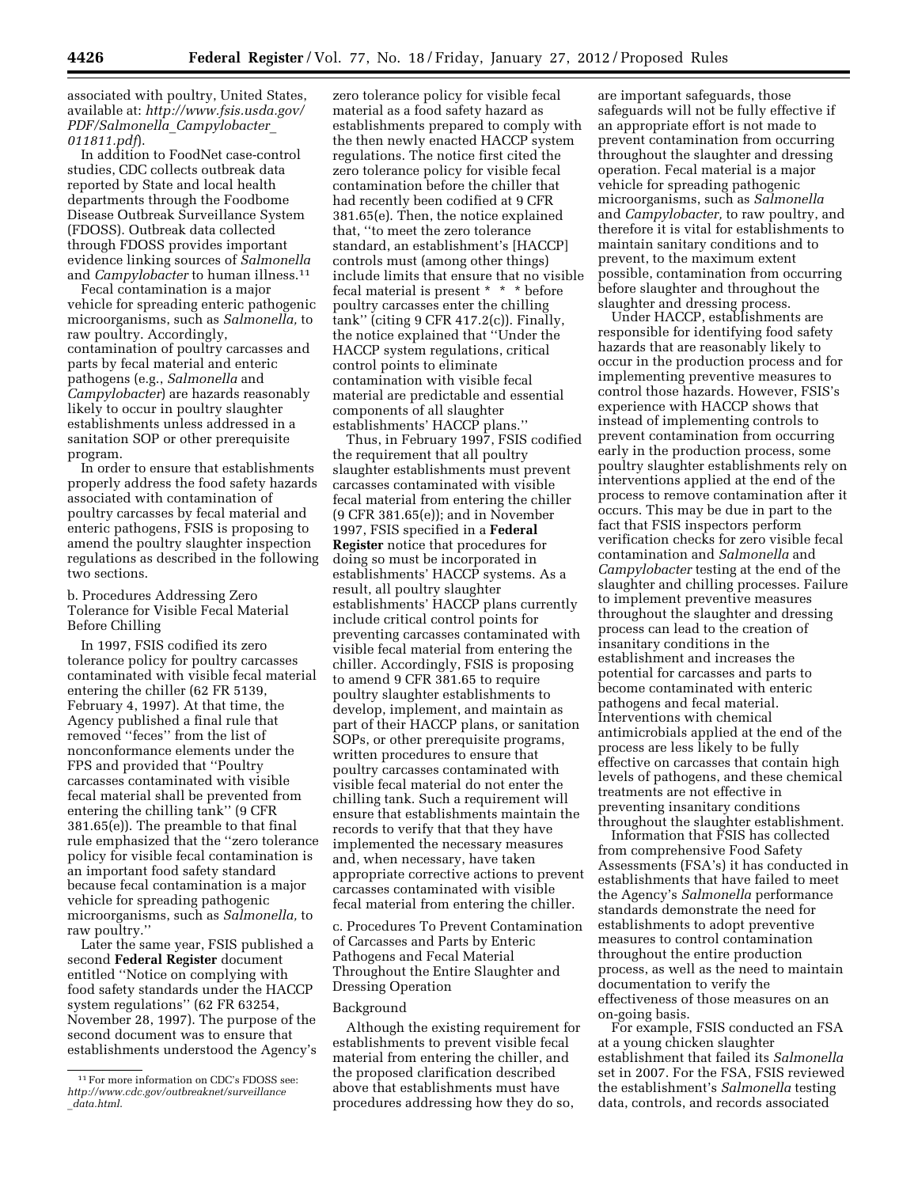associated with poultry, United States, available at: *http://www.fsis.usda.gov/PDF/Salmonella_Campylobacter_011811.pdf*).

In addition to FoodNet case-control studies, CDC collects outbreak data reported by State and local health departments through the Foodbome Disease Outbreak Surveillance System (FDOSS). Outbreak data collected through FDOSS provides important evidence linking sources of *Salmonella* and *Campylobacter* to human illness.[11]

Fecal contamination is a major vehicle for spreading enteric pathogenic microorganisms, such as *Salmonella,* to raw poultry. Accordingly, contamination of poultry carcasses and parts by fecal material and enteric pathogens (e.g., *Salmonella* and *Campylobacter*) are hazards reasonably likely to occur in poultry slaughter establishments unless addressed in a sanitation SOP or other prerequisite program.

In order to ensure that establishments properly address the food safety hazards associated with contamination of poultry carcasses by fecal material and enteric pathogens, FSIS is proposing to amend the poultry slaughter inspection regulations as described in the following two sections.

b. Procedures Addressing Zero Tolerance for Visible Fecal Material Before Chilling

In 1997, FSIS codified its zero tolerance policy for poultry carcasses contaminated with visible fecal material entering the chiller (62 FR 5139, February 4, 1997). At that time, the Agency published a final rule that removed ''feces'' from the list of nonconformance elements under the FPS and provided that ''Poultry carcasses contaminated with visible fecal material shall be prevented from entering the chilling tank'' (9 CFR 381.65(e)). The preamble to that final rule emphasized that the ''zero tolerance policy for visible fecal contamination is an important food safety standard because fecal contamination is a major vehicle for spreading pathogenic microorganisms, such as *Salmonella,* to raw poultry.''

Later the same year, FSIS published a second **Federal Register** document entitled ''Notice on complying with food safety standards under the HACCP system regulations'' (62 FR 63254, November 28, 1997). The purpose of the second document was to ensure that establishments understood the Agency's zero tolerance policy for visible fecal material as a food safety hazard as establishments prepared to comply with the then newly enacted HACCP system regulations. The notice first cited the zero tolerance policy for visible fecal contamination before the chiller that had recently been codified at 9 CFR 381.65(e). Then, the notice explained that, ''to meet the zero tolerance standard, an establishment's [HACCP] controls must (among other things) include limits that ensure that no visible fecal material is present * * * before poultry carcasses enter the chilling tank'' (citing 9 CFR 417.2(c)). Finally, the notice explained that ''Under the HACCP system regulations, critical control points to eliminate contamination with visible fecal material are predictable and essential components of all slaughter establishments' HACCP plans.''

Thus, in February 1997, FSIS codified the requirement that all poultry slaughter establishments must prevent carcasses contaminated with visible fecal material from entering the chiller (9 CFR 381.65(e)); and in November 1997, FSIS specified in a **Federal Register** notice that procedures for doing so must be incorporated in establishments' HACCP systems. As a result, all poultry slaughter establishments' HACCP plans currently include critical control points for preventing carcasses contaminated with visible fecal material from entering the chiller. Accordingly, FSIS is proposing to amend 9 CFR 381.65 to require poultry slaughter establishments to develop, implement, and maintain as part of their HACCP plans, or sanitation SOPs, or other prerequisite programs, written procedures to ensure that poultry carcasses contaminated with visible fecal material do not enter the chilling tank. Such a requirement will ensure that establishments maintain the records to verify that that they have implemented the necessary measures and, when necessary, have taken appropriate corrective actions to prevent carcasses contaminated with visible fecal material from entering the chiller.

c. Procedures To Prevent Contamination of Carcasses and Parts by Enteric Pathogens and Fecal Material Throughout the Entire Slaughter and Dressing Operation

Background

Although the existing requirement for establishments to prevent visible fecal material from entering the chiller, and the proposed clarification described above that establishments must have procedures addressing how they do so, are important safeguards, those safeguards will not be fully effective if an appropriate effort is not made to prevent contamination from occurring throughout the slaughter and dressing operation. Fecal material is a major vehicle for spreading pathogenic microorganisms, such as *Salmonella* and *Campylobacter,* to raw poultry, and therefore it is vital for establishments to maintain sanitary conditions and to prevent, to the maximum extent possible, contamination from occurring before slaughter and throughout the slaughter and dressing process.

Under HACCP, establishments are responsible for identifying food safety hazards that are reasonably likely to occur in the production process and for implementing preventive measures to control those hazards. However, FSIS's experience with HACCP shows that instead of implementing controls to prevent contamination from occurring early in the production process, some poultry slaughter establishments rely on interventions applied at the end of the process to remove contamination after it occurs. This may be due in part to the fact that FSIS inspectors perform verification checks for zero visible fecal contamination and *Salmonella* and *Campylobacter* testing at the end of the slaughter and chilling processes. Failure to implement preventive measures throughout the slaughter and dressing process can lead to the creation of insanitary conditions in the establishment and increases the potential for carcasses and parts to become contaminated with enteric pathogens and fecal material. Interventions with chemical antimicrobials applied at the end of the process are less likely to be fully effective on carcasses that contain high levels of pathogens, and these chemical treatments are not effective in preventing insanitary conditions throughout the slaughter establishment.

Information that FSIS has collected from comprehensive Food Safety Assessments (FSA's) it has conducted in establishments that have failed to meet the Agency's *Salmonella* performance standards demonstrate the need for establishments to adopt preventive measures to control contamination throughout the entire production process, as well as the need to maintain documentation to verify the effectiveness of those measures on an on-going basis.

For example, FSIS conducted an FSA at a young chicken slaughter establishment that failed its *Salmonella* set in 2007. For the FSA, FSIS reviewed the establishment's *Salmonella* testing data, controls, and records associated

[11] For more information on CDC's FDOSS see: *http://www.cdc.gov/outbreaknet/surveillance_data.html.*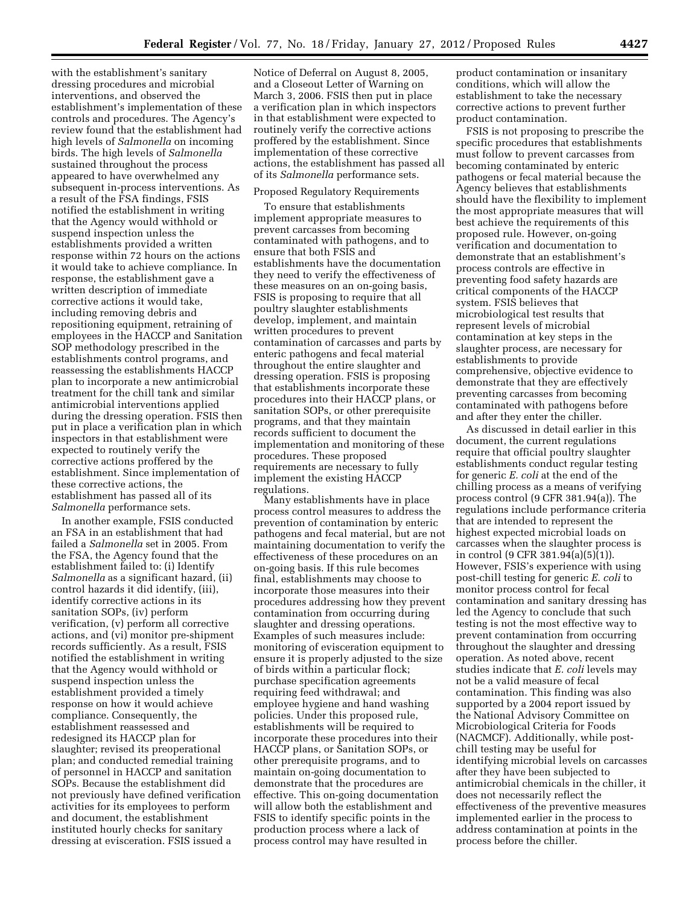with the establishment's sanitary dressing procedures and microbial interventions, and observed the establishment's implementation of these controls and procedures. The Agency's review found that the establishment had high levels of *Salmonella* on incoming birds. The high levels of *Salmonella* sustained throughout the process appeared to have overwhelmed any subsequent in-process interventions. As a result of the FSA findings, FSIS notified the establishment in writing that the Agency would withhold or suspend inspection unless the establishments provided a written response within 72 hours on the actions it would take to achieve compliance. In response, the establishment gave a written description of immediate corrective actions it would take, including removing debris and repositioning equipment, retraining of employees in the HACCP and Sanitation SOP methodology prescribed in the establishments control programs, and reassessing the establishments HACCP plan to incorporate a new antimicrobial treatment for the chill tank and similar antimicrobial interventions applied during the dressing operation. FSIS then put in place a verification plan in which inspectors in that establishment were expected to routinely verify the corrective actions proffered by the establishment. Since implementation of these corrective actions, the establishment has passed all of its *Salmonella* performance sets.

In another example, FSIS conducted an FSA in an establishment that had failed a *Salmonella* set in 2005. From the FSA, the Agency found that the establishment failed to: (i) Identify *Salmonella* as a significant hazard, (ii) control hazards it did identify, (iii), identify corrective actions in its sanitation SOPs, (iv) perform verification, (v) perform all corrective actions, and (vi) monitor pre-shipment records sufficiently. As a result, FSIS notified the establishment in writing that the Agency would withhold or suspend inspection unless the establishment provided a timely response on how it would achieve compliance. Consequently, the establishment reassessed and redesigned its HACCP plan for slaughter; revised its preoperational plan; and conducted remedial training of personnel in HACCP and sanitation SOPs. Because the establishment did not previously have defined verification activities for its employees to perform and document, the establishment instituted hourly checks for sanitary dressing at evisceration. FSIS issued a Notice of Deferral on August 8, 2005, and a Closeout Letter of Warning on March 3, 2006. FSIS then put in place a verification plan in which inspectors in that establishment were expected to routinely verify the corrective actions proffered by the establishment. Since implementation of these corrective actions, the establishment has passed all of its *Salmonella* performance sets.

Proposed Regulatory Requirements

To ensure that establishments implement appropriate measures to prevent carcasses from becoming contaminated with pathogens, and to ensure that both FSIS and establishments have the documentation they need to verify the effectiveness of these measures on an on-going basis, FSIS is proposing to require that all poultry slaughter establishments develop, implement, and maintain written procedures to prevent contamination of carcasses and parts by enteric pathogens and fecal material throughout the entire slaughter and dressing operation. FSIS is proposing that establishments incorporate these procedures into their HACCP plans, or sanitation SOPs, or other prerequisite programs, and that they maintain records sufficient to document the implementation and monitoring of these procedures. These proposed requirements are necessary to fully implement the existing HACCP regulations.

Many establishments have in place process control measures to address the prevention of contamination by enteric pathogens and fecal material, but are not maintaining documentation to verify the effectiveness of these procedures on an on-going basis. If this rule becomes final, establishments may choose to incorporate those measures into their procedures addressing how they prevent contamination from occurring during slaughter and dressing operations. Examples of such measures include: monitoring of evisceration equipment to ensure it is properly adjusted to the size of birds within a particular flock; purchase specification agreements requiring feed withdrawal; and employee hygiene and hand washing policies. Under this proposed rule, establishments will be required to incorporate these procedures into their HACCP plans, or Sanitation SOPs, or other prerequisite programs, and to maintain on-going documentation to demonstrate that the procedures are effective. This on-going documentation will allow both the establishment and FSIS to identify specific points in the production process where a lack of process control may have resulted in product contamination or insanitary conditions, which will allow the establishment to take the necessary corrective actions to prevent further product contamination.

FSIS is not proposing to prescribe the specific procedures that establishments must follow to prevent carcasses from becoming contaminated by enteric pathogens or fecal material because the Agency believes that establishments should have the flexibility to implement the most appropriate measures that will best achieve the requirements of this proposed rule. However, on-going verification and documentation to demonstrate that an establishment's process controls are effective in preventing food safety hazards are critical components of the HACCP system. FSIS believes that microbiological test results that represent levels of microbial contamination at key steps in the slaughter process, are necessary for establishments to provide comprehensive, objective evidence to demonstrate that they are effectively preventing carcasses from becoming contaminated with pathogens before and after they enter the chiller.

As discussed in detail earlier in this document, the current regulations require that official poultry slaughter establishments conduct regular testing for generic *E. coli* at the end of the chilling process as a means of verifying process control (9 CFR 381.94(a)). The regulations include performance criteria that are intended to represent the highest expected microbial loads on carcasses when the slaughter process is in control (9 CFR 381.94(a)(5)(1)). However, FSIS's experience with using post-chill testing for generic *E. coli* to monitor process control for fecal contamination and sanitary dressing has led the Agency to conclude that such testing is not the most effective way to prevent contamination from occurring throughout the slaughter and dressing operation. As noted above, recent studies indicate that *E. coli* levels may not be a valid measure of fecal contamination. This finding was also supported by a 2004 report issued by the National Advisory Committee on Microbiological Criteria for Foods (NACMCF). Additionally, while post-chill testing may be useful for identifying microbial levels on carcasses after they have been subjected to antimicrobial chemicals in the chiller, it does not necessarily reflect the effectiveness of the preventive measures implemented earlier in the process to address contamination at points in the process before the chiller.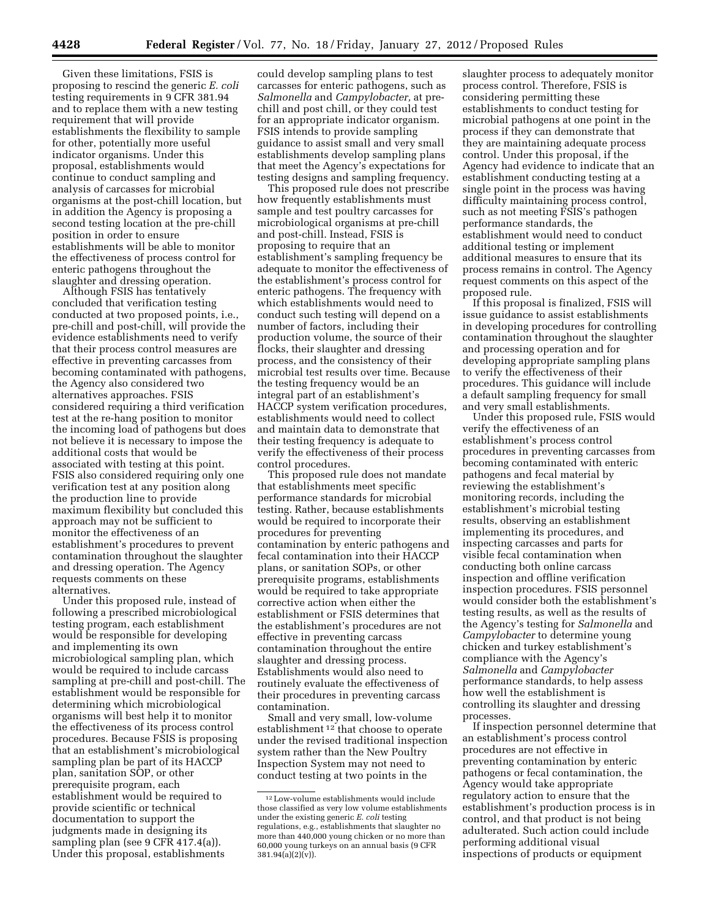Given these limitations, FSIS is proposing to rescind the generic *E. coli* testing requirements in 9 CFR 381.94 and to replace them with a new testing requirement that will provide establishments the flexibility to sample for other, potentially more useful indicator organisms. Under this proposal, establishments would continue to conduct sampling and analysis of carcasses for microbial organisms at the post-chill location, but in addition the Agency is proposing a second testing location at the pre-chill position in order to ensure establishments will be able to monitor the effectiveness of process control for enteric pathogens throughout the slaughter and dressing operation.

Although FSIS has tentatively concluded that verification testing conducted at two proposed points, i.e., pre-chill and post-chill, will provide the evidence establishments need to verify that their process control measures are effective in preventing carcasses from becoming contaminated with pathogens, the Agency also considered two alternatives approaches. FSIS considered requiring a third verification test at the re-hang position to monitor the incoming load of pathogens but does not believe it is necessary to impose the additional costs that would be associated with testing at this point. FSIS also considered requiring only one verification test at any position along the production line to provide maximum flexibility but concluded this approach may not be sufficient to monitor the effectiveness of an establishment's procedures to prevent contamination throughout the slaughter and dressing operation. The Agency requests comments on these alternatives.

Under this proposed rule, instead of following a prescribed microbiological testing program, each establishment would be responsible for developing and implementing its own microbiological sampling plan, which would be required to include carcass sampling at pre-chill and post-chill. The establishment would be responsible for determining which microbiological organisms will best help it to monitor the effectiveness of its process control procedures. Because FSIS is proposing that an establishment's microbiological sampling plan be part of its HACCP plan, sanitation SOP, or other prerequisite program, each establishment would be required to provide scientific or technical documentation to support the judgments made in designing its sampling plan (see 9 CFR 417.4(a)). Under this proposal, establishments could develop sampling plans to test carcasses for enteric pathogens, such as *Salmonella* and *Campylobacter,* at pre-chill and post chill, or they could test for an appropriate indicator organism. FSIS intends to provide sampling guidance to assist small and very small establishments develop sampling plans that meet the Agency's expectations for testing designs and sampling frequency.

This proposed rule does not prescribe how frequently establishments must sample and test poultry carcasses for microbiological organisms at pre-chill and post-chill. Instead, FSIS is proposing to require that an establishment's sampling frequency be adequate to monitor the effectiveness of the establishment's process control for enteric pathogens. The frequency with which establishments would need to conduct such testing will depend on a number of factors, including their production volume, the source of their flocks, their slaughter and dressing process, and the consistency of their microbial test results over time. Because the testing frequency would be an integral part of an establishment's HACCP system verification procedures, establishments would need to collect and maintain data to demonstrate that their testing frequency is adequate to verify the effectiveness of their process control procedures.

This proposed rule does not mandate that establishments meet specific performance standards for microbial testing. Rather, because establishments would be required to incorporate their procedures for preventing contamination by enteric pathogens and fecal contamination into their HACCP plans, or sanitation SOPs, or other prerequisite programs, establishments would be required to take appropriate corrective action when either the establishment or FSIS determines that the establishment's procedures are not effective in preventing carcass contamination throughout the entire slaughter and dressing process. Establishments would also need to routinely evaluate the effectiveness of their procedures in preventing carcass contamination.

Small and very small, low-volume establishment[12] that choose to operate under the revised traditional inspection system rather than the New Poultry Inspection System may not need to conduct testing at two points in the slaughter process to adequately monitor process control. Therefore, FSIS is considering permitting these establishments to conduct testing for microbial pathogens at one point in the process if they can demonstrate that they are maintaining adequate process control. Under this proposal, if the Agency had evidence to indicate that an establishment conducting testing at a single point in the process was having difficulty maintaining process control, such as not meeting FSIS's pathogen performance standards, the establishment would need to conduct additional testing or implement additional measures to ensure that its process remains in control. The Agency request comments on this aspect of the proposed rule.

If this proposal is finalized, FSIS will issue guidance to assist establishments in developing procedures for controlling contamination throughout the slaughter and processing operation and for developing appropriate sampling plans to verify the effectiveness of their procedures. This guidance will include a default sampling frequency for small and very small establishments.

Under this proposed rule, FSIS would verify the effectiveness of an establishment's process control procedures in preventing carcasses from becoming contaminated with enteric pathogens and fecal material by reviewing the establishment's monitoring records, including the establishment's microbial testing results, observing an establishment implementing its procedures, and inspecting carcasses and parts for visible fecal contamination when conducting both online carcass inspection and offline verification inspection procedures. FSIS personnel would consider both the establishment's testing results, as well as the results of the Agency's testing for *Salmonella* and *Campylobacter* to determine young chicken and turkey establishment's compliance with the Agency's *Salmonella* and *Campylobacter* performance standards, to help assess how well the establishment is controlling its slaughter and dressing processes.

If inspection personnel determine that an establishment's process control procedures are not effective in preventing contamination by enteric pathogens or fecal contamination, the Agency would take appropriate regulatory action to ensure that the establishment's production process is in control, and that product is not being adulterated. Such action could include performing additional visual inspections of products or equipment

[12] Low-volume establishments would include those classified as very low volume establishments under the existing generic *E. coli* testing regulations, e.g., establishments that slaughter no more than 440,000 young chicken or no more than 60,000 young turkeys on an annual basis (9 CFR 381.94(a)(2)(v)).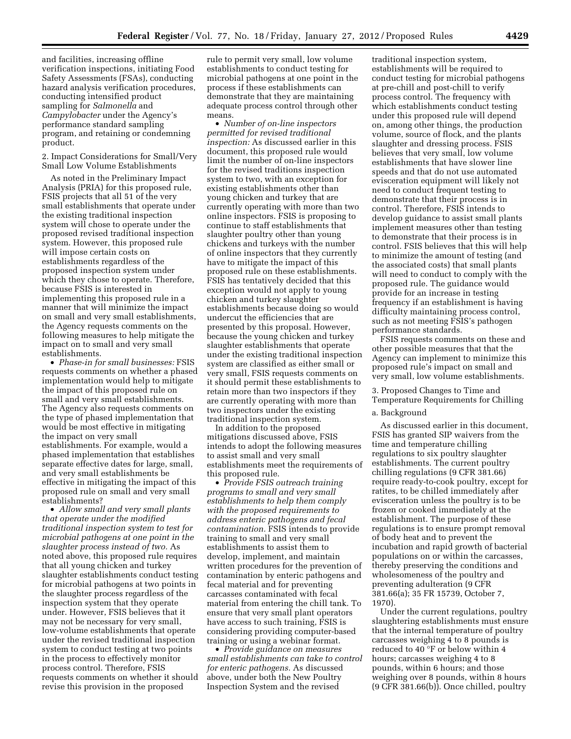and facilities, increasing offline verification inspections, initiating Food Safety Assessments (FSAs), conducting hazard analysis verification procedures, conducting intensified product sampling for *Salmonella* and *Campylobacter* under the Agency's performance standard sampling program, and retaining or condemning product.

2. Impact Considerations for Small/Very Small Low Volume Establishments

As noted in the Preliminary Impact Analysis (PRIA) for this proposed rule, FSIS projects that all 51 of the very small establishments that operate under the existing traditional inspection system will chose to operate under the proposed revised traditional inspection system. However, this proposed rule will impose certain costs on establishments regardless of the proposed inspection system under which they chose to operate. Therefore, because FSIS is interested in implementing this proposed rule in a manner that will minimize the impact on small and very small establishments, the Agency requests comments on the following measures to help mitigate the impact on to small and very small establishments.

- *Phase-in for small businesses:* FSIS requests comments on whether a phased implementation would help to mitigate the impact of this proposed rule on small and very small establishments. The Agency also requests comments on the type of phased implementation that would be most effective in mitigating the impact on very small establishments. For example, would a phased implementation that establishes separate effective dates for large, small, and very small establishments be effective in mitigating the impact of this proposed rule on small and very small establishments?
- *Allow small and very small plants that operate under the modified traditional inspection system to test for microbial pathogens at one point in the slaughter process instead of two.* As noted above, this proposed rule requires that all young chicken and turkey slaughter establishments conduct testing for microbial pathogens at two points in the slaughter process regardless of the inspection system that they operate under. However, FSIS believes that it may not be necessary for very small, low-volume establishments that operate under the revised traditional inspection system to conduct testing at two points in the process to effectively monitor process control. Therefore, FSIS requests comments on whether it should revise this provision in the proposed rule to permit very small, low volume establishments to conduct testing for microbial pathogens at one point in the process if these establishments can demonstrate that they are maintaining adequate process control through other means.
- *Number of on-line inspectors permitted for revised traditional inspection:* As discussed earlier in this document, this proposed rule would limit the number of on-line inspectors for the revised traditions inspection system to two, with an exception for existing establishments other than young chicken and turkey that are currently operating with more than two online inspectors. FSIS is proposing to continue to staff establishments that slaughter poultry other than young chickens and turkeys with the number of online inspectors that they currently have to mitigate the impact of this proposed rule on these establishments. FSIS has tentatively decided that this exception would not apply to young chicken and turkey slaughter establishments because doing so would undercut the efficiencies that are presented by this proposal. However, because the young chicken and turkey slaughter establishments that operate under the existing traditional inspection system are classified as either small or very small, FSIS requests comments on it should permit these establishments to retain more than two inspectors if they are currently operating with more than two inspectors under the existing traditional inspection system.

In addition to the proposed mitigations discussed above, FSIS intends to adopt the following measures to assist small and very small establishments meet the requirements of this proposed rule.

- *Provide FSIS outreach training programs to small and very small establishments to help them comply with the proposed requirements to address enteric pathogens and fecal contamination.* FSIS intends to provide training to small and very small establishments to assist them to develop, implement, and maintain written procedures for the prevention of contamination by enteric pathogens and fecal material and for preventing carcasses contaminated with fecal material from entering the chill tank. To ensure that very small plant operators have access to such training, FSIS is considering providing computer-based training or using a webinar format.
- *Provide guidance on measures small establishments can take to control for enteric pathogens.* As discussed above, under both the New Poultry Inspection System and the revised traditional inspection system, establishments will be required to conduct testing for microbial pathogens at pre-chill and post-chill to verify process control. The frequency with which establishments conduct testing under this proposed rule will depend on, among other things, the production volume, source of flock, and the plants slaughter and dressing process. FSIS believes that very small, low volume establishments that have slower line speeds and that do not use automated evisceration equipment will likely not need to conduct frequent testing to demonstrate that their process is in control. Therefore, FSIS intends to develop guidance to assist small plants implement measures other than testing to demonstrate that their process is in control. FSIS believes that this will help to minimize the amount of testing (and the associated costs) that small plants will need to conduct to comply with the proposed rule. The guidance would provide for an increase in testing frequency if an establishment is having difficulty maintaining process control, such as not meeting FSIS's pathogen performance standards.

FSIS requests comments on these and other possible measures that the Agency can implement to minimize this proposed rule's impact on small and very small, low volume establishments.

3. Proposed Changes to Time and Temperature Requirements for Chilling

a. Background

As discussed earlier in this document, FSIS has granted SIP waivers from the time and temperature chilling regulations to six poultry slaughter establishments. The current poultry chilling regulations (9 CFR 381.66) require ready-to-cook poultry, except for ratites, to be chilled immediately after evisceration unless the poultry is to be frozen or cooked immediately at the establishment. The purpose of these regulations is to ensure prompt removal of body heat and to prevent the incubation and rapid growth of bacterial populations on or within the carcasses, thereby preserving the conditions and wholesomeness of the poultry and preventing adulteration (9 CFR 381.66(a); 35 FR 15739, October 7, 1970).

Under the current regulations, poultry slaughtering establishments must ensure that the internal temperature of poultry carcasses weighing 4 to 8 pounds is reduced to 40 °F or below within 4 hours; carcasses weighing 4 to 8 pounds, within 6 hours; and those weighing over 8 pounds, within 8 hours (9 CFR 381.66(b)). Once chilled, poultry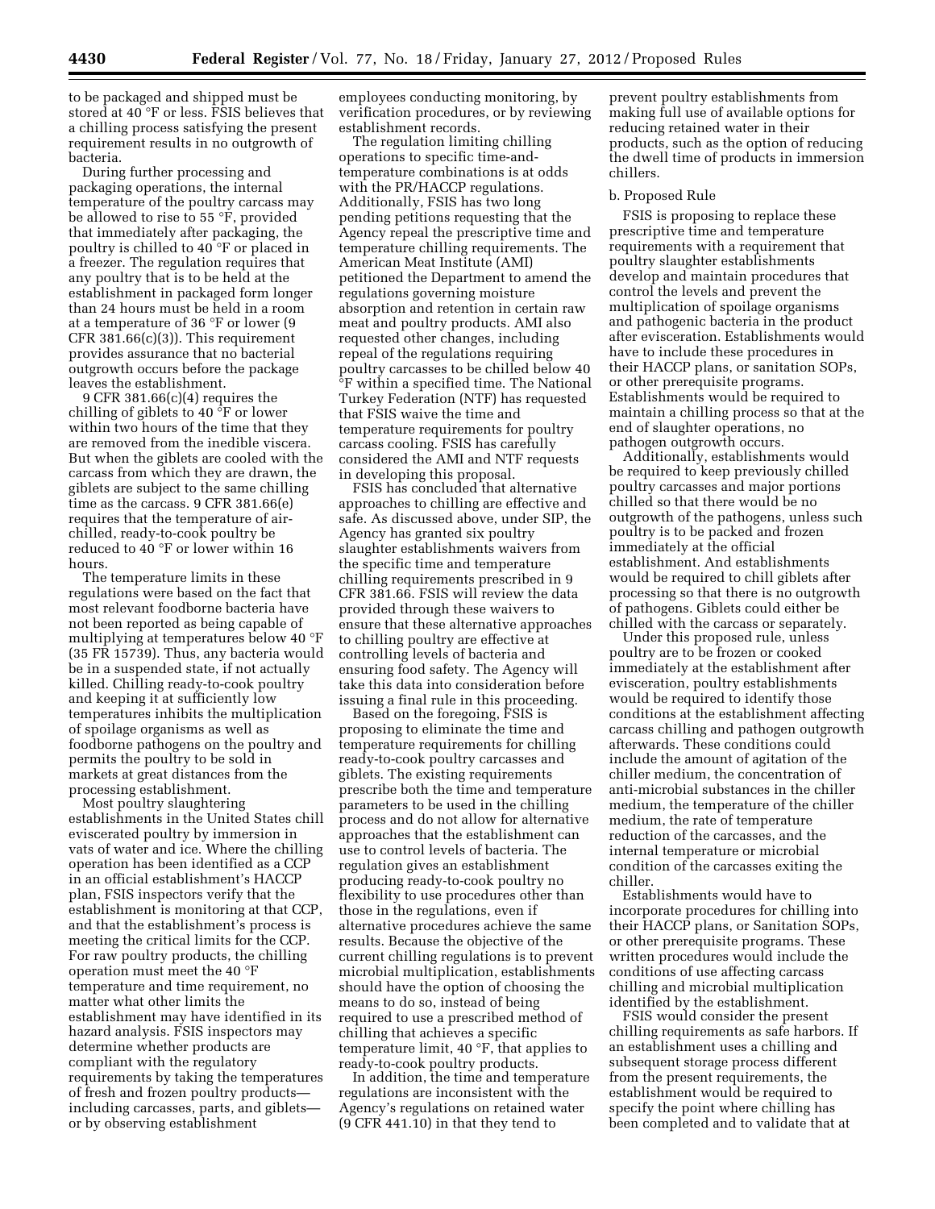to be packaged and shipped must be stored at 40 °F or less. FSIS believes that a chilling process satisfying the present requirement results in no outgrowth of bacteria.

During further processing and packaging operations, the internal temperature of the poultry carcass may be allowed to rise to 55 °F, provided that immediately after packaging, the poultry is chilled to 40 °F or placed in a freezer. The regulation requires that any poultry that is to be held at the establishment in packaged form longer than 24 hours must be held in a room at a temperature of 36 °F or lower (9 CFR 381.66(c)(3)). This requirement provides assurance that no bacterial outgrowth occurs before the package leaves the establishment.

9 CFR 381.66(c)(4) requires the chilling of giblets to 40 °F or lower within two hours of the time that they are removed from the inedible viscera. But when the giblets are cooled with the carcass from which they are drawn, the giblets are subject to the same chilling time as the carcass. 9 CFR 381.66(e) requires that the temperature of air-chilled, ready-to-cook poultry be reduced to 40 °F or lower within 16 hours.

The temperature limits in these regulations were based on the fact that most relevant foodborne bacteria have not been reported as being capable of multiplying at temperatures below 40 °F (35 FR 15739). Thus, any bacteria would be in a suspended state, if not actually killed. Chilling ready-to-cook poultry and keeping it at sufficiently low temperatures inhibits the multiplication of spoilage organisms as well as foodborne pathogens on the poultry and permits the poultry to be sold in markets at great distances from the processing establishment.

Most poultry slaughtering establishments in the United States chill eviscerated poultry by immersion in vats of water and ice. Where the chilling operation has been identified as a CCP in an official establishment's HACCP plan, FSIS inspectors verify that the establishment is monitoring at that CCP, and that the establishment's process is meeting the critical limits for the CCP. For raw poultry products, the chilling operation must meet the 40 °F temperature and time requirement, no matter what other limits the establishment may have identified in its hazard analysis. FSIS inspectors may determine whether products are compliant with the regulatory requirements by taking the temperatures of fresh and frozen poultry products—including carcasses, parts, and giblets—or by observing establishment employees conducting monitoring, by verification procedures, or by reviewing establishment records.

The regulation limiting chilling operations to specific time-and-temperature combinations is at odds with the PR/HACCP regulations. Additionally, FSIS has two long pending petitions requesting that the Agency repeal the prescriptive time and temperature chilling requirements. The American Meat Institute (AMI) petitioned the Department to amend the regulations governing moisture absorption and retention in certain raw meat and poultry products. AMI also requested other changes, including repeal of the regulations requiring poultry carcasses to be chilled below 40 °F within a specified time. The National Turkey Federation (NTF) has requested that FSIS waive the time and temperature requirements for poultry carcass cooling. FSIS has carefully considered the AMI and NTF requests in developing this proposal.

FSIS has concluded that alternative approaches to chilling are effective and safe. As discussed above, under SIP, the Agency has granted six poultry slaughter establishments waivers from the specific time and temperature chilling requirements prescribed in 9 CFR 381.66. FSIS will review the data provided through these waivers to ensure that these alternative approaches to chilling poultry are effective at controlling levels of bacteria and ensuring food safety. The Agency will take this data into consideration before issuing a final rule in this proceeding.

Based on the foregoing, FSIS is proposing to eliminate the time and temperature requirements for chilling ready-to-cook poultry carcasses and giblets. The existing requirements prescribe both the time and temperature parameters to be used in the chilling process and do not allow for alternative approaches that the establishment can use to control levels of bacteria. The regulation gives an establishment producing ready-to-cook poultry no flexibility to use procedures other than those in the regulations, even if alternative procedures achieve the same results. Because the objective of the current chilling regulations is to prevent microbial multiplication, establishments should have the option of choosing the means to do so, instead of being required to use a prescribed method of chilling that achieves a specific temperature limit, 40 °F, that applies to ready-to-cook poultry products.

In addition, the time and temperature regulations are inconsistent with the Agency's regulations on retained water (9 CFR 441.10) in that they tend to prevent poultry establishments from making full use of available options for reducing retained water in their products, such as the option of reducing the dwell time of products in immersion chillers.

b. Proposed Rule

FSIS is proposing to replace these prescriptive time and temperature requirements with a requirement that poultry slaughter establishments develop and maintain procedures that control the levels and prevent the multiplication of spoilage organisms and pathogenic bacteria in the product after evisceration. Establishments would have to include these procedures in their HACCP plans, or sanitation SOPs, or other prerequisite programs. Establishments would be required to maintain a chilling process so that at the end of slaughter operations, no pathogen outgrowth occurs.

Additionally, establishments would be required to keep previously chilled poultry carcasses and major portions chilled so that there would be no outgrowth of the pathogens, unless such poultry is to be packed and frozen immediately at the official establishment. And establishments would be required to chill giblets after processing so that there is no outgrowth of pathogens. Giblets could either be chilled with the carcass or separately.

Under this proposed rule, unless poultry are to be frozen or cooked immediately at the establishment after evisceration, poultry establishments would be required to identify those conditions at the establishment affecting carcass chilling and pathogen outgrowth afterwards. These conditions could include the amount of agitation of the chiller medium, the concentration of anti-microbial substances in the chiller medium, the temperature of the chiller medium, the rate of temperature reduction of the carcasses, and the internal temperature or microbial condition of the carcasses exiting the chiller.

Establishments would have to incorporate procedures for chilling into their HACCP plans, or Sanitation SOPs, or other prerequisite programs. These written procedures would include the conditions of use affecting carcass chilling and microbial multiplication identified by the establishment.

FSIS would consider the present chilling requirements as safe harbors. If an establishment uses a chilling and subsequent storage process different from the present requirements, the establishment would be required to specify the point where chilling has been completed and to validate that at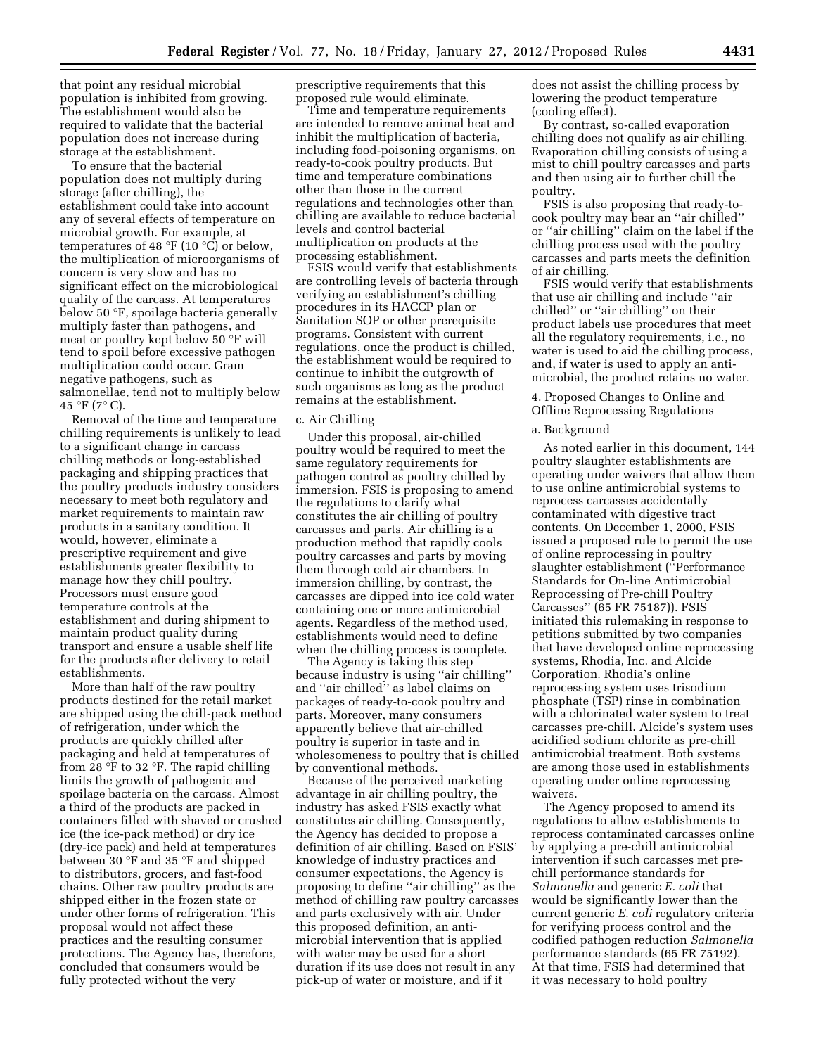that point any residual microbial population is inhibited from growing. The establishment would also be required to validate that the bacterial population does not increase during storage at the establishment.

To ensure that the bacterial population does not multiply during storage (after chilling), the establishment could take into account any of several effects of temperature on microbial growth. For example, at temperatures of 48 °F (10 °C) or below, the multiplication of microorganisms of concern is very slow and has no significant effect on the microbiological quality of the carcass. At temperatures below 50 °F, spoilage bacteria generally multiply faster than pathogens, and meat or poultry kept below 50 °F will tend to spoil before excessive pathogen multiplication could occur. Gram negative pathogens, such as salmonellae, tend not to multiply below 45 °F (7° C).

Removal of the time and temperature chilling requirements is unlikely to lead to a significant change in carcass chilling methods or long-established packaging and shipping practices that the poultry products industry considers necessary to meet both regulatory and market requirements to maintain raw products in a sanitary condition. It would, however, eliminate a prescriptive requirement and give establishments greater flexibility to manage how they chill poultry. Processors must ensure good temperature controls at the establishment and during shipment to maintain product quality during transport and ensure a usable shelf life for the products after delivery to retail establishments.

More than half of the raw poultry products destined for the retail market are shipped using the chill-pack method of refrigeration, under which the products are quickly chilled after packaging and held at temperatures of from 28 °F to 32 °F. The rapid chilling limits the growth of pathogenic and spoilage bacteria on the carcass. Almost a third of the products are packed in containers filled with shaved or crushed ice (the ice-pack method) or dry ice (dry-ice pack) and held at temperatures between 30 °F and 35 °F and shipped to distributors, grocers, and fast-food chains. Other raw poultry products are shipped either in the frozen state or under other forms of refrigeration. This proposal would not affect these practices and the resulting consumer protections. The Agency has, therefore, concluded that consumers would be fully protected without the very prescriptive requirements that this proposed rule would eliminate.

Time and temperature requirements are intended to remove animal heat and inhibit the multiplication of bacteria, including food-poisoning organisms, on ready-to-cook poultry products. But time and temperature combinations other than those in the current regulations and technologies other than chilling are available to reduce bacterial levels and control bacterial multiplication on products at the processing establishment.

FSIS would verify that establishments are controlling levels of bacteria through verifying an establishment's chilling procedures in its HACCP plan or Sanitation SOP or other prerequisite programs. Consistent with current regulations, once the product is chilled, the establishment would be required to continue to inhibit the outgrowth of such organisms as long as the product remains at the establishment.

### c. Air Chilling

Under this proposal, air-chilled poultry would be required to meet the same regulatory requirements for pathogen control as poultry chilled by immersion. FSIS is proposing to amend the regulations to clarify what constitutes the air chilling of poultry carcasses and parts. Air chilling is a production method that rapidly cools poultry carcasses and parts by moving them through cold air chambers. In immersion chilling, by contrast, the carcasses are dipped into ice cold water containing one or more antimicrobial agents. Regardless of the method used, establishments would need to define when the chilling process is complete.

The Agency is taking this step because industry is using ''air chilling'' and ''air chilled'' as label claims on packages of ready-to-cook poultry and parts. Moreover, many consumers apparently believe that air-chilled poultry is superior in taste and in wholesomeness to poultry that is chilled by conventional methods.

Because of the perceived marketing advantage in air chilling poultry, the industry has asked FSIS exactly what constitutes air chilling. Consequently, the Agency has decided to propose a definition of air chilling. Based on FSIS' knowledge of industry practices and consumer expectations, the Agency is proposing to define ''air chilling'' as the method of chilling raw poultry carcasses and parts exclusively with air. Under this proposed definition, an anti-microbial intervention that is applied with water may be used for a short duration if its use does not result in any pick-up of water or moisture, and if it does not assist the chilling process by lowering the product temperature (cooling effect).

By contrast, so-called evaporation chilling does not qualify as air chilling. Evaporation chilling consists of using a mist to chill poultry carcasses and parts and then using air to further chill the poultry.

FSIS is also proposing that ready-to-cook poultry may bear an ''air chilled'' or ''air chilling'' claim on the label if the chilling process used with the poultry carcasses and parts meets the definition of air chilling.

FSIS would verify that establishments that use air chilling and include ''air chilled'' or ''air chilling'' on their product labels use procedures that meet all the regulatory requirements, i.e., no water is used to aid the chilling process, and, if water is used to apply an anti-microbial, the product retains no water.

## 4. Proposed Changes to Online and Offline Reprocessing Regulations

### a. Background

As noted earlier in this document, 144 poultry slaughter establishments are operating under waivers that allow them to use online antimicrobial systems to reprocess carcasses accidentally contaminated with digestive tract contents. On December 1, 2000, FSIS issued a proposed rule to permit the use of online reprocessing in poultry slaughter establishment (''Performance Standards for On-line Antimicrobial Reprocessing of Pre-chill Poultry Carcasses'' (65 FR 75187)). FSIS initiated this rulemaking in response to petitions submitted by two companies that have developed online reprocessing systems, Rhodia, Inc. and Alcide Corporation. Rhodia's online reprocessing system uses trisodium phosphate (TSP) rinse in combination with a chlorinated water system to treat carcasses pre-chill. Alcide's system uses acidified sodium chlorite as pre-chill antimicrobial treatment. Both systems are among those used in establishments operating under online reprocessing waivers.

The Agency proposed to amend its regulations to allow establishments to reprocess contaminated carcasses online by applying a pre-chill antimicrobial intervention if such carcasses met pre-chill performance standards for *Salmonella* and generic *E. coli* that would be significantly lower than the current generic *E. coli* regulatory criteria for verifying process control and the codified pathogen reduction *Salmonella* performance standards (65 FR 75192). At that time, FSIS had determined that it was necessary to hold poultry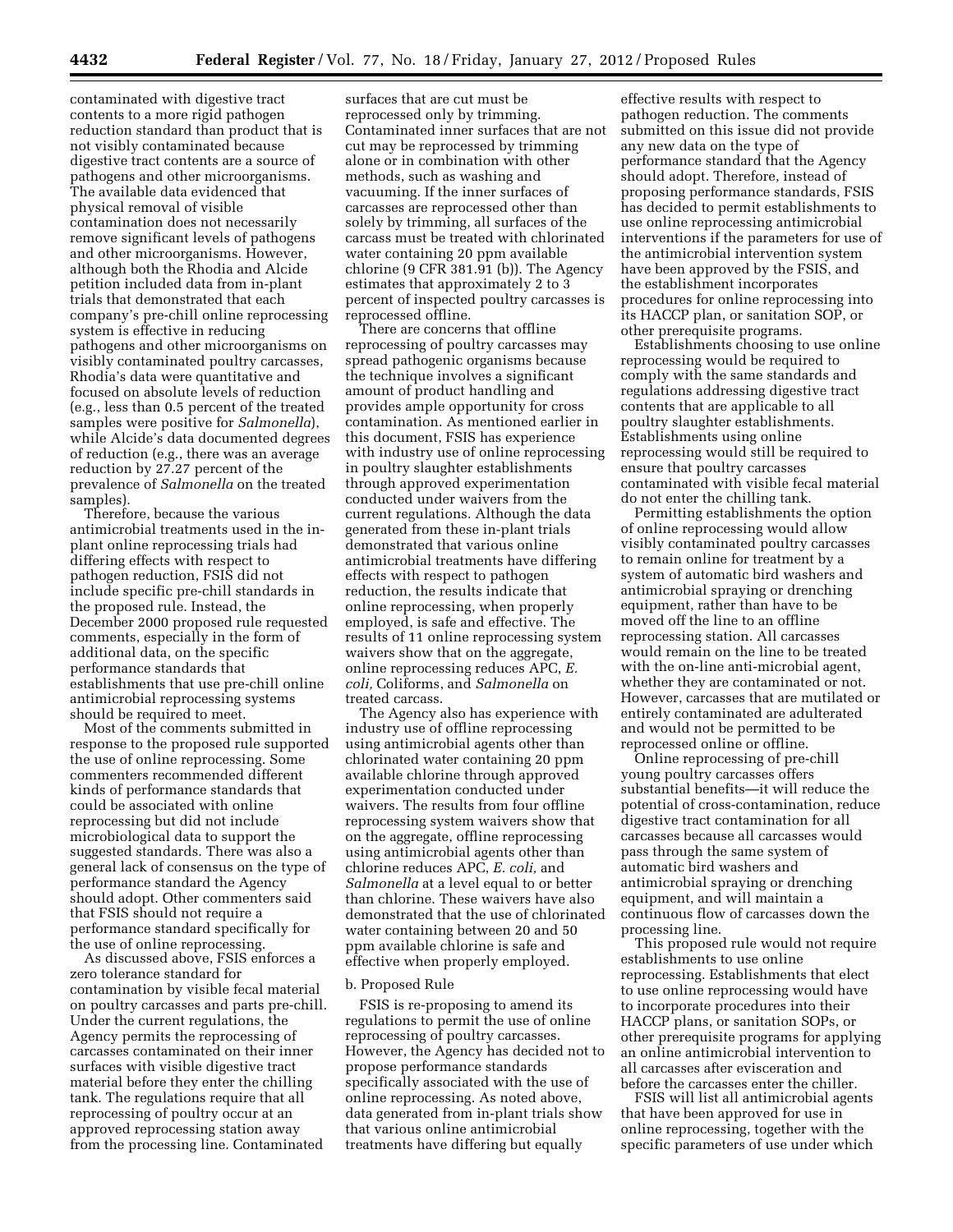contaminated with digestive tract contents to a more rigid pathogen reduction standard than product that is not visibly contaminated because digestive tract contents are a source of pathogens and other microorganisms. The available data evidenced that physical removal of visible contamination does not necessarily remove significant levels of pathogens and other microorganisms. However, although both the Rhodia and Alcide petition included data from in-plant trials that demonstrated that each company's pre-chill online reprocessing system is effective in reducing pathogens and other microorganisms on visibly contaminated poultry carcasses, Rhodia's data were quantitative and focused on absolute levels of reduction (e.g., less than 0.5 percent of the treated samples were positive for *Salmonella*), while Alcide's data documented degrees of reduction (e.g., there was an average reduction by 27.27 percent of the prevalence of *Salmonella* on the treated samples).

Therefore, because the various antimicrobial treatments used in the in-plant online reprocessing trials had differing effects with respect to pathogen reduction, FSIS did not include specific pre-chill standards in the proposed rule. Instead, the December 2000 proposed rule requested comments, especially in the form of additional data, on the specific performance standards that establishments that use pre-chill online antimicrobial reprocessing systems should be required to meet.

Most of the comments submitted in response to the proposed rule supported the use of online reprocessing. Some commenters recommended different kinds of performance standards that could be associated with online reprocessing but did not include microbiological data to support the suggested standards. There was also a general lack of consensus on the type of performance standard the Agency should adopt. Other commenters said that FSIS should not require a performance standard specifically for the use of online reprocessing.

As discussed above, FSIS enforces a zero tolerance standard for contamination by visible fecal material on poultry carcasses and parts pre-chill. Under the current regulations, the Agency permits the reprocessing of carcasses contaminated on their inner surfaces with visible digestive tract material before they enter the chilling tank. The regulations require that all reprocessing of poultry occur at an approved reprocessing station away from the processing line. Contaminated surfaces that are cut must be reprocessed only by trimming. Contaminated inner surfaces that are not cut may be reprocessed by trimming alone or in combination with other methods, such as washing and vacuuming. If the inner surfaces of carcasses are reprocessed other than solely by trimming, all surfaces of the carcass must be treated with chlorinated water containing 20 ppm available chlorine (9 CFR 381.91 (b)). The Agency estimates that approximately 2 to 3 percent of inspected poultry carcasses is reprocessed offline.

There are concerns that offline reprocessing of poultry carcasses may spread pathogenic organisms because the technique involves a significant amount of product handling and provides ample opportunity for cross contamination. As mentioned earlier in this document, FSIS has experience with industry use of online reprocessing in poultry slaughter establishments through approved experimentation conducted under waivers from the current regulations. Although the data generated from these in-plant trials demonstrated that various online antimicrobial treatments have differing effects with respect to pathogen reduction, the results indicate that online reprocessing, when properly employed, is safe and effective. The results of 11 online reprocessing system waivers show that on the aggregate, online reprocessing reduces APC, *E. coli,* Coliforms, and *Salmonella* on treated carcass.

The Agency also has experience with industry use of offline reprocessing using antimicrobial agents other than chlorinated water containing 20 ppm available chlorine through approved experimentation conducted under waivers. The results from four offline reprocessing system waivers show that on the aggregate, offline reprocessing using antimicrobial agents other than chlorine reduces APC, *E. coli,* and *Salmonella* at a level equal to or better than chlorine. These waivers have also demonstrated that the use of chlorinated water containing between 20 and 50 ppm available chlorine is safe and effective when properly employed.

b. Proposed Rule

FSIS is re-proposing to amend its regulations to permit the use of online reprocessing of poultry carcasses. However, the Agency has decided not to propose performance standards specifically associated with the use of online reprocessing. As noted above, data generated from in-plant trials show that various online antimicrobial treatments have differing but equally effective results with respect to pathogen reduction. The comments submitted on this issue did not provide any new data on the type of performance standard that the Agency should adopt. Therefore, instead of proposing performance standards, FSIS has decided to permit establishments to use online reprocessing antimicrobial interventions if the parameters for use of the antimicrobial intervention system have been approved by the FSIS, and the establishment incorporates procedures for online reprocessing into its HACCP plan, or sanitation SOP, or other prerequisite programs.

Establishments choosing to use online reprocessing would be required to comply with the same standards and regulations addressing digestive tract contents that are applicable to all poultry slaughter establishments. Establishments using online reprocessing would still be required to ensure that poultry carcasses contaminated with visible fecal material do not enter the chilling tank.

Permitting establishments the option of online reprocessing would allow visibly contaminated poultry carcasses to remain online for treatment by a system of automatic bird washers and antimicrobial spraying or drenching equipment, rather than have to be moved off the line to an offline reprocessing station. All carcasses would remain on the line to be treated with the on-line anti-microbial agent, whether they are contaminated or not. However, carcasses that are mutilated or entirely contaminated are adulterated and would not be permitted to be reprocessed online or offline.

Online reprocessing of pre-chill young poultry carcasses offers substantial benefits—it will reduce the potential of cross-contamination, reduce digestive tract contamination for all carcasses because all carcasses would pass through the same system of automatic bird washers and antimicrobial spraying or drenching equipment, and will maintain a continuous flow of carcasses down the processing line.

This proposed rule would not require establishments to use online reprocessing. Establishments that elect to use online reprocessing would have to incorporate procedures into their HACCP plans, or sanitation SOPs, or other prerequisite programs for applying an online antimicrobial intervention to all carcasses after evisceration and before the carcasses enter the chiller.

FSIS will list all antimicrobial agents that have been approved for use in online reprocessing, together with the specific parameters of use under which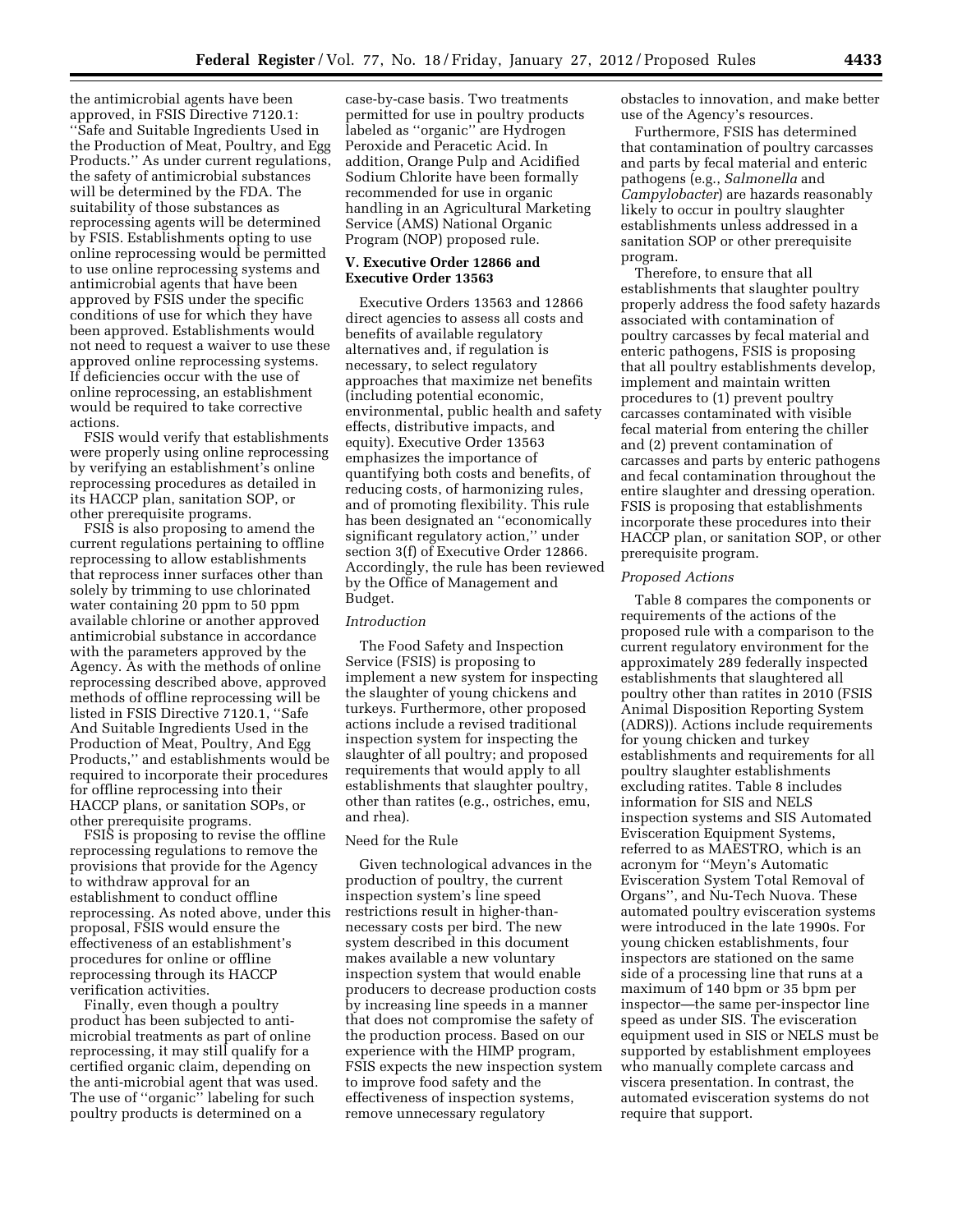the antimicrobial agents have been approved, in FSIS Directive 7120.1: ''Safe and Suitable Ingredients Used in the Production of Meat, Poultry, and Egg Products.'' As under current regulations, the safety of antimicrobial substances will be determined by the FDA. The suitability of those substances as reprocessing agents will be determined by FSIS. Establishments opting to use online reprocessing would be permitted to use online reprocessing systems and antimicrobial agents that have been approved by FSIS under the specific conditions of use for which they have been approved. Establishments would not need to request a waiver to use these approved online reprocessing systems. If deficiencies occur with the use of online reprocessing, an establishment would be required to take corrective actions.

FSIS would verify that establishments were properly using online reprocessing by verifying an establishment's online reprocessing procedures as detailed in its HACCP plan, sanitation SOP, or other prerequisite programs.

FSIS is also proposing to amend the current regulations pertaining to offline reprocessing to allow establishments that reprocess inner surfaces other than solely by trimming to use chlorinated water containing 20 ppm to 50 ppm available chlorine or another approved antimicrobial substance in accordance with the parameters approved by the Agency. As with the methods of online reprocessing described above, approved methods of offline reprocessing will be listed in FSIS Directive 7120.1, ''Safe And Suitable Ingredients Used in the Production of Meat, Poultry, And Egg Products,'' and establishments would be required to incorporate their procedures for offline reprocessing into their HACCP plans, or sanitation SOPs, or other prerequisite programs.

FSIS is proposing to revise the offline reprocessing regulations to remove the provisions that provide for the Agency to withdraw approval for an establishment to conduct offline reprocessing. As noted above, under this proposal, FSIS would ensure the effectiveness of an establishment's procedures for online or offline reprocessing through its HACCP verification activities.

Finally, even though a poultry product has been subjected to anti-microbial treatments as part of online reprocessing, it may still qualify for a certified organic claim, depending on the anti-microbial agent that was used. The use of ''organic'' labeling for such poultry products is determined on a case-by-case basis. Two treatments permitted for use in poultry products labeled as ''organic'' are Hydrogen Peroxide and Peracetic Acid. In addition, Orange Pulp and Acidified Sodium Chlorite have been formally recommended for use in organic handling in an Agricultural Marketing Service (AMS) National Organic Program (NOP) proposed rule.

## V. Executive Order 12866 and Executive Order 13563

Executive Orders 13563 and 12866 direct agencies to assess all costs and benefits of available regulatory alternatives and, if regulation is necessary, to select regulatory approaches that maximize net benefits (including potential economic, environmental, public health and safety effects, distributive impacts, and equity). Executive Order 13563 emphasizes the importance of quantifying both costs and benefits, of reducing costs, of harmonizing rules, and of promoting flexibility. This rule has been designated an ''economically significant regulatory action,'' under section 3(f) of Executive Order 12866. Accordingly, the rule has been reviewed by the Office of Management and Budget.

### *Introduction*

The Food Safety and Inspection Service (FSIS) is proposing to implement a new system for inspecting the slaughter of young chickens and turkeys. Furthermore, other proposed actions include a revised traditional inspection system for inspecting the slaughter of all poultry; and proposed requirements that would apply to all establishments that slaughter poultry, other than ratites (e.g., ostriches, emu, and rhea).

### Need for the Rule

Given technological advances in the production of poultry, the current inspection system's line speed restrictions result in higher-than-necessary costs per bird. The new system described in this document makes available a new voluntary inspection system that would enable producers to decrease production costs by increasing line speeds in a manner that does not compromise the safety of the production process. Based on our experience with the HIMP program, FSIS expects the new inspection system to improve food safety and the effectiveness of inspection systems, remove unnecessary regulatory obstacles to innovation, and make better use of the Agency's resources.

Furthermore, FSIS has determined that contamination of poultry carcasses and parts by fecal material and enteric pathogens (e.g., *Salmonella* and *Campylobacter*) are hazards reasonably likely to occur in poultry slaughter establishments unless addressed in a sanitation SOP or other prerequisite program.

Therefore, to ensure that all establishments that slaughter poultry properly address the food safety hazards associated with contamination of poultry carcasses by fecal material and enteric pathogens, FSIS is proposing that all poultry establishments develop, implement and maintain written procedures to (1) prevent poultry carcasses contaminated with visible fecal material from entering the chiller and (2) prevent contamination of carcasses and parts by enteric pathogens and fecal contamination throughout the entire slaughter and dressing operation. FSIS is proposing that establishments incorporate these procedures into their HACCP plan, or sanitation SOP, or other prerequisite program.

### *Proposed Actions*

Table 8 compares the components or requirements of the actions of the proposed rule with a comparison to the current regulatory environment for the approximately 289 federally inspected establishments that slaughtered all poultry other than ratites in 2010 (FSIS Animal Disposition Reporting System (ADRS)). Actions include requirements for young chicken and turkey establishments and requirements for all poultry slaughter establishments excluding ratites. Table 8 includes information for SIS and NELS inspection systems and SIS Automated Evisceration Equipment Systems, referred to as MAESTRO, which is an acronym for ''Meyn's Automatic Evisceration System Total Removal of Organs'', and Nu-Tech Nuova. These automated poultry evisceration systems were introduced in the late 1990s. For young chicken establishments, four inspectors are stationed on the same side of a processing line that runs at a maximum of 140 bpm or 35 bpm per inspector—the same per-inspector line speed as under SIS. The evisceration equipment used in SIS or NELS must be supported by establishment employees who manually complete carcass and viscera presentation. In contrast, the automated evisceration systems do not require that support.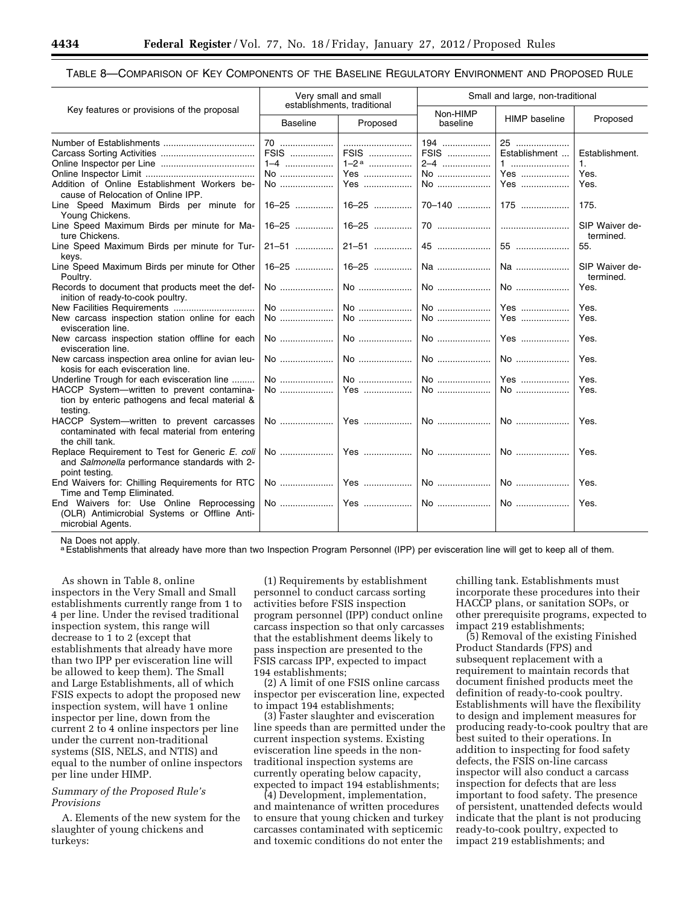TABLE 8—COMPARISON OF KEY COMPONENTS OF THE BASELINE REGULATORY ENVIRONMENT AND PROPOSED RULE

| Key features or provisions of the proposal | Very small and small establishments, traditional | | Small and large, non-traditional | | |
|---|---|---|---|---|---|
| | Baseline | Proposed | Non-HIMP baseline | HIMP baseline | Proposed |
| Number of Establishments | 70 | | 194 | 25 | |
| Carcass Sorting Activities | FSIS | FSIS | FSIS | Establishment | Establishment. |
| Online Inspector per Line | 1–4 | 1–2 [a] | 2–4 | 1 | 1. |
| Online Inspector Limit | No | Yes | No | Yes | Yes. |
| Addition of Online Establishment Workers because of Relocation of Online IPP. | No | Yes | No | Yes | Yes. |
| Line Speed Maximum Birds per minute for Young Chickens. | 16–25 | 16–25 | 70–140 | 175 | 175. |
| Line Speed Maximum Birds per minute for Mature Chickens. | 16–25 | 16–25 | 70 | | SIP Waiver determined. |
| Line Speed Maximum Birds per minute for Turkeys. | 21–51 | 21–51 | 45 | 55 | 55. |
| Line Speed Maximum Birds per minute for Other Poultry. | 16–25 | 16–25 | Na | Na | SIP Waiver determined. |
| Records to document that products meet the definition of ready-to-cook poultry. | No | No | No | No | Yes. |
| New Facilities Requirements | No | No | No | Yes | Yes. |
| New carcass inspection station online for each evisceration line. | No | No | No | Yes | Yes. |
| New carcass inspection station offline for each evisceration line. | No | No | No | Yes | Yes. |
| New carcass inspection area online for avian leukosis for each evisceration line. | No | No | No | No | Yes. |
| Underline Trough for each evisceration line | No | No | No | Yes | Yes. |
| HACCP System—written to prevent contamination by enteric pathogens and fecal material & testing. | No | Yes | No | No | Yes. |
| HACCP System—written to prevent carcasses contaminated with fecal material from entering the chill tank. | No | Yes | No | No | Yes. |
| Replace Requirement to Test for Generic *E. coli* and *Salmonella* performance standards with 2-point testing. | No | Yes | No | No | Yes. |
| End Waivers for: Chilling Requirements for RTC Time and Temp Eliminated. | No | Yes | No | No | Yes. |
| End Waivers for: Use Online Reprocessing (OLR) Antimicrobial Systems or Offline Antimicrobial Agents. | No | Yes | No | No | Yes. |

Na Does not apply.
[a] Establishments that already have more than two Inspection Program Personnel (IPP) per evisceration line will get to keep all of them.

As shown in Table 8, online inspectors in the Very Small and Small establishments currently range from 1 to 4 per line. Under the revised traditional inspection system, this range will decrease to 1 to 2 (except that establishments that already have more than two IPP per evisceration line will be allowed to keep them). The Small and Large Establishments, all of which FSIS expects to adopt the proposed new inspection system, will have 1 online inspector per line, down from the current 2 to 4 online inspectors per line under the current non-traditional systems (SIS, NELS, and NTIS) and equal to the number of online inspectors per line under HIMP.

*Summary of the Proposed Rule's Provisions*

A. Elements of the new system for the slaughter of young chickens and turkeys:

(1) Requirements by establishment personnel to conduct carcass sorting activities before FSIS inspection program personnel (IPP) conduct online carcass inspection so that only carcasses that the establishment deems likely to pass inspection are presented to the FSIS carcass IPP, expected to impact 194 establishments;

(2) A limit of one FSIS online carcass inspector per evisceration line, expected to impact 194 establishments;

(3) Faster slaughter and evisceration line speeds than are permitted under the current inspection systems. Existing evisceration line speeds in the non-traditional inspection systems are currently operating below capacity, expected to impact 194 establishments;

(4) Development, implementation, and maintenance of written procedures to ensure that young chicken and turkey carcasses contaminated with septicemic and toxemic conditions do not enter the chilling tank. Establishments must incorporate these procedures into their HACCP plans, or sanitation SOPs, or other prerequisite programs, expected to impact 219 establishments;

(5) Removal of the existing Finished Product Standards (FPS) and subsequent replacement with a requirement to maintain records that document finished products meet the definition of ready-to-cook poultry. Establishments will have the flexibility to design and implement measures for producing ready-to-cook poultry that are best suited to their operations. In addition to inspecting for food safety defects, the FSIS on-line carcass inspector will also conduct a carcass inspection for defects that are less important to food safety. The presence of persistent, unattended defects would indicate that the plant is not producing ready-to-cook poultry, expected to impact 219 establishments; and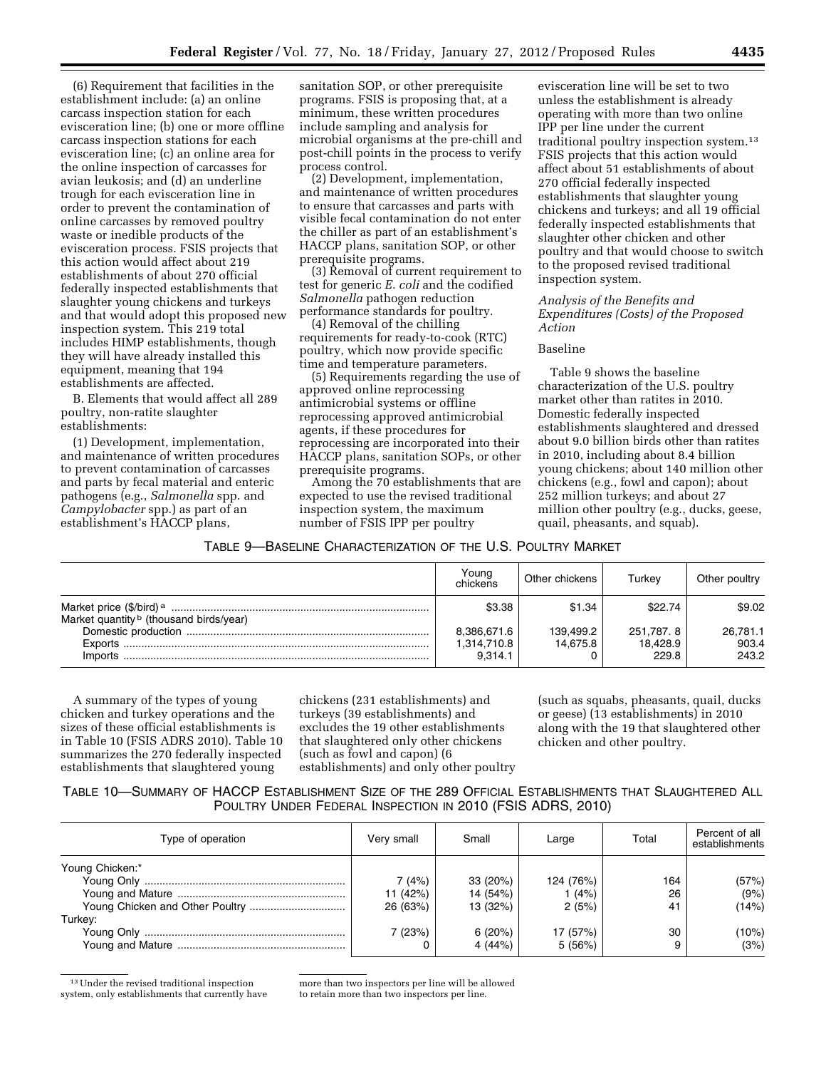(6) Requirement that facilities in the establishment include: (a) an online carcass inspection station for each evisceration line; (b) one or more offline carcass inspection stations for each evisceration line; (c) an online area for the online inspection of carcasses for avian leukosis; and (d) an underline trough for each evisceration line in order to prevent the contamination of online carcasses by removed poultry waste or inedible products of the evisceration process. FSIS projects that this action would affect about 219 establishments of about 270 official federally inspected establishments that slaughter young chickens and turkeys and that would adopt this proposed new inspection system. This 219 total includes HIMP establishments, though they will have already installed this equipment, meaning that 194 establishments are affected.

B. Elements that would affect all 289 poultry, non-ratite slaughter establishments:

(1) Development, implementation, and maintenance of written procedures to prevent contamination of carcasses and parts by fecal material and enteric pathogens (e.g., *Salmonella* spp. and *Campylobacter* spp.) as part of an establishment's HACCP plans, sanitation SOP, or other prerequisite programs. FSIS is proposing that, at a minimum, these written procedures include sampling and analysis for microbial organisms at the pre-chill and post-chill points in the process to verify process control.

(2) Development, implementation, and maintenance of written procedures to ensure that carcasses and parts with visible fecal contamination do not enter the chiller as part of an establishment's HACCP plans, sanitation SOP, or other prerequisite programs.

(3) Removal of current requirement to test for generic *E. coli* and the codified *Salmonella* pathogen reduction performance standards for poultry.

(4) Removal of the chilling requirements for ready-to-cook (RTC) poultry, which now provide specific time and temperature parameters.

(5) Requirements regarding the use of approved online reprocessing antimicrobial systems or offline reprocessing approved antimicrobial agents, if these procedures for reprocessing are incorporated into their HACCP plans, sanitation SOPs, or other prerequisite programs.

Among the 70 establishments that are expected to use the revised traditional inspection system, the maximum number of FSIS IPP per poultry evisceration line will be set to two unless the establishment is already operating with more than two online IPP per line under the current traditional poultry inspection system.[13] FSIS projects that this action would affect about 51 establishments of about 270 official federally inspected establishments that slaughter young chickens and turkeys; and all 19 official federally inspected establishments that slaughter other chicken and other poultry and that would choose to switch to the proposed revised traditional inspection system.

### *Analysis of the Benefits and Expenditures (Costs) of the Proposed Action*

#### Baseline

Table 9 shows the baseline characterization of the U.S. poultry market other than ratites in 2010. Domestic federally inspected establishments slaughtered and dressed about 9.0 billion birds other than ratites in 2010, including about 8.4 billion young chickens; about 140 million other chickens (e.g., fowl and capon); about 252 million turkeys; and about 27 million other poultry (e.g., ducks, geese, quail, pheasants, and squab).

TABLE 9—BASELINE CHARACTERIZATION OF THE U.S. POULTRY MARKET

| | Young chickens | Other chickens | Turkey | Other poultry |
|---|---|---|---|---|
| Market price ($/bird) [a] | $3.38 | $1.34 | $22.74 | $9.02 |
| Market quantity [b] (thousand birds/year) | | | | |
| Domestic production | 8,386,671.6 | 139,499.2 | 251,787. 8 | 26,781.1 |
| Exports | 1,314,710.8 | 14,675.8 | 18,428.9 | 903.4 |
| Imports | 9,314.1 | 0 | 229.8 | 243.2 |

A summary of the types of young chicken and turkey operations and the sizes of these official establishments is in Table 10 (FSIS ADRS 2010). Table 10 summarizes the 270 federally inspected establishments that slaughtered young chickens (231 establishments) and turkeys (39 establishments) and excludes the 19 other establishments that slaughtered only other chickens (such as fowl and capon) (6 establishments) and only other poultry (such as squabs, pheasants, quail, ducks or geese) (13 establishments) in 2010 along with the 19 that slaughtered other chicken and other poultry.

TABLE 10—SUMMARY OF HACCP ESTABLISHMENT SIZE OF THE 289 OFFICIAL ESTABLISHMENTS THAT SLAUGHTERED ALL POULTRY UNDER FEDERAL INSPECTION IN 2010 (FSIS ADRS, 2010)

| Type of operation | Very small | Small | Large | Total | Percent of all establishments |
|---|---|---|---|---|---|
| Young Chicken:* | | | | | |
| Young Only | 7 (4%) | 33 (20%) | 124 (76%) | 164 | (57%) |
| Young and Mature | 11 (42%) | 14 (54%) | 1 (4%) | 26 | (9%) |
| Young Chicken and Other Poultry | 26 (63%) | 13 (32%) | 2 (5%) | 41 | (14%) |
| Turkey: | | | | | |
| Young Only | 7 (23%) | 6 (20%) | 17 (57%) | 30 | (10%) |
| Young and Mature | 0 | 4 (44%) | 5 (56%) | 9 | (3%) |

[13] Under the revised traditional inspection system, only establishments that currently have more than two inspectors per line will be allowed to retain more than two inspectors per line.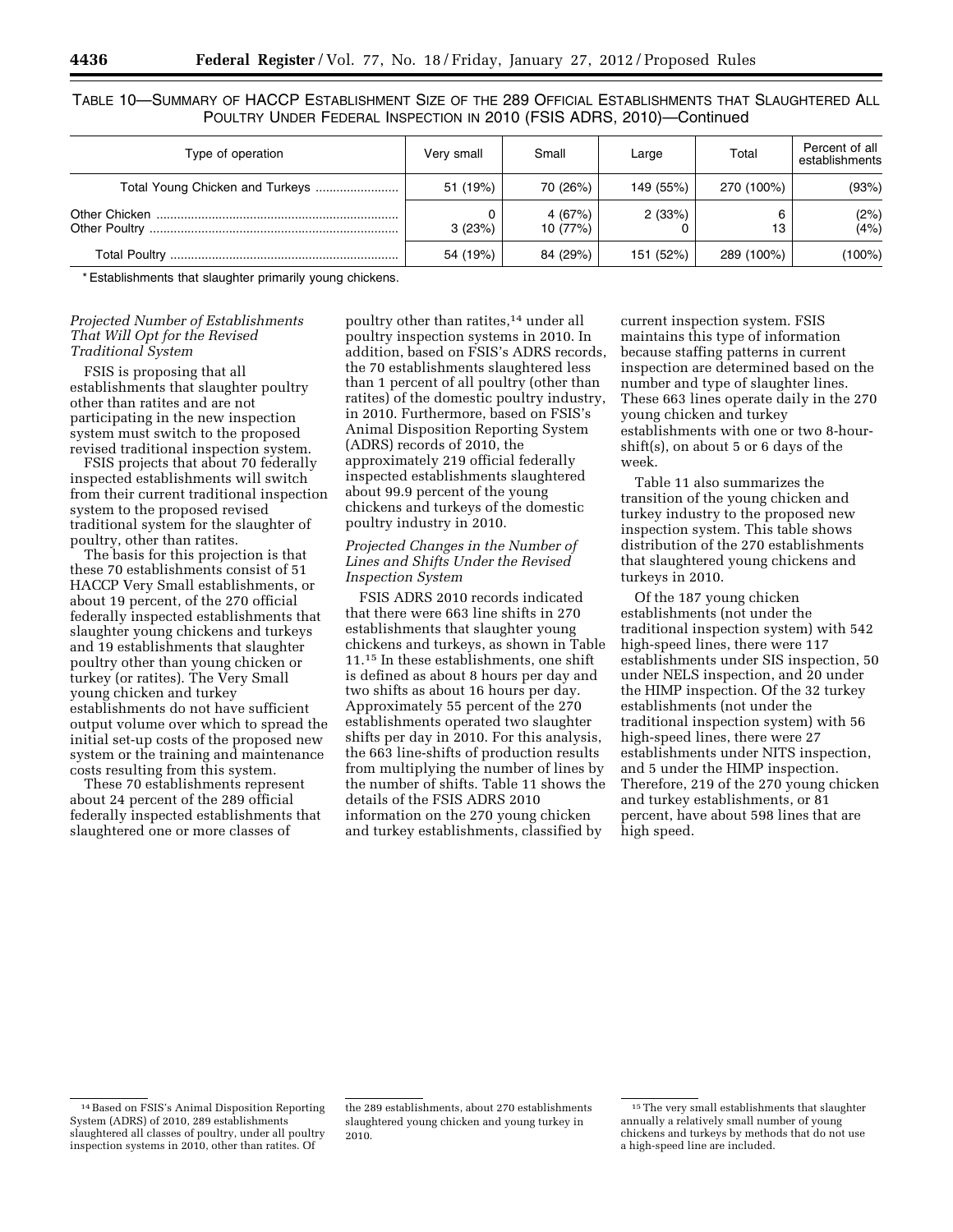TABLE 10—SUMMARY OF HACCP ESTABLISHMENT SIZE OF THE 289 OFFICIAL ESTABLISHMENTS THAT SLAUGHTERED ALL POULTRY UNDER FEDERAL INSPECTION IN 2010 (FSIS ADRS, 2010)—Continued

| Type of operation | Very small | Small | Large | Total | Percent of all establishments |
|---|---|---|---|---|---|
| Total Young Chicken and Turkeys | 51 (19%) | 70 (26%) | 149 (55%) | 270 (100%) | (93%) |
| Other Chicken | 0 | 4 (67%) | 2 (33%) | 6 | (2%) |
| Other Poultry | 3 (23%) | 10 (77%) | 0 | 13 | (4%) |
| Total Poultry | 54 (19%) | 84 (29%) | 151 (52%) | 289 (100%) | (100%) |

* Establishments that slaughter primarily young chickens.

*Projected Number of Establishments That Will Opt for the Revised Traditional System*

FSIS is proposing that all establishments that slaughter poultry other than ratites and are not participating in the new inspection system must switch to the proposed revised traditional inspection system.

FSIS projects that about 70 federally inspected establishments will switch from their current traditional inspection system to the proposed revised traditional system for the slaughter of poultry, other than ratites.

The basis for this projection is that these 70 establishments consist of 51 HACCP Very Small establishments, or about 19 percent, of the 270 official federally inspected establishments that slaughter young chickens and turkeys and 19 establishments that slaughter poultry other than young chicken or turkey (or ratites). The Very Small young chicken and turkey establishments do not have sufficient output volume over which to spread the initial set-up costs of the proposed new system or the training and maintenance costs resulting from this system.

These 70 establishments represent about 24 percent of the 289 official federally inspected establishments that slaughtered one or more classes of poultry other than ratites,[14] under all poultry inspection systems in 2010. In addition, based on FSIS's ADRS records, the 70 establishments slaughtered less than 1 percent of all poultry (other than ratites) of the domestic poultry industry, in 2010. Furthermore, based on FSIS's Animal Disposition Reporting System (ADRS) records of 2010, the approximately 219 official federally inspected establishments slaughtered about 99.9 percent of the young chickens and turkeys of the domestic poultry industry in 2010.

*Projected Changes in the Number of Lines and Shifts Under the Revised Inspection System*

FSIS ADRS 2010 records indicated that there were 663 line shifts in 270 establishments that slaughter young chickens and turkeys, as shown in Table 11.[15] In these establishments, one shift is defined as about 8 hours per day and two shifts as about 16 hours per day. Approximately 55 percent of the 270 establishments operated two slaughter shifts per day in 2010. For this analysis, the 663 line-shifts of production results from multiplying the number of lines by the number of shifts. Table 11 shows the details of the FSIS ADRS 2010 information on the 270 young chicken and turkey establishments, classified by current inspection system. FSIS maintains this type of information because staffing patterns in current inspection are determined based on the number and type of slaughter lines. These 663 lines operate daily in the 270 young chicken and turkey establishments with one or two 8-hour-shift(s), on about 5 or 6 days of the week.

Table 11 also summarizes the transition of the young chicken and turkey industry to the proposed new inspection system. This table shows distribution of the 270 establishments that slaughtered young chickens and turkeys in 2010.

Of the 187 young chicken establishments (not under the traditional inspection system) with 542 high-speed lines, there were 117 establishments under SIS inspection, 50 under NELS inspection, and 20 under the HIMP inspection. Of the 32 turkey establishments (not under the traditional inspection system) with 56 high-speed lines, there were 27 establishments under NITS inspection, and 5 under the HIMP inspection. Therefore, 219 of the 270 young chicken and turkey establishments, or 81 percent, have about 598 lines that are high speed.

[14] Based on FSIS's Animal Disposition Reporting System (ADRS) of 2010, 289 establishments slaughtered all classes of poultry, under all poultry inspection systems in 2010, other than ratites. Of the 289 establishments, about 270 establishments slaughtered young chicken and young turkey in 2010.

[15] The very small establishments that slaughter annually a relatively small number of young chickens and turkeys by methods that do not use a high-speed line are included.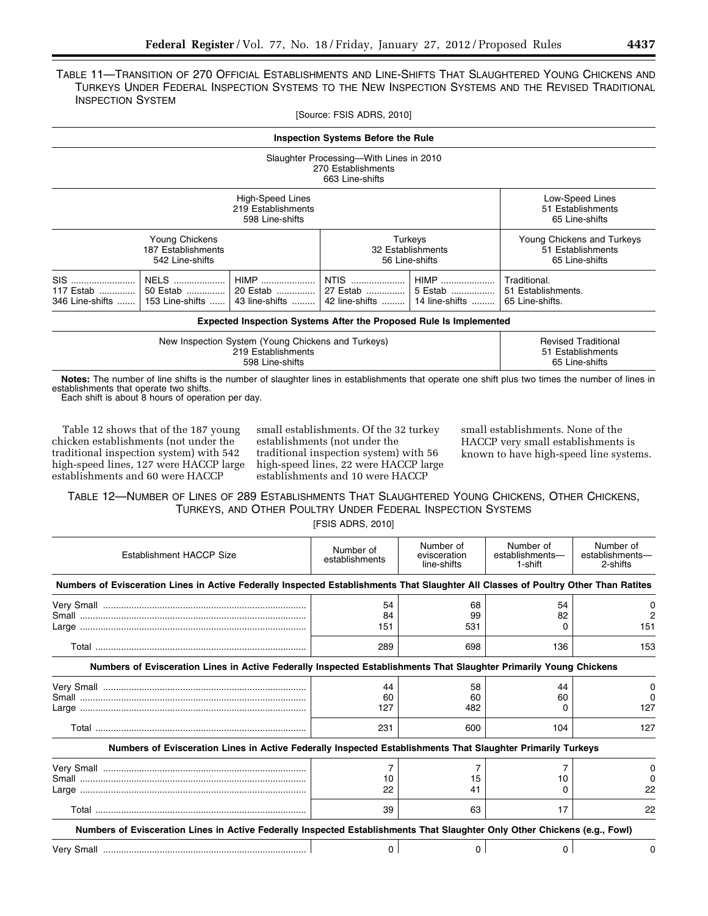TABLE 11—TRANSITION OF 270 OFFICIAL ESTABLISHMENTS AND LINE-SHIFTS THAT SLAUGHTERED YOUNG CHICKENS AND TURKEYS UNDER FEDERAL INSPECTION SYSTEMS TO THE NEW INSPECTION SYSTEMS AND THE REVISED TRADITIONAL INSPECTION SYSTEM

[Source: FSIS ADRS, 2010]

| **Inspection Systems Before the Rule** | | | | | |
|---|---|---|---|---|---|
| Slaughter Processing—With Lines in 2010<br>270 Establishments<br>663 Line-shifts | | | | | |
| High-Speed Lines<br>219 Establishments<br>598 Line-shifts | | | | | Low-Speed Lines<br>51 Establishments<br>65 Line-shifts |
| Young Chickens<br>187 Establishments<br>542 Line-shifts | | | Turkeys<br>32 Establishments<br>56 Line-shifts | | Young Chickens and Turkeys<br>51 Establishments<br>65 Line-shifts |
| SIS<br>117 Estab<br>346 Line-shifts | NELS<br>50 Estab<br>153 Line-shifts | HIMP<br>20 Estab<br>43 line-shifts | NTIS<br>27 Estab<br>42 line-shifts | HIMP<br>5 Estab<br>14 line-shifts | Traditional.<br>51 Establishments.<br>65 Line-shifts. |
| **Expected Inspection Systems After the Proposed Rule Is Implemented** | | | | | |
| New Inspection System (Young Chickens and Turkeys)<br>219 Establishments<br>598 Line-shifts | | | | | Revised Traditional<br>51 Establishments<br>65 Line-shifts |

**Notes:** The number of line shifts is the number of slaughter lines in establishments that operate one shift plus two times the number of lines in establishments that operate two shifts.

Each shift is about 8 hours of operation per day.

Table 12 shows that of the 187 young chicken establishments (not under the traditional inspection system) with 542 high-speed lines, 127 were HACCP large establishments and 60 were HACCP small establishments. Of the 32 turkey establishments (not under the traditional inspection system) with 56 high-speed lines, 22 were HACCP large establishments and 10 were HACCP small establishments. None of the HACCP very small establishments is known to have high-speed line systems.

TABLE 12—NUMBER OF LINES OF 289 ESTABLISHMENTS THAT SLAUGHTERED YOUNG CHICKENS, OTHER CHICKENS, TURKEYS, AND OTHER POULTRY UNDER FEDERAL INSPECTION SYSTEMS

[FSIS ADRS, 2010]

| Establishment HACCP Size | Number of establishments | Number of evisceration line-shifts | Number of establishments—1-shift | Number of establishments—2-shifts |
|---|---|---|---|---|
| **Numbers of Evisceration Lines in Active Federally Inspected Establishments That Slaughter All Classes of Poultry Other Than Ratites** | | | | |
| Very Small | 54 | 68 | 54 | 0 |
| Small | 84 | 99 | 82 | 2 |
| Large | 151 | 531 | 0 | 151 |
| Total | 289 | 698 | 136 | 153 |
| **Numbers of Evisceration Lines in Active Federally Inspected Establishments That Slaughter Primarily Young Chickens** | | | | |
| Very Small | 44 | 58 | 44 | 0 |
| Small | 60 | 60 | 60 | 0 |
| Large | 127 | 482 | 0 | 127 |
| Total | 231 | 600 | 104 | 127 |
| **Numbers of Evisceration Lines in Active Federally Inspected Establishments That Slaughter Primarily Turkeys** | | | | |
| Very Small | 7 | 7 | 7 | 0 |
| Small | 10 | 15 | 10 | 0 |
| Large | 22 | 41 | 0 | 22 |
| Total | 39 | 63 | 17 | 22 |
| **Numbers of Evisceration Lines in Active Federally Inspected Establishments That Slaughter Only Other Chickens (e.g., Fowl)** | | | | |
| Very Small | 0 | 0 | 0 | 0 |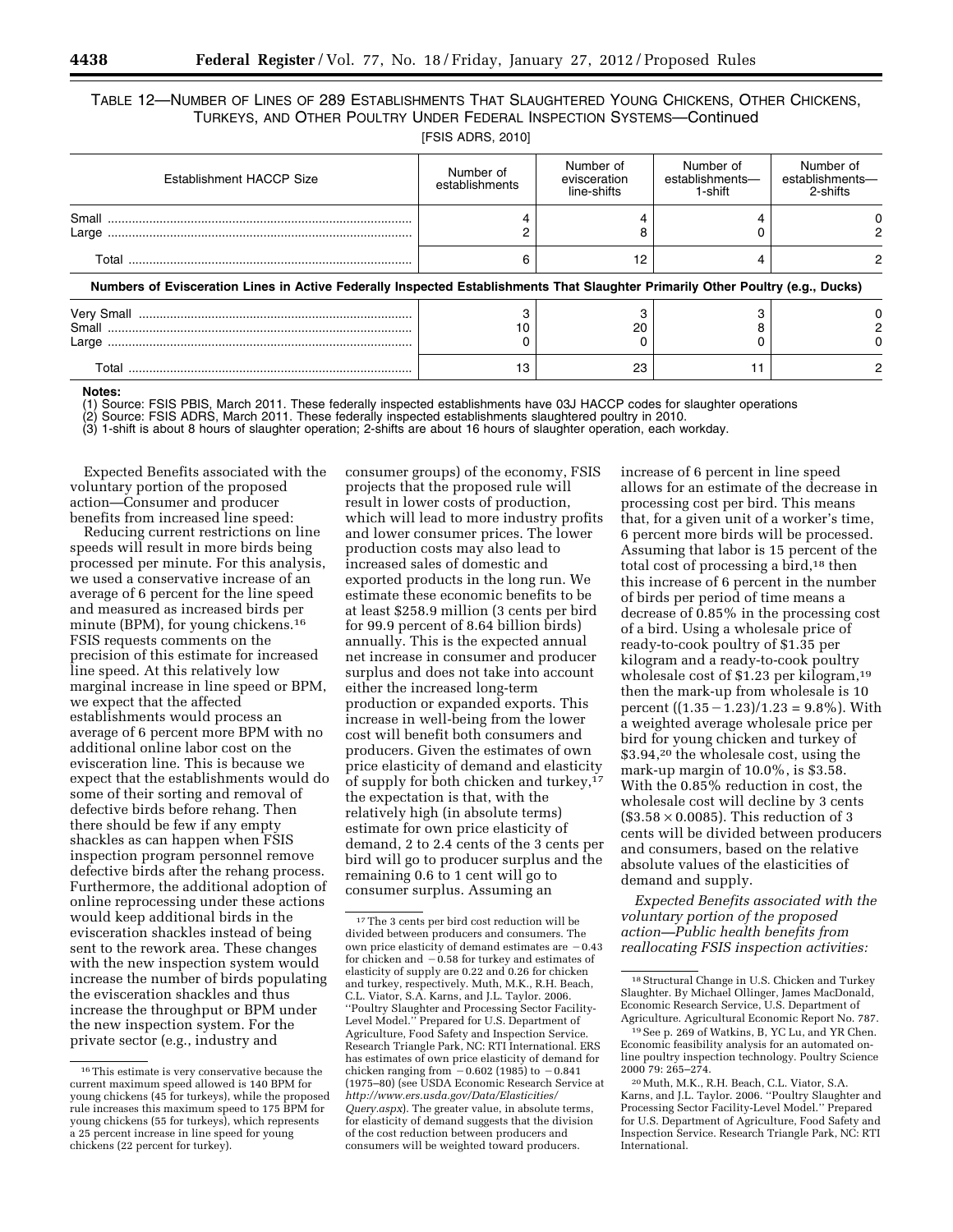TABLE 12—NUMBER OF LINES OF 289 ESTABLISHMENTS THAT SLAUGHTERED YOUNG CHICKENS, OTHER CHICKENS, TURKEYS, AND OTHER POULTRY UNDER FEDERAL INSPECTION SYSTEMS—Continued

[FSIS ADRS, 2010]

| Establishment HACCP Size | Number of establishments | Number of evisceration line-shifts | Number of establishments—1-shift | Number of establishments—2-shifts |
|---|---|---|---|---|
| Small | 4 | 4 | 4 | 0 |
| Large | 2 | 8 | 0 | 2 |
| Total | 6 | 12 | 4 | 2 |
| **Numbers of Evisceration Lines in Active Federally Inspected Establishments That Slaughter Primarily Other Poultry (e.g., Ducks)** | | | | |
| Very Small | 3 | 3 | 3 | 0 |
| Small | 10 | 20 | 8 | 2 |
| Large | 0 | 0 | 0 | 0 |
| Total | 13 | 23 | 11 | 2 |

**Notes:**
(1) Source: FSIS PBIS, March 2011. These federally inspected establishments have 03J HACCP codes for slaughter operations
(2) Source: FSIS ADRS, March 2011. These federally inspected establishments slaughtered poultry in 2010.
(3) 1-shift is about 8 hours of slaughter operation; 2-shifts are about 16 hours of slaughter operation, each workday.

Expected Benefits associated with the voluntary portion of the proposed action—Consumer and producer benefits from increased line speed:

Reducing current restrictions on line speeds will result in more birds being processed per minute. For this analysis, we used a conservative increase of an average of 6 percent for the line speed and measured as increased birds per minute (BPM), for young chickens.[16] FSIS requests comments on the precision of this estimate for increased line speed. At this relatively low marginal increase in line speed or BPM, we expect that the affected establishments would process an average of 6 percent more BPM with no additional online labor cost on the evisceration line. This is because we expect that the establishments would do some of their sorting and removal of defective birds before rehang. Then there should be few if any empty shackles as can happen when FSIS inspection program personnel remove defective birds after the rehang process. Furthermore, the additional adoption of online reprocessing under these actions would keep additional birds in the evisceration shackles instead of being sent to the rework area. These changes with the new inspection system would increase the number of birds populating the evisceration shackles and thus increase the throughput or BPM under the new inspection system. For the private sector (e.g., industry and consumer groups) of the economy, FSIS projects that the proposed rule will result in lower costs of production, which will lead to more industry profits and lower consumer prices. The lower production costs may also lead to increased sales of domestic and exported products in the long run. We estimate these economic benefits to be at least \$258.9 million (3 cents per bird for 99.9 percent of 8.64 billion birds) annually. This is the expected annual net increase in consumer and producer surplus and does not take into account either the increased long-term production or expanded exports. This increase in well-being from the lower cost will benefit both consumers and producers. Given the estimates of own price elasticity of demand and elasticity of supply for both chicken and turkey,[17] the expectation is that, with the relatively high (in absolute terms) estimate for own price elasticity of demand, 2 to 2.4 cents of the 3 cents per bird will go to producer surplus and the remaining 0.6 to 1 cent will go to consumer surplus. Assuming an increase of 6 percent in line speed allows for an estimate of the decrease in processing cost per bird. This means that, for a given unit of a worker's time, 6 percent more birds will be processed. Assuming that labor is 15 percent of the total cost of processing a bird,[18] then this increase of 6 percent in the number of birds per period of time means a decrease of 0.85% in the processing cost of a bird. Using a wholesale price of ready-to-cook poultry of \$1.35 per kilogram and a ready-to-cook poultry wholesale cost of \$1.23 per kilogram,[19] then the mark-up from wholesale is 10 percent ($(1.35 - 1.23)/1.23 = 9.8\%$). With a weighted average wholesale price per bird for young chicken and turkey of \$3.94,[20] the wholesale cost, using the mark-up margin of 10.0%, is \$3.58. With the 0.85% reduction in cost, the wholesale cost will decline by 3 cents ($\$3.58 \times 0.0085$). This reduction of 3 cents will be divided between producers and consumers, based on the relative absolute values of the elasticities of demand and supply.

*Expected Benefits associated with the voluntary portion of the proposed action—Public health benefits from reallocating FSIS inspection activities:*

---

[16] This estimate is very conservative because the current maximum speed allowed is 140 BPM for young chickens (45 for turkeys), while the proposed rule increases this maximum speed to 175 BPM for young chickens (55 for turkeys), which represents a 25 percent increase in line speed for young chickens (22 percent for turkey).

[17] The 3 cents per bird cost reduction will be divided between producers and consumers. The own price elasticity of demand estimates are −0.43 for chicken and −0.58 for turkey and estimates of elasticity of supply are 0.22 and 0.26 for chicken and turkey, respectively. Muth, M.K., R.H. Beach, C.L. Viator, S.A. Karns, and J.L. Taylor. 2006. ''Poultry Slaughter and Processing Sector Facility-Level Model.'' Prepared for U.S. Department of Agriculture, Food Safety and Inspection Service. Research Triangle Park, NC: RTI International. ERS has estimates of own price elasticity of demand for chicken ranging from −0.602 (1985) to −0.841 (1975–80) (see USDA Economic Research Service at *http://www.ers.usda.gov/Data/Elasticities/Query.aspx*). The greater value, in absolute terms, for elasticity of demand suggests that the division of the cost reduction between producers and consumers will be weighted toward producers.

[18] Structural Change in U.S. Chicken and Turkey Slaughter. By Michael Ollinger, James MacDonald, Economic Research Service, U.S. Department of Agriculture. Agricultural Economic Report No. 787.

[19] See p. 269 of Watkins, B, YC Lu, and YR Chen. Economic feasibility analysis for an automated on-line poultry inspection technology. Poultry Science 2000 79: 265–274.

[20] Muth, M.K., R.H. Beach, C.L. Viator, S.A. Karns, and J.L. Taylor. 2006. ''Poultry Slaughter and Processing Sector Facility-Level Model.'' Prepared for U.S. Department of Agriculture, Food Safety and Inspection Service. Research Triangle Park, NC: RTI International.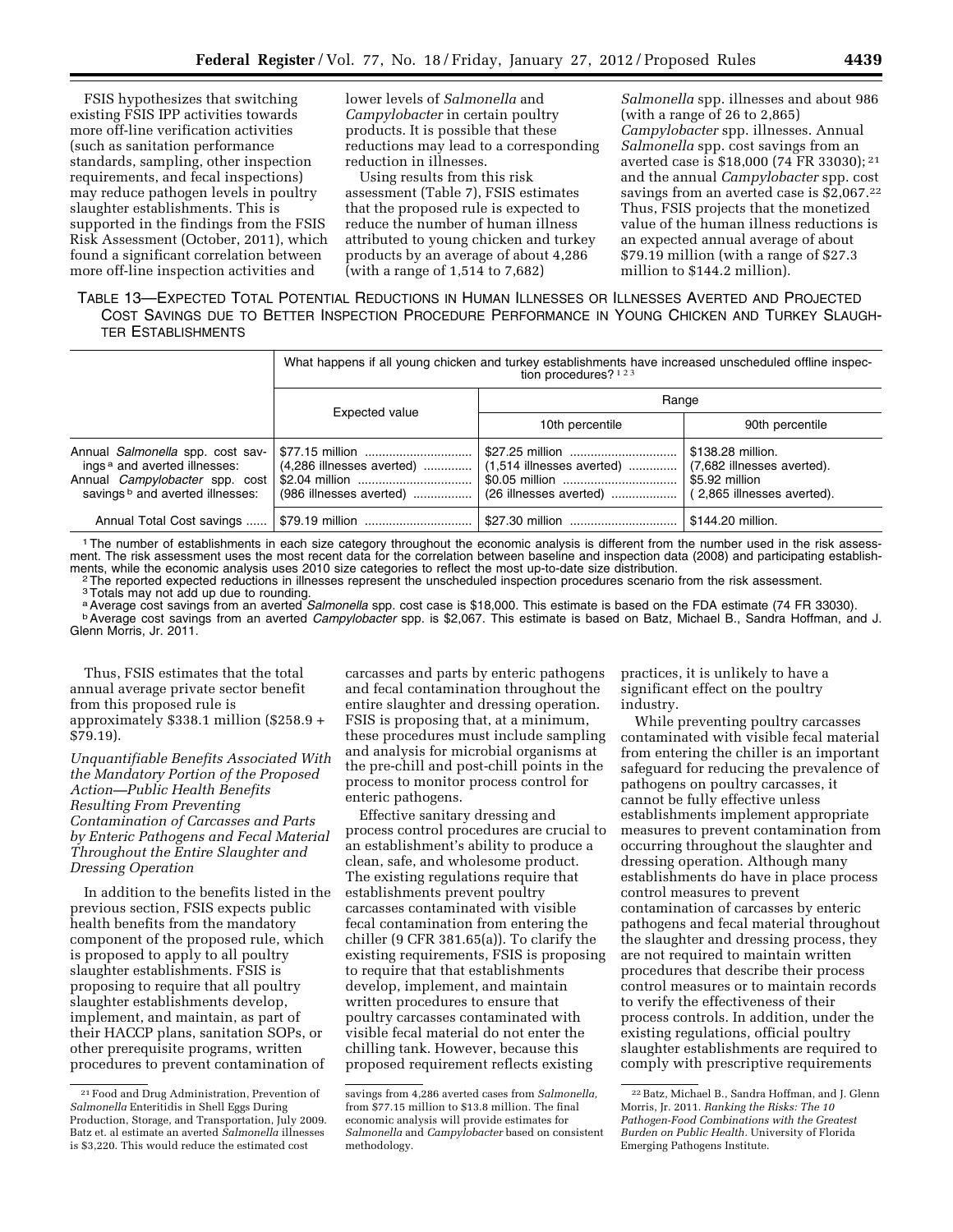FSIS hypothesizes that switching existing FSIS IPP activities towards more off-line verification activities (such as sanitation performance standards, sampling, other inspection requirements, and fecal inspections) may reduce pathogen levels in poultry slaughter establishments. This is supported in the findings from the FSIS Risk Assessment (October, 2011), which found a significant correlation between more off-line inspection activities and lower levels of *Salmonella* and *Campylobacter* in certain poultry products. It is possible that these reductions may lead to a corresponding reduction in illnesses.

Using results from this risk assessment (Table 7), FSIS estimates that the proposed rule is expected to reduce the number of human illness attributed to young chicken and turkey products by an average of about 4,286 (with a range of 1,514 to 7,682) *Salmonella* spp. illnesses and about 986 (with a range of 26 to 2,865) *Campylobacter* spp. illnesses. Annual *Salmonella* spp. cost savings from an averted case is $18,000 (74 FR 33030);[21] and the annual *Campylobacter* spp. cost savings from an averted case is $2,067.[22] Thus, FSIS projects that the monetized value of the human illness reductions is an expected annual average of about $79.19 million (with a range of $27.3 million to $144.2 million).

TABLE 13—EXPECTED TOTAL POTENTIAL REDUCTIONS IN HUMAN ILLNESSES OR ILLNESSES AVERTED AND PROJECTED COST SAVINGS DUE TO BETTER INSPECTION PROCEDURE PERFORMANCE IN YOUNG CHICKEN AND TURKEY SLAUGHTER ESTABLISHMENTS

| | What happens if all young chicken and turkey establishments have increased unscheduled offline inspection procedures? [1 2 3] | | |
|---|---|---|---|
| | Expected value | Range | |
| | | 10th percentile | 90th percentile |
| Annual *Salmonella* spp. cost savings[a] and averted illnesses: | $77.15 million (4,286 illnesses averted) | $27.25 million (1,514 illnesses averted) | $138.28 million. (7,682 illnesses averted). |
| Annual *Campylobacter* spp. cost savings[b] and averted illnesses: | $2.04 million (986 illnesses averted) | $0.05 million (26 illnesses averted) | $5.92 million ( 2,865 illnesses averted). |
| Annual Total Cost savings | $79.19 million | $27.30 million | $144.20 million. |

[1] The number of establishments in each size category throughout the economic analysis is different from the number used in the risk assessment. The risk assessment uses the most recent data for the correlation between baseline and inspection data (2008) and participating establishments, while the economic analysis uses 2010 size categories to reflect the most up-to-date size distribution.
[2] The reported expected reductions in illnesses represent the unscheduled inspection procedures scenario from the risk assessment.
[3] Totals may not add up due to rounding.
[a] Average cost savings from an averted *Salmonella* spp. cost case is $18,000. This estimate is based on the FDA estimate (74 FR 33030).
[b] Average cost savings from an averted *Campylobacter* spp. is $2,067. This estimate is based on Batz, Michael B., Sandra Hoffman, and J. Glenn Morris, Jr. 2011.

Thus, FSIS estimates that the total annual average private sector benefit from this proposed rule is approximately $338.1 million ($258.9 + $79.19).

*Unquantifiable Benefits Associated With the Mandatory Portion of the Proposed Action—Public Health Benefits Resulting From Preventing Contamination of Carcasses and Parts by Enteric Pathogens and Fecal Material Throughout the Entire Slaughter and Dressing Operation*

In addition to the benefits listed in the previous section, FSIS expects public health benefits from the mandatory component of the proposed rule, which is proposed to apply to all poultry slaughter establishments. FSIS is proposing to require that all poultry slaughter establishments develop, implement, and maintain, as part of their HACCP plans, sanitation SOPs, or other prerequisite programs, written procedures to prevent contamination of carcasses and parts by enteric pathogens and fecal contamination throughout the entire slaughter and dressing operation. FSIS is proposing that, at a minimum, these procedures must include sampling and analysis for microbial organisms at the pre-chill and post-chill points in the process to monitor process control for enteric pathogens.

Effective sanitary dressing and process control procedures are crucial to an establishment's ability to produce a clean, safe, and wholesome product. The existing regulations require that establishments prevent poultry carcasses contaminated with visible fecal contamination from entering the chiller (9 CFR 381.65(a)). To clarify the existing requirements, FSIS is proposing to require that that establishments develop, implement, and maintain written procedures to ensure that poultry carcasses contaminated with visible fecal material do not enter the chilling tank. However, because this proposed requirement reflects existing practices, it is unlikely to have a significant effect on the poultry industry.

While preventing poultry carcasses contaminated with visible fecal material from entering the chiller is an important safeguard for reducing the prevalence of pathogens on poultry carcasses, it cannot be fully effective unless establishments implement appropriate measures to prevent contamination from occurring throughout the slaughter and dressing operation. Although many establishments do have in place process control measures to prevent contamination of carcasses by enteric pathogens and fecal material throughout the slaughter and dressing process, they are not required to maintain written procedures that describe their process control measures or to maintain records to verify the effectiveness of their process controls. In addition, under the existing regulations, official poultry slaughter establishments are required to comply with prescriptive requirements

[21] Food and Drug Administration, Prevention of *Salmonella* Enteritidis in Shell Eggs During Production, Storage, and Transportation, July 2009. Batz et. al estimate an averted *Salmonella* illnesses is $3,220. This would reduce the estimated cost savings from 4,286 averted cases from *Salmonella,* from $77.15 million to $13.8 million. The final economic analysis will provide estimates for *Salmonella* and *Campylobacter* based on consistent methodology.

[22] Batz, Michael B., Sandra Hoffman, and J. Glenn Morris, Jr. 2011. *Ranking the Risks: The 10 Pathogen-Food Combinations with the Greatest Burden on Public Health.* University of Florida Emerging Pathogens Institute.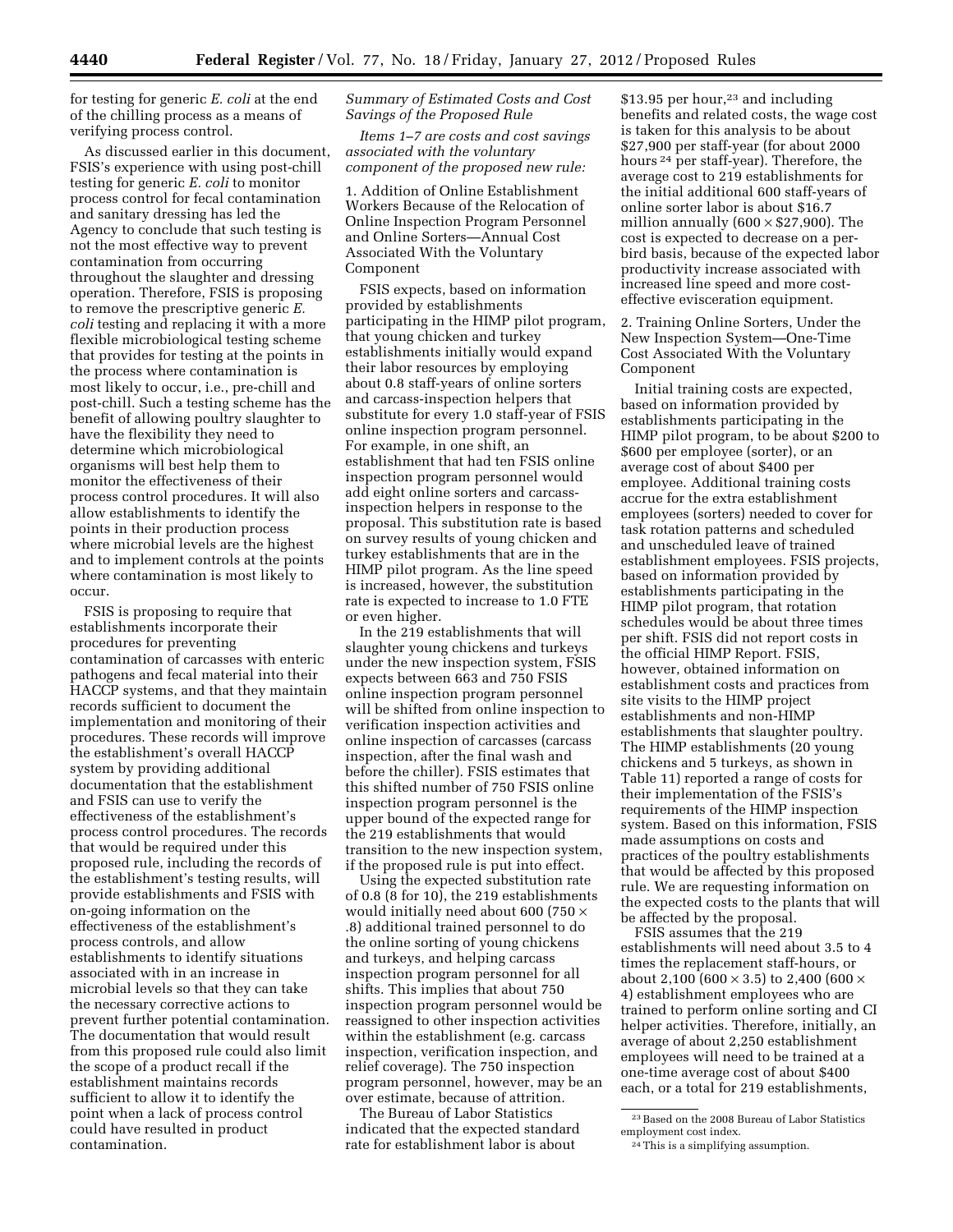for testing for generic *E. coli* at the end of the chilling process as a means of verifying process control.

As discussed earlier in this document, FSIS's experience with using post-chill testing for generic *E. coli* to monitor process control for fecal contamination and sanitary dressing has led the Agency to conclude that such testing is not the most effective way to prevent contamination from occurring throughout the slaughter and dressing operation. Therefore, FSIS is proposing to remove the prescriptive generic *E. coli* testing and replacing it with a more flexible microbiological testing scheme that provides for testing at the points in the process where contamination is most likely to occur, i.e., pre-chill and post-chill. Such a testing scheme has the benefit of allowing poultry slaughter to have the flexibility they need to determine which microbiological organisms will best help them to monitor the effectiveness of their process control procedures. It will also allow establishments to identify the points in their production process where microbial levels are the highest and to implement controls at the points where contamination is most likely to occur.

FSIS is proposing to require that establishments incorporate their procedures for preventing contamination of carcasses with enteric pathogens and fecal material into their HACCP systems, and that they maintain records sufficient to document the implementation and monitoring of their procedures. These records will improve the establishment's overall HACCP system by providing additional documentation that the establishment and FSIS can use to verify the effectiveness of the establishment's process control procedures. The records that would be required under this proposed rule, including the records of the establishment's testing results, will provide establishments and FSIS with on-going information on the effectiveness of the establishment's process controls, and allow establishments to identify situations associated with in an increase in microbial levels so that they can take the necessary corrective actions to prevent further potential contamination. The documentation that would result from this proposed rule could also limit the scope of a product recall if the establishment maintains records sufficient to allow it to identify the point when a lack of process control could have resulted in product contamination.

*Summary of Estimated Costs and Cost Savings of the Proposed Rule*

*Items 1–7 are costs and cost savings associated with the voluntary component of the proposed new rule:*

1. Addition of Online Establishment Workers Because of the Relocation of Online Inspection Program Personnel and Online Sorters—Annual Cost Associated With the Voluntary Component

FSIS expects, based on information provided by establishments participating in the HIMP pilot program, that young chicken and turkey establishments initially would expand their labor resources by employing about 0.8 staff-years of online sorters and carcass-inspection helpers that substitute for every 1.0 staff-year of FSIS online inspection program personnel. For example, in one shift, an establishment that had ten FSIS online inspection program personnel would add eight online sorters and carcass-inspection helpers in response to the proposal. This substitution rate is based on survey results of young chicken and turkey establishments that are in the HIMP pilot program. As the line speed is increased, however, the substitution rate is expected to increase to 1.0 FTE or even higher.

In the 219 establishments that will slaughter young chickens and turkeys under the new inspection system, FSIS expects between 663 and 750 FSIS online inspection program personnel will be shifted from online inspection to verification inspection activities and online inspection of carcasses (carcass inspection, after the final wash and before the chiller). FSIS estimates that this shifted number of 750 FSIS online inspection program personnel is the upper bound of the expected range for the 219 establishments that would transition to the new inspection system, if the proposed rule is put into effect.

Using the expected substitution rate of 0.8 (8 for 10), the 219 establishments would initially need about 600 (750 × .8) additional trained personnel to do the online sorting of young chickens and turkeys, and helping carcass inspection program personnel for all shifts. This implies that about 750 inspection program personnel would be reassigned to other inspection activities within the establishment (e.g. carcass inspection, verification inspection, and relief coverage). The 750 inspection program personnel, however, may be an over estimate, because of attrition.

The Bureau of Labor Statistics indicated that the expected standard rate for establishment labor is about $13.95 per hour,[23] and including benefits and related costs, the wage cost is taken for this analysis to be about $27,900 per staff-year (for about 2000 hours [24] per staff-year). Therefore, the average cost to 219 establishments for the initial additional 600 staff-years of online sorter labor is about $16.7 million annually (600 × $27,900). The cost is expected to decrease on a per-bird basis, because of the expected labor productivity increase associated with increased line speed and more cost-effective evisceration equipment.

2. Training Online Sorters, Under the New Inspection System—One-Time Cost Associated With the Voluntary Component

Initial training costs are expected, based on information provided by establishments participating in the HIMP pilot program, to be about $200 to $600 per employee (sorter), or an average cost of about $400 per employee. Additional training costs accrue for the extra establishment employees (sorters) needed to cover for task rotation patterns and scheduled and unscheduled leave of trained establishment employees. FSIS projects, based on information provided by establishments participating in the HIMP pilot program, that rotation schedules would be about three times per shift. FSIS did not report costs in the official HIMP Report. FSIS, however, obtained information on establishment costs and practices from site visits to the HIMP project establishments and non-HIMP establishments that slaughter poultry. The HIMP establishments (20 young chickens and 5 turkeys, as shown in Table 11) reported a range of costs for their implementation of the FSIS's requirements of the HIMP inspection system. Based on this information, FSIS made assumptions on costs and practices of the poultry establishments that would be affected by this proposed rule. We are requesting information on the expected costs to the plants that will be affected by the proposal.

FSIS assumes that the 219 establishments will need about 3.5 to 4 times the replacement staff-hours, or about 2,100 (600 × 3.5) to 2,400 (600 × 4) establishment employees who are trained to perform online sorting and CI helper activities. Therefore, initially, an average of about 2,250 establishment employees will need to be trained at a one-time average cost of about $400 each, or a total for 219 establishments,

[23] Based on the 2008 Bureau of Labor Statistics employment cost index.

[24] This is a simplifying assumption.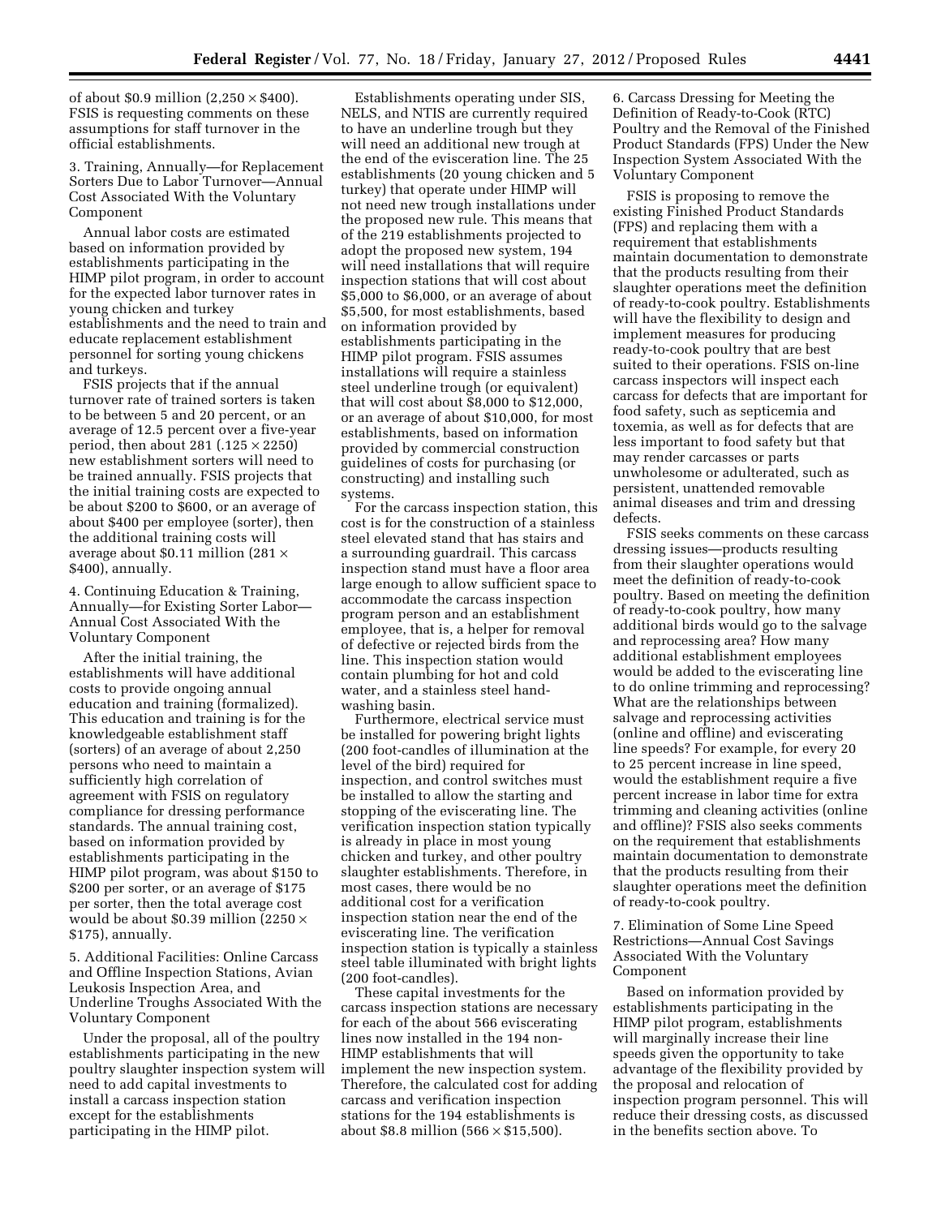of about \$0.9 million (2,250 × \$400). FSIS is requesting comments on these assumptions for staff turnover in the official establishments.

3. Training, Annually—for Replacement Sorters Due to Labor Turnover—Annual Cost Associated With the Voluntary Component

Annual labor costs are estimated based on information provided by establishments participating in the HIMP pilot program, in order to account for the expected labor turnover rates in young chicken and turkey establishments and the need to train and educate replacement establishment personnel for sorting young chickens and turkeys.

FSIS projects that if the annual turnover rate of trained sorters is taken to be between 5 and 20 percent, or an average of 12.5 percent over a five-year period, then about 281 (.125 × 2250) new establishment sorters will need to be trained annually. FSIS projects that the initial training costs are expected to be about \$200 to \$600, or an average of about \$400 per employee (sorter), then the additional training costs will average about \$0.11 million (281 × \$400), annually.

4. Continuing Education & Training, Annually—for Existing Sorter Labor—Annual Cost Associated With the Voluntary Component

After the initial training, the establishments will have additional costs to provide ongoing annual education and training (formalized). This education and training is for the knowledgeable establishment staff (sorters) of an average of about 2,250 persons who need to maintain a sufficiently high correlation of agreement with FSIS on regulatory compliance for dressing performance standards. The annual training cost, based on information provided by establishments participating in the HIMP pilot program, was about \$150 to \$200 per sorter, or an average of \$175 per sorter, then the total average cost would be about \$0.39 million (2250 × \$175), annually.

5. Additional Facilities: Online Carcass and Offline Inspection Stations, Avian Leukosis Inspection Area, and Underline Troughs Associated With the Voluntary Component

Under the proposal, all of the poultry establishments participating in the new poultry slaughter inspection system will need to add capital investments to install a carcass inspection station except for the establishments participating in the HIMP pilot.

Establishments operating under SIS, NELS, and NTIS are currently required to have an underline trough but they will need an additional new trough at the end of the evisceration line. The 25 establishments (20 young chicken and 5 turkey) that operate under HIMP will not need new trough installations under the proposed new rule. This means that of the 219 establishments projected to adopt the proposed new system, 194 will need installations that will require inspection stations that will cost about \$5,000 to \$6,000, or an average of about \$5,500, for most establishments, based on information provided by establishments participating in the HIMP pilot program. FSIS assumes installations will require a stainless steel underline trough (or equivalent) that will cost about \$8,000 to \$12,000, or an average of about \$10,000, for most establishments, based on information provided by commercial construction guidelines of costs for purchasing (or constructing) and installing such systems.

For the carcass inspection station, this cost is for the construction of a stainless steel elevated stand that has stairs and a surrounding guardrail. This carcass inspection stand must have a floor area large enough to allow sufficient space to accommodate the carcass inspection program person and an establishment employee, that is, a helper for removal of defective or rejected birds from the line. This inspection station would contain plumbing for hot and cold water, and a stainless steel hand-washing basin.

Furthermore, electrical service must be installed for powering bright lights (200 foot-candles of illumination at the level of the bird) required for inspection, and control switches must be installed to allow the starting and stopping of the eviscerating line. The verification inspection station typically is already in place in most young chicken and turkey, and other poultry slaughter establishments. Therefore, in most cases, there would be no additional cost for a verification inspection station near the end of the eviscerating line. The verification inspection station is typically a stainless steel table illuminated with bright lights (200 foot-candles).

These capital investments for the carcass inspection stations are necessary for each of the about 566 eviscerating lines now installed in the 194 non-HIMP establishments that will implement the new inspection system. Therefore, the calculated cost for adding carcass and verification inspection stations for the 194 establishments is about \$8.8 million (566 × \$15,500).

6. Carcass Dressing for Meeting the Definition of Ready-to-Cook (RTC) Poultry and the Removal of the Finished Product Standards (FPS) Under the New Inspection System Associated With the Voluntary Component

FSIS is proposing to remove the existing Finished Product Standards (FPS) and replacing them with a requirement that establishments maintain documentation to demonstrate that the products resulting from their slaughter operations meet the definition of ready-to-cook poultry. Establishments will have the flexibility to design and implement measures for producing ready-to-cook poultry that are best suited to their operations. FSIS on-line carcass inspectors will inspect each carcass for defects that are important for food safety, such as septicemia and toxemia, as well as for defects that are less important to food safety but that may render carcasses or parts unwholesome or adulterated, such as persistent, unattended removable animal diseases and trim and dressing defects.

FSIS seeks comments on these carcass dressing issues—products resulting from their slaughter operations would meet the definition of ready-to-cook poultry. Based on meeting the definition of ready-to-cook poultry, how many additional birds would go to the salvage and reprocessing area? How many additional establishment employees would be added to the eviscerating line to do online trimming and reprocessing? What are the relationships between salvage and reprocessing activities (online and offline) and eviscerating line speeds? For example, for every 20 to 25 percent increase in line speed, would the establishment require a five percent increase in labor time for extra trimming and cleaning activities (online and offline)? FSIS also seeks comments on the requirement that establishments maintain documentation to demonstrate that the products resulting from their slaughter operations meet the definition of ready-to-cook poultry.

7. Elimination of Some Line Speed Restrictions—Annual Cost Savings Associated With the Voluntary Component

Based on information provided by establishments participating in the HIMP pilot program, establishments will marginally increase their line speeds given the opportunity to take advantage of the flexibility provided by the proposal and relocation of inspection program personnel. This will reduce their dressing costs, as discussed in the benefits section above. To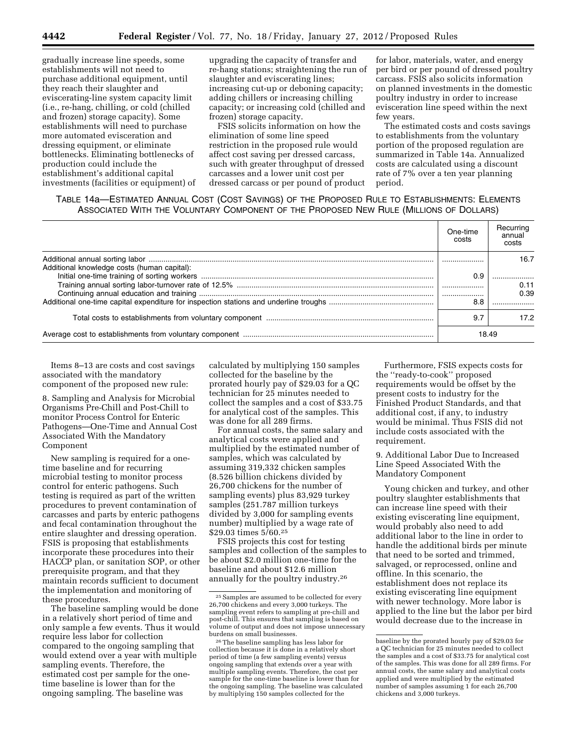gradually increase line speeds, some establishments will not need to purchase additional equipment, until they reach their slaughter and eviscerating-line system capacity limit (i.e., re-hang, chilling, or cold (chilled and frozen) storage capacity). Some establishments will need to purchase more automated evisceration and dressing equipment, or eliminate bottlenecks. Eliminating bottlenecks of production could include the establishment's additional capital investments (facilities or equipment) of upgrading the capacity of transfer and re-hang stations; straightening the run of slaughter and eviscerating lines; increasing cut-up or deboning capacity; adding chillers or increasing chilling capacity; or increasing cold (chilled and frozen) storage capacity.

FSIS solicits information on how the elimination of some line speed restriction in the proposed rule would affect cost saving per dressed carcass, such with greater throughput of dressed carcasses and a lower unit cost per dressed carcass or per pound of product for labor, materials, water, and energy per bird or per pound of dressed poultry carcass. FSIS also solicits information on planned investments in the domestic poultry industry in order to increase evisceration line speed within the next few years.

The estimated costs and costs savings to establishments from the voluntary portion of the proposed regulation are summarized in Table 14a. Annualized costs are calculated using a discount rate of 7% over a ten year planning period.

TABLE 14a—ESTIMATED ANNUAL COST (COST SAVINGS) OF THE PROPOSED RULE TO ESTABLISHMENTS: ELEMENTS ASSOCIATED WITH THE VOLUNTARY COMPONENT OF THE PROPOSED NEW RULE (MILLIONS OF DOLLARS)

| | One-time costs | Recurring annual costs |
|---|---|---|
| Additional annual sorting labor | | 16.7 |
| Additional knowledge costs (human capital): | | |
| Initial one-time training of sorting workers | 0.9 | |
| Training annual sorting labor-turnover rate of 12.5% | | 0.11 |
| Continuing annual education and training | | 0.39 |
| Additional one-time capital expenditure for inspection stations and underline troughs | 8.8 | |
| Total costs to establishments from voluntary component | 9.7 | 17.2 |
| Average cost to establishments from voluntary component | 18.49 | |

Items 8–13 are costs and cost savings associated with the mandatory component of the proposed new rule:

8. Sampling and Analysis for Microbial Organisms Pre-Chill and Post-Chill to monitor Process Control for Enteric Pathogens—One-Time and Annual Cost Associated With the Mandatory Component

New sampling is required for a one-time baseline and for recurring microbial testing to monitor process control for enteric pathogens. Such testing is required as part of the written procedures to prevent contamination of carcasses and parts by enteric pathogens and fecal contamination throughout the entire slaughter and dressing operation. FSIS is proposing that establishments incorporate these procedures into their HACCP plan, or sanitation SOP, or other prerequisite program, and that they maintain records sufficient to document the implementation and monitoring of these procedures.

The baseline sampling would be done in a relatively short period of time and only sample a few events. Thus it would require less labor for collection compared to the ongoing sampling that would extend over a year with multiple sampling events. Therefore, the estimated cost per sample for the one-time baseline is lower than for the ongoing sampling. The baseline was calculated by multiplying 150 samples collected for the baseline by the prorated hourly pay of $29.03 for a QC technician for 25 minutes needed to collect the samples and a cost of $33.75 for analytical cost of the samples. This was done for all 289 firms.

For annual costs, the same salary and analytical costs were applied and multiplied by the estimated number of samples, which was calculated by assuming 319,332 chicken samples (8.526 billion chickens divided by 26,700 chickens for the number of sampling events) plus 83,929 turkey samples (251.787 million turkeys divided by 3,000 for sampling events number) multiplied by a wage rate of $29.03 times 5/60.[25]

FSIS projects this cost for testing samples and collection of the samples to be about $2.0 million one-time for the baseline and about $12.6 million annually for the poultry industry.[26]

Furthermore, FSIS expects costs for the "ready-to-cook" proposed requirements would be offset by the present costs to industry for the Finished Product Standards, and that additional cost, if any, to industry would be minimal. Thus FSIS did not include costs associated with the requirement.

9. Additional Labor Due to Increased Line Speed Associated With the Mandatory Component

Young chicken and turkey, and other poultry slaughter establishments that can increase line speed with their existing eviscerating line equipment, would probably also need to add additional labor to the line in order to handle the additional birds per minute that need to be sorted and trimmed, salvaged, or reprocessed, online and offline. In this scenario, the establishment does not replace its existing eviscerating line equipment with newer technology. More labor is applied to the line but the labor per bird would decrease due to the increase in

[25] Samples are assumed to be collected for every 26,700 chickens and every 3,000 turkeys. The sampling event refers to sampling at pre-chill and post-chill. This ensures that sampling is based on volume of output and does not impose unnecessary burdens on small businesses.

[26] The baseline sampling has less labor for collection because it is done in a relatively short period of time (a few sampling events) versus ongoing sampling that extends over a year with multiple sampling events. Therefore, the cost per sample for the one-time baseline is lower than for the ongoing sampling. The baseline was calculated by multiplying 150 samples collected for the baseline by the prorated hourly pay of $29.03 for a QC technician for 25 minutes needed to collect the samples and a cost of $33.75 for analytical cost of the samples. This was done for all 289 firms. For annual costs, the same salary and analytical costs applied and were multiplied by the estimated number of samples assuming 1 for each 26,700 chickens and 3,000 turkeys.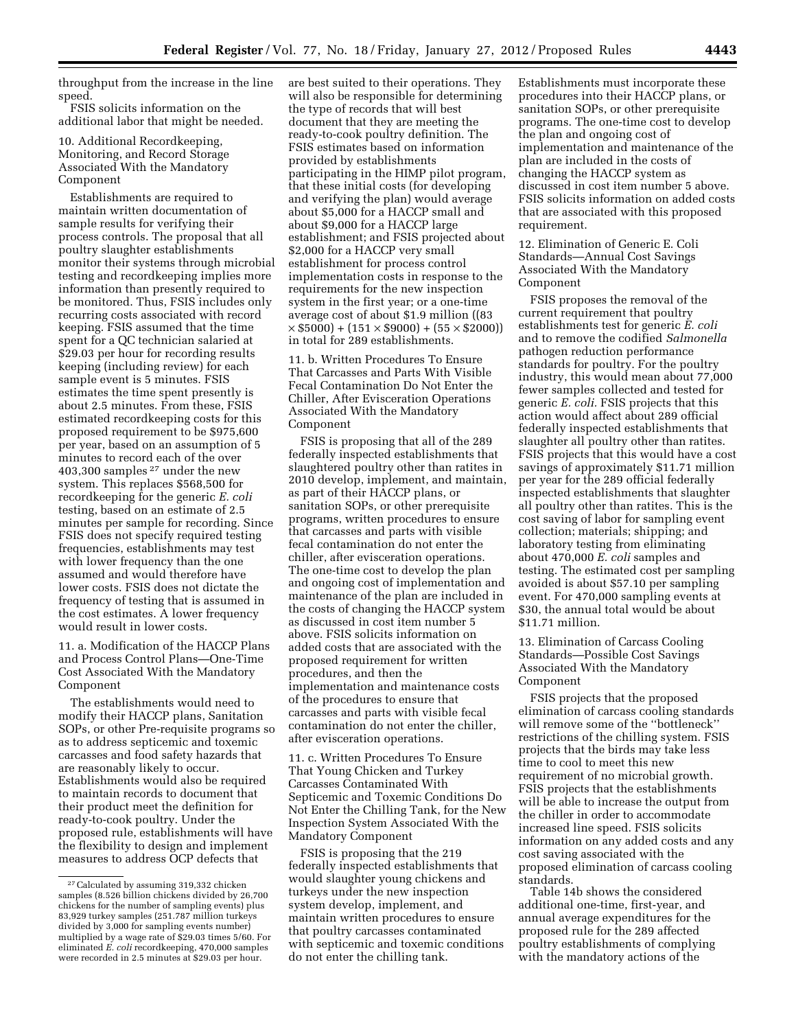throughput from the increase in the line speed.

FSIS solicits information on the additional labor that might be needed.

10. Additional Recordkeeping, Monitoring, and Record Storage Associated With the Mandatory Component

Establishments are required to maintain written documentation of sample results for verifying their process controls. The proposal that all poultry slaughter establishments monitor their systems through microbial testing and recordkeeping implies more information than presently required to be monitored. Thus, FSIS includes only recurring costs associated with record keeping. FSIS assumed that the time spent for a QC technician salaried at $29.03 per hour for recording results keeping (including review) for each sample event is 5 minutes. FSIS estimates the time spent presently is about 2.5 minutes. From these, FSIS estimated recordkeeping costs for this proposed requirement to be $975,600 per year, based on an assumption of 5 minutes to record each of the over 403,300 samples [27] under the new system. This replaces $568,500 for recordkeeping for the generic *E. coli* testing, based on an estimate of 2.5 minutes per sample for recording. Since FSIS does not specify required testing frequencies, establishments may test with lower frequency than the one assumed and would therefore have lower costs. FSIS does not dictate the frequency of testing that is assumed in the cost estimates. A lower frequency would result in lower costs.

11. a. Modification of the HACCP Plans and Process Control Plans—One-Time Cost Associated With the Mandatory Component

The establishments would need to modify their HACCP plans, Sanitation SOPs, or other Pre-requisite programs so as to address septicemic and toxemic carcasses and food safety hazards that are reasonably likely to occur. Establishments would also be required to maintain records to document that their product meet the definition for ready-to-cook poultry. Under the proposed rule, establishments will have the flexibility to design and implement measures to address OCP defects that are best suited to their operations. They will also be responsible for determining the type of records that will best document that they are meeting the ready-to-cook poultry definition. The FSIS estimates based on information provided by establishments participating in the HIMP pilot program, that these initial costs (for developing and verifying the plan) would average about $5,000 for a HACCP small and about $9,000 for a HACCP large establishment; and FSIS projected about $2,000 for a HACCP very small establishment for process control implementation costs in response to the requirements for the new inspection system in the first year; or a one-time average cost of about $1.9 million ((83 × $5000) + (151 × $9000) + (55 × $2000)) in total for 289 establishments.

11. b. Written Procedures To Ensure That Carcasses and Parts With Visible Fecal Contamination Do Not Enter the Chiller, After Evisceration Operations Associated With the Mandatory Component

FSIS is proposing that all of the 289 federally inspected establishments that slaughtered poultry other than ratites in 2010 develop, implement, and maintain, as part of their HACCP plans, or sanitation SOPs, or other prerequisite programs, written procedures to ensure that carcasses and parts with visible fecal contamination do not enter the chiller, after evisceration operations. The one-time cost to develop the plan and ongoing cost of implementation and maintenance of the plan are included in the costs of changing the HACCP system as discussed in cost item number 5 above. FSIS solicits information on added costs that are associated with the proposed requirement for written procedures, and then the implementation and maintenance costs of the procedures to ensure that carcasses and parts with visible fecal contamination do not enter the chiller, after evisceration operations.

11. c. Written Procedures To Ensure That Young Chicken and Turkey Carcasses Contaminated With Septicemic and Toxemic Conditions Do Not Enter the Chilling Tank, for the New Inspection System Associated With the Mandatory Component

FSIS is proposing that the 219 federally inspected establishments that would slaughter young chickens and turkeys under the new inspection system develop, implement, and maintain written procedures to ensure that poultry carcasses contaminated with septicemic and toxemic conditions do not enter the chilling tank. Establishments must incorporate these procedures into their HACCP plans, or sanitation SOPs, or other prerequisite programs. The one-time cost to develop the plan and ongoing cost of implementation and maintenance of the plan are included in the costs of changing the HACCP system as discussed in cost item number 5 above. FSIS solicits information on added costs that are associated with this proposed requirement.

12. Elimination of Generic E. Coli Standards—Annual Cost Savings Associated With the Mandatory Component

FSIS proposes the removal of the current requirement that poultry establishments test for generic *E. coli* and to remove the codified *Salmonella* pathogen reduction performance standards for poultry. For the poultry industry, this would mean about 77,000 fewer samples collected and tested for generic *E. coli.* FSIS projects that this action would affect about 289 official federally inspected establishments that slaughter all poultry other than ratites. FSIS projects that this would have a cost savings of approximately $11.71 million per year for the 289 official federally inspected establishments that slaughter all poultry other than ratites. This is the cost saving of labor for sampling event collection; materials; shipping; and laboratory testing from eliminating about 470,000 *E. coli* samples and testing. The estimated cost per sampling avoided is about $57.10 per sampling event. For 470,000 sampling events at $30, the annual total would be about $11.71 million.

13. Elimination of Carcass Cooling Standards—Possible Cost Savings Associated With the Mandatory Component

FSIS projects that the proposed elimination of carcass cooling standards will remove some of the ''bottleneck'' restrictions of the chilling system. FSIS projects that the birds may take less time to cool to meet this new requirement of no microbial growth. FSIS projects that the establishments will be able to increase the output from the chiller in order to accommodate increased line speed. FSIS solicits information on any added costs and any cost saving associated with the proposed elimination of carcass cooling standards.

Table 14b shows the considered additional one-time, first-year, and annual average expenditures for the proposed rule for the 289 affected poultry establishments of complying with the mandatory actions of the

[27] Calculated by assuming 319,332 chicken samples (8.526 billion chickens divided by 26,700 chickens for the number of sampling events) plus 83,929 turkey samples (251.787 million turkeys divided by 3,000 for sampling events number) multiplied by a wage rate of $29.03 times 5/60. For eliminated *E. coli* recordkeeping, 470,000 samples were recorded in 2.5 minutes at $29.03 per hour.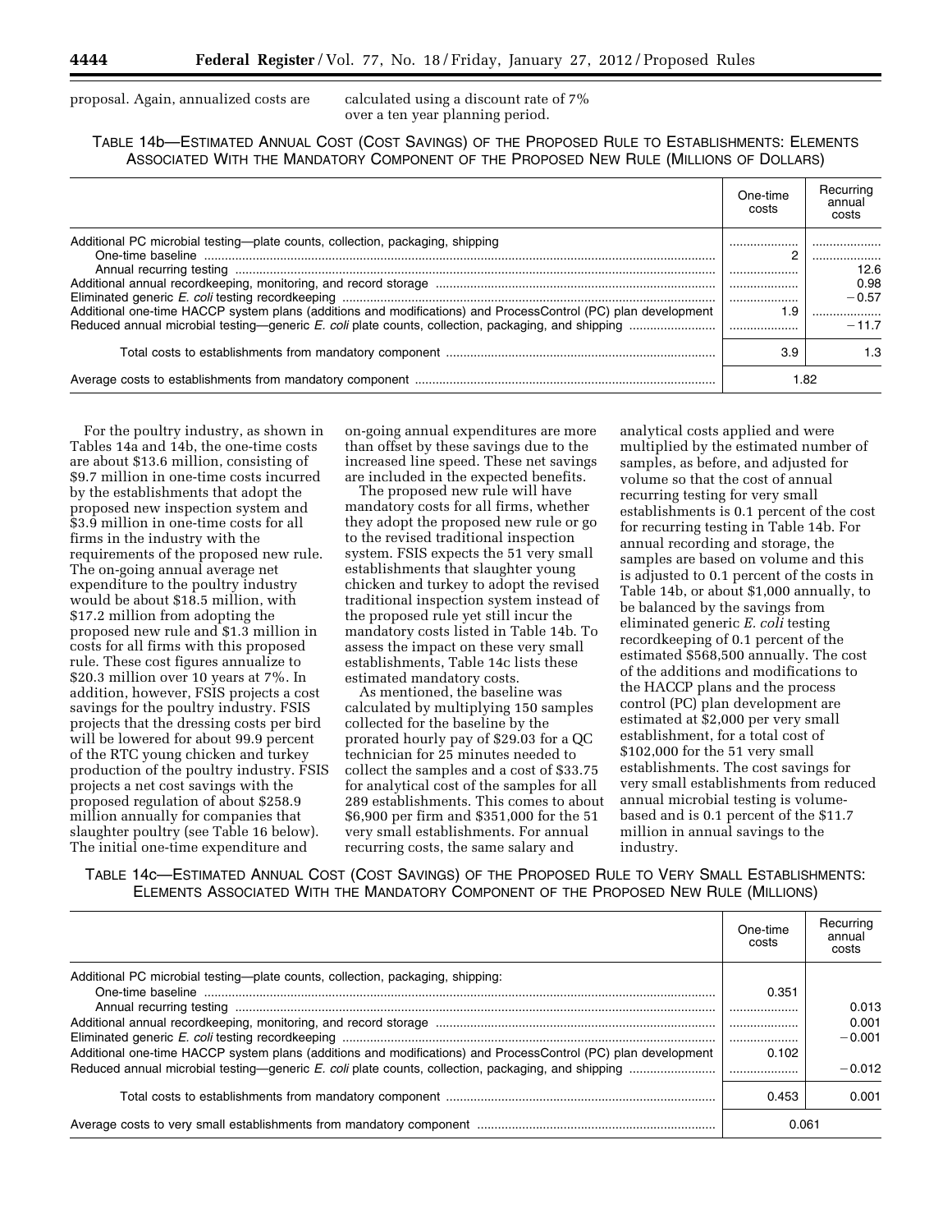proposal. Again, annualized costs are calculated using a discount rate of 7% over a ten year planning period.

TABLE 14b—ESTIMATED ANNUAL COST (COST SAVINGS) OF THE PROPOSED RULE TO ESTABLISHMENTS: ELEMENTS ASSOCIATED WITH THE MANDATORY COMPONENT OF THE PROPOSED NEW RULE (MILLIONS OF DOLLARS)

| | One-time costs | Recurring annual costs |
|---|---|---|
| Additional PC microbial testing—plate counts, collection, packaging, shipping | | |
| One-time baseline | 2 | |
| Annual recurring testing | | 12.6 |
| Additional annual recordkeeping, monitoring, and record storage | | 0.98 |
| Eliminated generic *E. coli* testing recordkeeping | | −0.57 |
| Additional one-time HACCP system plans (additions and modifications) and ProcessControl (PC) plan development | 1.9 | |
| Reduced annual microbial testing—generic *E. coli* plate counts, collection, packaging, and shipping | | −11.7 |
| Total costs to establishments from mandatory component | 3.9 | 1.3 |
| Average costs to establishments from mandatory component | 1.82 | |

For the poultry industry, as shown in Tables 14a and 14b, the one-time costs are about $13.6 million, consisting of $9.7 million in one-time costs incurred by the establishments that adopt the proposed new inspection system and $3.9 million in one-time costs for all firms in the industry with the requirements of the proposed new rule. The on-going annual average net expenditure to the poultry industry would be about $18.5 million, with $17.2 million from adopting the proposed new rule and $1.3 million in costs for all firms with this proposed rule. These cost figures annualize to $20.3 million over 10 years at 7%. In addition, however, FSIS projects a cost savings for the poultry industry. FSIS projects that the dressing costs per bird will be lowered for about 99.9 percent of the RTC young chicken and turkey production of the poultry industry. FSIS projects a net cost savings with the proposed regulation of about $258.9 million annually for companies that slaughter poultry (see Table 16 below). The initial one-time expenditure and on-going annual expenditures are more than offset by these savings due to the increased line speed. These net savings are included in the expected benefits.

The proposed new rule will have mandatory costs for all firms, whether they adopt the proposed new rule or go to the revised traditional inspection system. FSIS expects the 51 very small establishments that slaughter young chicken and turkey to adopt the revised traditional inspection system instead of the proposed rule yet still incur the mandatory costs listed in Table 14b. To assess the impact on these very small establishments, Table 14c lists these estimated mandatory costs.

As mentioned, the baseline was calculated by multiplying 150 samples collected for the baseline by the prorated hourly pay of $29.03 for a QC technician for 25 minutes needed to collect the samples and a cost of $33.75 for analytical cost of the samples for all 289 establishments. This comes to about $6,900 per firm and $351,000 for the 51 very small establishments. For annual recurring costs, the same salary and analytical costs applied and were multiplied by the estimated number of samples, as before, and adjusted for volume so that the cost of annual recurring testing for very small establishments is 0.1 percent of the cost for recurring testing in Table 14b. For annual recording and storage, the samples are based on volume and this is adjusted to 0.1 percent of the costs in Table 14b, or about $1,000 annually, to be balanced by the savings from eliminated generic *E. coli* testing recordkeeping of 0.1 percent of the estimated $568,500 annually. The cost of the additions and modifications to the HACCP plans and the process control (PC) plan development are estimated at $2,000 per very small establishment, for a total cost of $102,000 for the 51 very small establishments. The cost savings for very small establishments from reduced annual microbial testing is volume-based and is 0.1 percent of the $11.7 million in annual savings to the industry.

TABLE 14c—ESTIMATED ANNUAL COST (COST SAVINGS) OF THE PROPOSED RULE TO VERY SMALL ESTABLISHMENTS: ELEMENTS ASSOCIATED WITH THE MANDATORY COMPONENT OF THE PROPOSED NEW RULE (MILLIONS)

| | One-time costs | Recurring annual costs |
|---|---|---|
| Additional PC microbial testing—plate counts, collection, packaging, shipping: | | |
| One-time baseline | 0.351 | |
| Annual recurring testing | | 0.013 |
| Additional annual recordkeeping, monitoring, and record storage | | 0.001 |
| Eliminated generic *E. coli* testing recordkeeping | | −0.001 |
| Additional one-time HACCP system plans (additions and modifications) and ProcessControl (PC) plan development | 0.102 | |
| Reduced annual microbial testing—generic *E. coli* plate counts, collection, packaging, and shipping | | −0.012 |
| Total costs to establishments from mandatory component | 0.453 | 0.001 |
| Average costs to very small establishments from mandatory component | 0.061 | |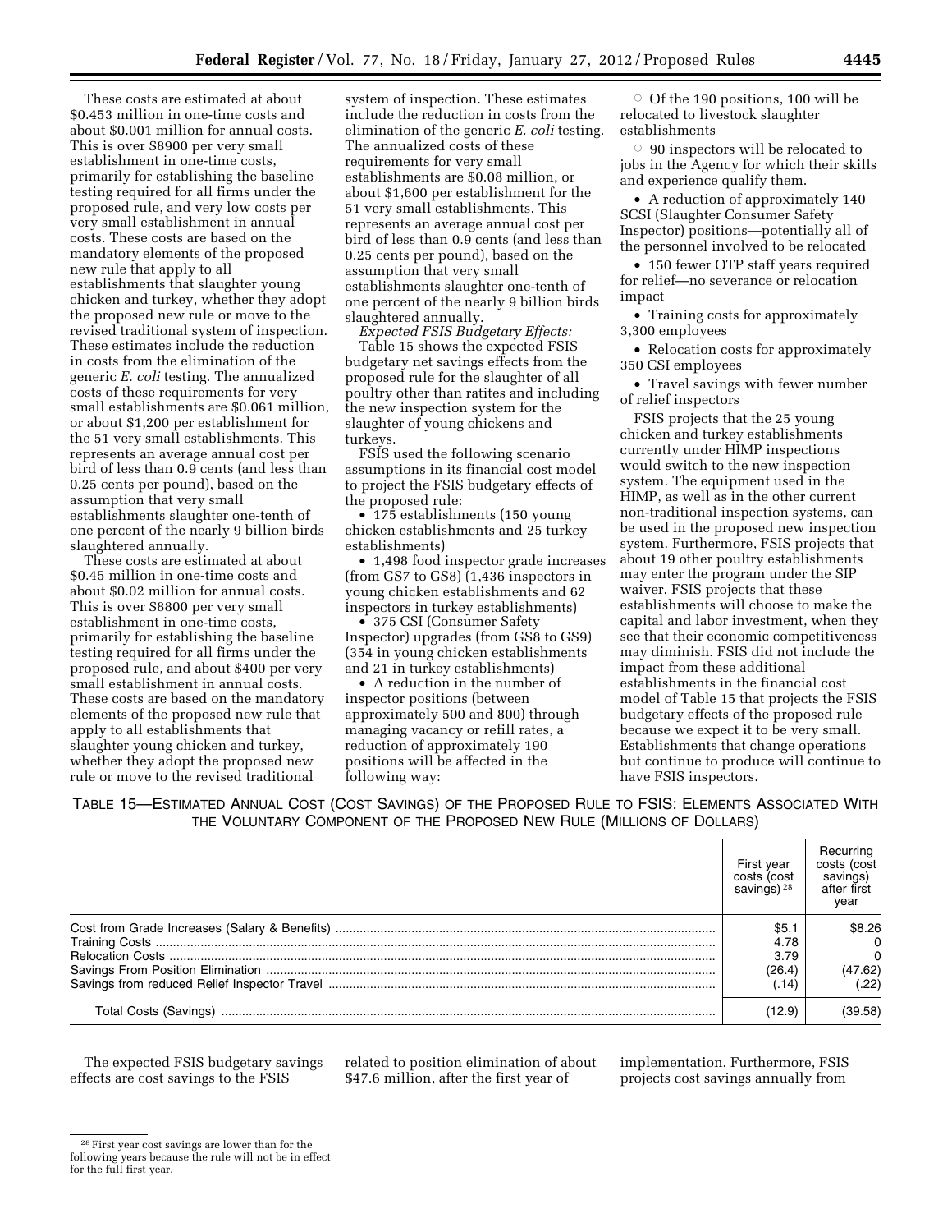These costs are estimated at about $0.453 million in one-time costs and about $0.001 million for annual costs. This is over $8900 per very small establishment in one-time costs, primarily for establishing the baseline testing required for all firms under the proposed rule, and very low costs per very small establishment in annual costs. These costs are based on the mandatory elements of the proposed new rule that apply to all establishments that slaughter young chicken and turkey, whether they adopt the proposed new rule or move to the revised traditional system of inspection. These estimates include the reduction in costs from the elimination of the generic *E. coli* testing. The annualized costs of these requirements for very small establishments are $0.061 million, or about $1,200 per establishment for the 51 very small establishments. This represents an average annual cost per bird of less than 0.9 cents (and less than 0.25 cents per pound), based on the assumption that very small establishments slaughter one-tenth of one percent of the nearly 9 billion birds slaughtered annually.

These costs are estimated at about $0.45 million in one-time costs and about $0.02 million for annual costs. This is over $8800 per very small establishment in one-time costs, primarily for establishing the baseline testing required for all firms under the proposed rule, and about $400 per very small establishment in annual costs. These costs are based on the mandatory elements of the proposed new rule that apply to all establishments that slaughter young chicken and turkey, whether they adopt the proposed new rule or move to the revised traditional system of inspection. These estimates include the reduction in costs from the elimination of the generic *E. coli* testing. The annualized costs of these requirements for very small establishments are $0.08 million, or about $1,600 per establishment for the 51 very small establishments. This represents an average annual cost per bird of less than 0.9 cents (and less than 0.25 cents per pound), based on the assumption that very small establishments slaughter one-tenth of one percent of the nearly 9 billion birds slaughtered annually.

*Expected FSIS Budgetary Effects:* Table 15 shows the expected FSIS budgetary net savings effects from the proposed rule for the slaughter of all poultry other than ratites and including the new inspection system for the slaughter of young chickens and turkeys.

FSIS used the following scenario assumptions in its financial cost model to project the FSIS budgetary effects of the proposed rule:

- 175 establishments (150 young chicken establishments and 25 turkey establishments)
- 1,498 food inspector grade increases (from GS7 to GS8) (1,436 inspectors in young chicken establishments and 62 inspectors in turkey establishments)
- 375 CSI (Consumer Safety Inspector) upgrades (from GS8 to GS9) (354 in young chicken establishments and 21 in turkey establishments)
- A reduction in the number of inspector positions (between approximately 500 and 800) through managing vacancy or refill rates, a reduction of approximately 190 positions will be affected in the following way:
  - Of the 190 positions, 100 will be relocated to livestock slaughter establishments
  - 90 inspectors will be relocated to jobs in the Agency for which their skills and experience qualify them.
- A reduction of approximately 140 SCSI (Slaughter Consumer Safety Inspector) positions—potentially all of the personnel involved to be relocated
- 150 fewer OTP staff years required for relief—no severance or relocation impact
- Training costs for approximately 3,300 employees
- Relocation costs for approximately 350 CSI employees
- Travel savings with fewer number of relief inspectors

FSIS projects that the 25 young chicken and turkey establishments currently under HIMP inspections would switch to the new inspection system. The equipment used in the HIMP, as well as in the other current non-traditional inspection systems, can be used in the proposed new inspection system. Furthermore, FSIS projects that about 19 other poultry establishments may enter the program under the SIP waiver. FSIS projects that these establishments will choose to make the capital and labor investment, when they see that their economic competitiveness may diminish. FSIS did not include the impact from these additional establishments in the financial cost model of Table 15 that projects the FSIS budgetary effects of the proposed rule because we expect it to be very small. Establishments that change operations but continue to produce will continue to have FSIS inspectors.

TABLE 15—ESTIMATED ANNUAL COST (COST SAVINGS) OF THE PROPOSED RULE TO FSIS: ELEMENTS ASSOCIATED WITH THE VOLUNTARY COMPONENT OF THE PROPOSED NEW RULE (MILLIONS OF DOLLARS)

| | First year costs (cost savings) [28] | Recurring costs (cost savings) after first year |
|---|---|---|
| Cost from Grade Increases (Salary & Benefits) | $5.1 | $8.26 |
| Training Costs | 4.78 | 0 |
| Relocation Costs | 3.79 | 0 |
| Savings From Position Elimination | (26.4) | (47.62) |
| Savings from reduced Relief Inspector Travel | (.14) | (.22) |
| Total Costs (Savings) | (12.9) | (39.58) |

The expected FSIS budgetary savings effects are cost savings to the FSIS related to position elimination of about $47.6 million, after the first year of implementation. Furthermore, FSIS projects cost savings annually from

[28] First year cost savings are lower than for the following years because the rule will not be in effect for the full first year.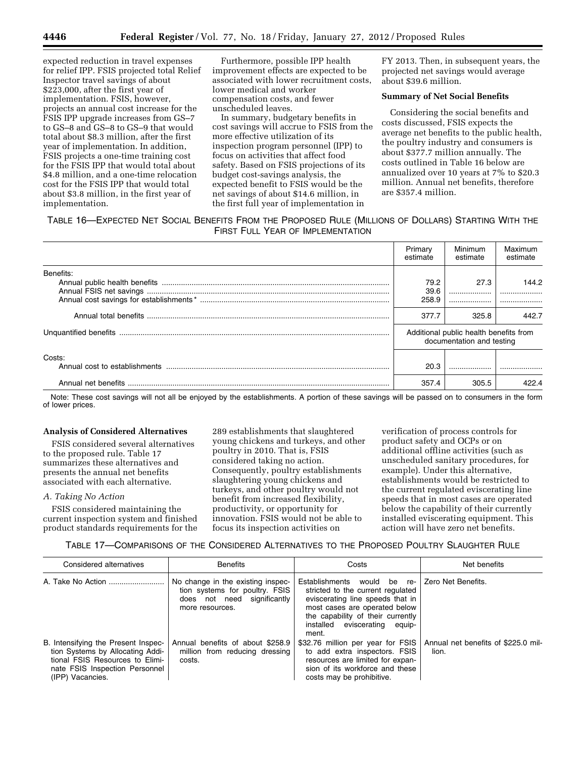expected reduction in travel expenses for relief IPP. FSIS projected total Relief Inspector travel savings of about $223,000, after the first year of implementation. FSIS, however, projects an annual cost increase for the FSIS IPP upgrade increases from GS–7 to GS–8 and GS–8 to GS–9 that would total about $8.3 million, after the first year of implementation. In addition, FSIS projects a one-time training cost for the FSIS IPP that would total about $4.8 million, and a one-time relocation cost for the FSIS IPP that would total about $3.8 million, in the first year of implementation.

Furthermore, possible IPP health improvement effects are expected to be associated with lower recruitment costs, lower medical and worker compensation costs, and fewer unscheduled leaves.

In summary, budgetary benefits in cost savings will accrue to FSIS from the more effective utilization of its inspection program personnel (IPP) to focus on activities that affect food safety. Based on FSIS projections of its budget cost-savings analysis, the expected benefit to FSIS would be the net savings of about $14.6 million, in the first full year of implementation in FY 2013. Then, in subsequent years, the projected net savings would average about $39.6 million.

**Summary of Net Social Benefits**

Considering the social benefits and costs discussed, FSIS expects the average net benefits to the public health, the poultry industry and consumers is about $377.7 million annually. The costs outlined in Table 16 below are annualized over 10 years at 7% to $20.3 million. Annual net benefits, therefore are $357.4 million.

TABLE 16—EXPECTED NET SOCIAL BENEFITS FROM THE PROPOSED RULE (MILLIONS OF DOLLARS) STARTING WITH THE FIRST FULL YEAR OF IMPLEMENTATION

| | Primary estimate | Minimum estimate | Maximum estimate |
|---|---|---|---|
| Benefits: | | | |
| Annual public health benefits | 79.2 | 27.3 | 144.2 |
| Annual FSIS net savings | 39.6 | | |
| Annual cost savings for establishments * | 258.9 | | |
| Annual total benefits | 377.7 | 325.8 | 442.7 |
| Unquantified benefits | Additional public health benefits from documentation and testing | | |
| Costs: | | | |
| Annual cost to establishments | 20.3 | | |
| Annual net benefits | 357.4 | 305.5 | 422.4 |

Note: These cost savings will not all be enjoyed by the establishments. A portion of these savings will be passed on to consumers in the form of lower prices.

**Analysis of Considered Alternatives**

FSIS considered several alternatives to the proposed rule. Table 17 summarizes these alternatives and presents the annual net benefits associated with each alternative.

*A. Taking No Action*

FSIS considered maintaining the current inspection system and finished product standards requirements for the 289 establishments that slaughtered young chickens and turkeys, and other poultry in 2010. That is, FSIS considered taking no action. Consequently, poultry establishments slaughtering young chickens and turkeys, and other poultry would not benefit from increased flexibility, productivity, or opportunity for innovation. FSIS would not be able to focus its inspection activities on verification of process controls for product safety and OCPs or on additional offline activities (such as unscheduled sanitary procedures, for example). Under this alternative, establishments would be restricted to the current regulated eviscerating line speeds that in most cases are operated below the capability of their currently installed eviscerating equipment. This action will have zero net benefits.

TABLE 17—COMPARISONS OF THE CONSIDERED ALTERNATIVES TO THE PROPOSED POULTRY SLAUGHTER RULE

| Considered alternatives | Benefits | Costs | Net benefits |
|---|---|---|---|
| A. Take No Action | No change in the existing inspection systems for poultry. FSIS does not need significantly more resources. | Establishments would be restricted to the current regulated eviscerating line speeds that in most cases are operated below the capability of their currently installed eviscerating equipment. | Zero Net Benefits. |
| B. Intensifying the Present Inspection Systems by Allocating Additional FSIS Resources to Eliminate FSIS Inspection Personnel (IPP) Vacancies. | Annual benefits of about $258.9 million from reducing dressing costs. | $32.76 million per year for FSIS to add extra inspectors. FSIS resources are limited for expansion of its workforce and these costs may be prohibitive. | Annual net benefits of $225.0 million. |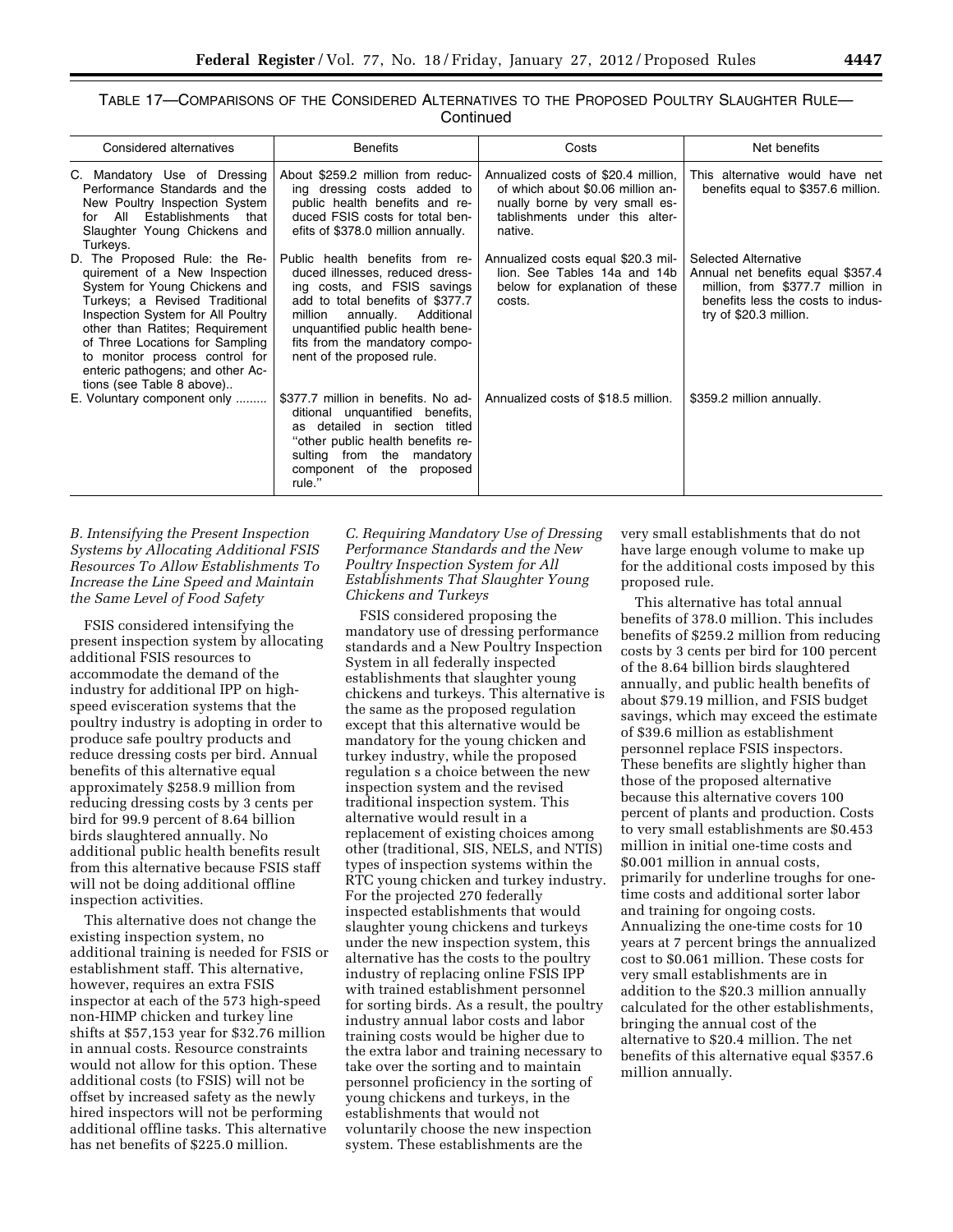TABLE 17—COMPARISONS OF THE CONSIDERED ALTERNATIVES TO THE PROPOSED POULTRY SLAUGHTER RULE—Continued

| Considered alternatives | Benefits | Costs | Net benefits |
|---|---|---|---|
| C. Mandatory Use of Dressing Performance Standards and the New Poultry Inspection System for All Establishments that Slaughter Young Chickens and Turkeys. | About $259.2 million from reducing dressing costs added to public health benefits and reduced FSIS costs for total benefits of $378.0 million annually. | Annualized costs of $20.4 million, of which about $0.06 million annually borne by very small establishments under this alternative. | This alternative would have net benefits equal to $357.6 million. |
| D. The Proposed Rule: the Requirement of a New Inspection System for Young Chickens and Turkeys; a Revised Traditional Inspection System for All Poultry other than Ratites; Requirement of Three Locations for Sampling to monitor process control for enteric pathogens; and other Actions (see Table 8 above).. | Public health benefits from reduced illnesses, reduced dressing costs, and FSIS savings add to total benefits of $377.7 million annually. Additional unquantified public health benefits from the mandatory component of the proposed rule. | Annualized costs equal $20.3 million. See Tables 14a and 14b below for explanation of these costs. | Selected Alternative Annual net benefits equal $357.4 million, from $377.7 million in benefits less the costs to industry of $20.3 million. |
| E. Voluntary component only ......... | $377.7 million in benefits. No additional unquantified benefits, as detailed in section titled "other public health benefits resulting from the mandatory component of the proposed rule." | Annualized costs of $18.5 million. | $359.2 million annually. |

*B. Intensifying the Present Inspection Systems by Allocating Additional FSIS Resources To Allow Establishments To Increase the Line Speed and Maintain the Same Level of Food Safety*

FSIS considered intensifying the present inspection system by allocating additional FSIS resources to accommodate the demand of the industry for additional IPP on high-speed evisceration systems that the poultry industry is adopting in order to produce safe poultry products and reduce dressing costs per bird. Annual benefits of this alternative equal approximately $258.9 million from reducing dressing costs by 3 cents per bird for 99.9 percent of 8.64 billion birds slaughtered annually. No additional public health benefits result from this alternative because FSIS staff will not be doing additional offline inspection activities.

This alternative does not change the existing inspection system, no additional training is needed for FSIS or establishment staff. This alternative, however, requires an extra FSIS inspector at each of the 573 high-speed non-HIMP chicken and turkey line shifts at $57,153 year for $32.76 million in annual costs. Resource constraints would not allow for this option. These additional costs (to FSIS) will not be offset by increased safety as the newly hired inspectors will not be performing additional offline tasks. This alternative has net benefits of $225.0 million.

*C. Requiring Mandatory Use of Dressing Performance Standards and the New Poultry Inspection System for All Establishments That Slaughter Young Chickens and Turkeys*

FSIS considered proposing the mandatory use of dressing performance standards and a New Poultry Inspection System in all federally inspected establishments that slaughter young chickens and turkeys. This alternative is the same as the proposed regulation except that this alternative would be mandatory for the young chicken and turkey industry, while the proposed regulation s a choice between the new inspection system and the revised traditional inspection system. This alternative would result in a replacement of existing choices among other (traditional, SIS, NELS, and NTIS) types of inspection systems within the RTC young chicken and turkey industry. For the projected 270 federally inspected establishments that would slaughter young chickens and turkeys under the new inspection system, this alternative has the costs to the poultry industry of replacing online FSIS IPP with trained establishment personnel for sorting birds. As a result, the poultry industry annual labor costs and labor training costs would be higher due to the extra labor and training necessary to take over the sorting and to maintain personnel proficiency in the sorting of young chickens and turkeys, in the establishments that would not voluntarily choose the new inspection system. These establishments are the very small establishments that do not have large enough volume to make up for the additional costs imposed by this proposed rule.

This alternative has total annual benefits of 378.0 million. This includes benefits of $259.2 million from reducing costs by 3 cents per bird for 100 percent of the 8.64 billion birds slaughtered annually, and public health benefits of about $79.19 million, and FSIS budget savings, which may exceed the estimate of $39.6 million as establishment personnel replace FSIS inspectors. These benefits are slightly higher than those of the proposed alternative because this alternative covers 100 percent of plants and production. Costs to very small establishments are $0.453 million in initial one-time costs and $0.001 million in annual costs, primarily for underline troughs for one-time costs and additional sorter labor and training for ongoing costs. Annualizing the one-time costs for 10 years at 7 percent brings the annualized cost to $0.061 million. These costs for very small establishments are in addition to the $20.3 million annually calculated for the other establishments, bringing the annual cost of the alternative to $20.4 million. The net benefits of this alternative equal $357.6 million annually.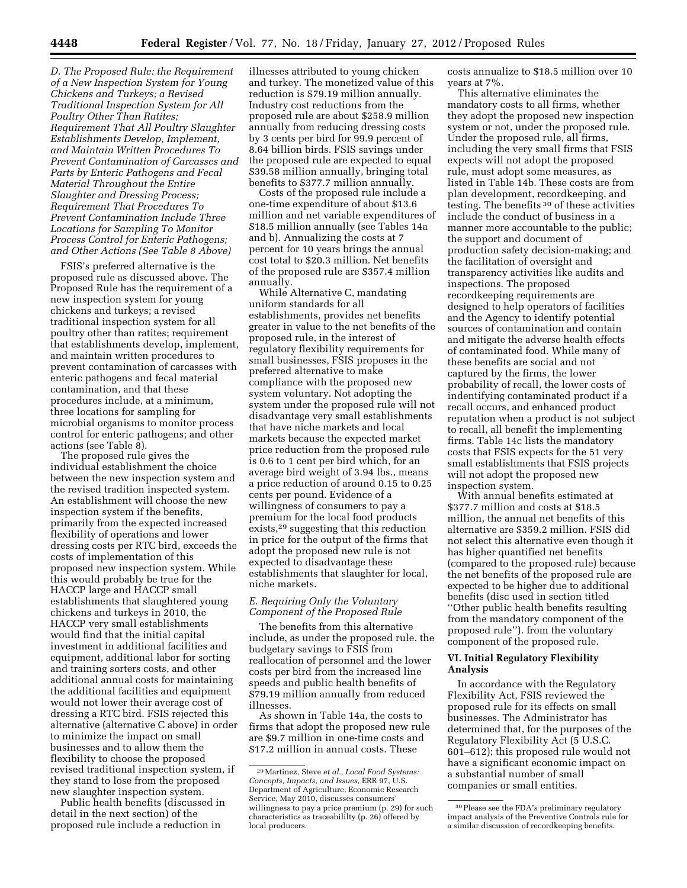*D. The Proposed Rule: the Requirement of a New Inspection System for Young Chickens and Turkeys; a Revised Traditional Inspection System for All Poultry Other Than Ratites; Requirement That All Poultry Slaughter Establishments Develop, Implement, and Maintain Written Procedures To Prevent Contamination of Carcasses and Parts by Enteric Pathogens and Fecal Material Throughout the Entire Slaughter and Dressing Process; Requirement That Procedures To Prevent Contamination Include Three Locations for Sampling To Monitor Process Control for Enteric Pathogens; and Other Actions (See Table 8 Above)*

FSIS's preferred alternative is the proposed rule as discussed above. The Proposed Rule has the requirement of a new inspection system for young chickens and turkeys; a revised traditional inspection system for all poultry other than ratites; requirement that establishments develop, implement, and maintain written procedures to prevent contamination of carcasses with enteric pathogens and fecal material contamination, and that these procedures include, at a minimum, three locations for sampling for microbial organisms to monitor process control for enteric pathogens; and other actions (see Table 8).

The proposed rule gives the individual establishment the choice between the new inspection system and the revised tradition inspected system. An establishment will choose the new inspection system if the benefits, primarily from the expected increased flexibility of operations and lower dressing costs per RTC bird, exceeds the costs of implementation of this proposed new inspection system. While this would probably be true for the HACCP large and HACCP small establishments that slaughtered young chickens and turkeys in 2010, the HACCP very small establishments would find that the initial capital investment in additional facilities and equipment, additional labor for sorting and training sorters costs, and other additional annual costs for maintaining the additional facilities and equipment would not lower their average cost of dressing a RTC bird. FSIS rejected this alternative (alternative C above) in order to minimize the impact on small businesses and to allow them the flexibility to choose the proposed revised traditional inspection system, if they stand to lose from the proposed new slaughter inspection system.

Public health benefits (discussed in detail in the next section) of the proposed rule include a reduction in illnesses attributed to young chicken and turkey. The monetized value of this reduction is $79.19 million annually. Industry cost reductions from the proposed rule are about $258.9 million annually from reducing dressing costs by 3 cents per bird for 99.9 percent of 8.64 billion birds. FSIS savings under the proposed rule are expected to equal $39.58 million annually, bringing total benefits to $377.7 million annually.

Costs of the proposed rule include a one-time expenditure of about $13.6 million and net variable expenditures of $18.5 million annually (see Tables 14a and b). Annualizing the costs at 7 percent for 10 years brings the annual cost total to $20.3 million. Net benefits of the proposed rule are $357.4 million annually.

While Alternative C, mandating uniform standards for all establishments, provides net benefits greater in value to the net benefits of the proposed rule, in the interest of regulatory flexibility requirements for small businesses, FSIS proposes in the preferred alternative to make compliance with the proposed new system voluntary. Not adopting the system under the proposed rule will not disadvantage very small establishments that have niche markets and local markets because the expected market price reduction from the proposed rule is 0.6 to 1 cent per bird which, for an average bird weight of 3.94 lbs., means a price reduction of around 0.15 to 0.25 cents per pound. Evidence of a willingness of consumers to pay a premium for the local food products exists,[29] suggesting that this reduction in price for the output of the firms that adopt the proposed new rule is not expected to disadvantage these establishments that slaughter for local, niche markets.

*E. Requiring Only the Voluntary Component of the Proposed Rule*

The benefits from this alternative include, as under the proposed rule, the budgetary savings to FSIS from reallocation of personnel and the lower costs per bird from the increased line speeds and public health benefits of $79.19 million annually from reduced illnesses.

As shown in Table 14a, the costs to firms that adopt the proposed new rule are $9.7 million in one-time costs and $17.2 million in annual costs. These costs annualize to $18.5 million over 10 years at 7%.

This alternative eliminates the mandatory costs to all firms, whether they adopt the proposed new inspection system or not, under the proposed rule. Under the proposed rule, all firms, including the very small firms that FSIS expects will not adopt the proposed rule, must adopt some measures, as listed in Table 14b. These costs are from plan development, recordkeeping, and testing. The benefits[30] of these activities include the conduct of business in a manner more accountable to the public; the support and document of production safety decision-making; and the facilitation of oversight and transparency activities like audits and inspections. The proposed recordkeeping requirements are designed to help operators of facilities and the Agency to identify potential sources of contamination and contain and mitigate the adverse health effects of contaminated food. While many of these benefits are social and not captured by the firms, the lower probability of recall, the lower costs of indentifying contaminated product if a recall occurs, and enhanced product reputation when a product is not subject to recall, all benefit the implementing firms. Table 14c lists the mandatory costs that FSIS expects for the 51 very small establishments that FSIS projects will not adopt the proposed new inspection system.

With annual benefits estimated at $377.7 million and costs at $18.5 million, the annual net benefits of this alternative are $359.2 million. FSIS did not select this alternative even though it has higher quantified net benefits (compared to the proposed rule) because the net benefits of the proposed rule are expected to be higher due to additional benefits (disc used in section titled "Other public health benefits resulting from the mandatory component of the proposed rule"). from the voluntary component of the proposed rule.

## VI. Initial Regulatory Flexibility Analysis

In accordance with the Regulatory Flexibility Act, FSIS reviewed the proposed rule for its effects on small businesses. The Administrator has determined that, for the purposes of the Regulatory Flexibility Act (5 U.S.C. 601–612); this proposed rule would not have a significant economic impact on a substantial number of small companies or small entities.

---

[29] Martinez, Steve *et al., Local Food Systems: Concepts, Impacts, and Issues,* ERR 97, U.S. Department of Agriculture, Economic Research Service, May 2010, discusses consumers' willingness to pay a price premium (p. 29) for such characteristics as traceabililty (p. 26) offered by local producers.

[30] Please see the FDA's preliminary regulatory impact analysis of the Preventive Controls rule for a similar discussion of recordkeeping benefits.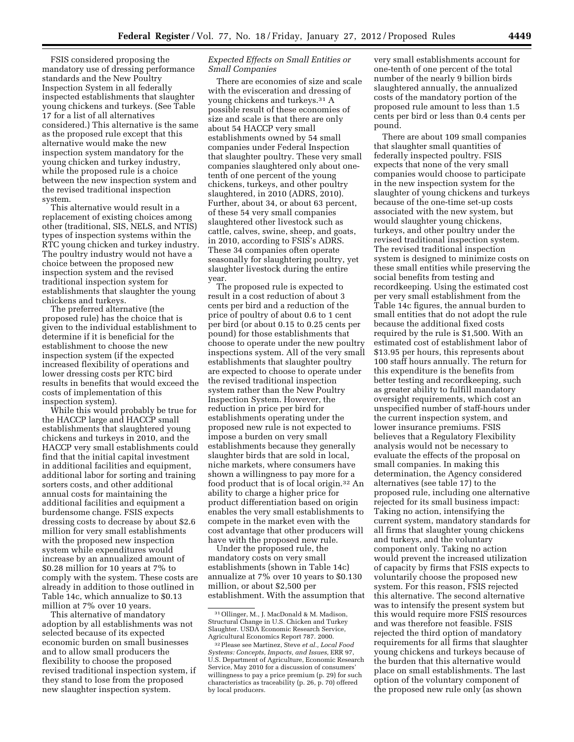FSIS considered proposing the mandatory use of dressing performance standards and the New Poultry Inspection System in all federally inspected establishments that slaughter young chickens and turkeys. (See Table 17 for a list of all alternatives considered.) This alternative is the same as the proposed rule except that this alternative would make the new inspection system mandatory for the young chicken and turkey industry, while the proposed rule is a choice between the new inspection system and the revised traditional inspection system.

This alternative would result in a replacement of existing choices among other (traditional, SIS, NELS, and NTIS) types of inspection systems within the RTC young chicken and turkey industry. The poultry industry would not have a choice between the proposed new inspection system and the revised traditional inspection system for establishments that slaughter the young chickens and turkeys.

The preferred alternative (the proposed rule) has the choice that is given to the individual establishment to determine if it is beneficial for the establishment to choose the new inspection system (if the expected increased flexibility of operations and lower dressing costs per RTC bird results in benefits that would exceed the costs of implementation of this inspection system).

While this would probably be true for the HACCP large and HACCP small establishments that slaughtered young chickens and turkeys in 2010, and the HACCP very small establishments could find that the initial capital investment in additional facilities and equipment, additional labor for sorting and training sorters costs, and other additional annual costs for maintaining the additional facilities and equipment a burdensome change. FSIS expects dressing costs to decrease by about $2.6 million for very small establishments with the proposed new inspection system while expenditures would increase by an annualized amount of $0.28 million for 10 years at 7% to comply with the system. These costs are already in addition to those outlined in Table 14c, which annualize to $0.13 million at 7% over 10 years.

This alternative of mandatory adoption by all establishments was not selected because of its expected economic burden on small businesses and to allow small producers the flexibility to choose the proposed revised traditional inspection system, if they stand to lose from the proposed new slaughter inspection system.

*Expected Effects on Small Entities or Small Companies*

There are economies of size and scale with the evisceration and dressing of young chickens and turkeys.[31] A possible result of these economies of size and scale is that there are only about 54 HACCP very small establishments owned by 54 small companies under Federal Inspection that slaughter poultry. These very small companies slaughtered only about one-tenth of one percent of the young chickens, turkeys, and other poultry slaughtered, in 2010 (ADRS, 2010). Further, about 34, or about 63 percent, of these 54 very small companies slaughtered other livestock such as cattle, calves, swine, sheep, and goats, in 2010, according to FSIS's ADRS. These 34 companies often operate seasonally for slaughtering poultry, yet slaughter livestock during the entire year.

The proposed rule is expected to result in a cost reduction of about 3 cents per bird and a reduction of the price of poultry of about 0.6 to 1 cent per bird (or about 0.15 to 0.25 cents per pound) for those establishments that choose to operate under the new poultry inspections system. All of the very small establishments that slaughter poultry are expected to choose to operate under the revised traditional inspection system rather than the New Poultry Inspection System. However, the reduction in price per bird for establishments operating under the proposed new rule is not expected to impose a burden on very small establishments because they generally slaughter birds that are sold in local, niche markets, where consumers have shown a willingness to pay more for a food product that is of local origin.[32] An ability to charge a higher price for product differentiation based on origin enables the very small establishments to compete in the market even with the cost advantage that other producers will have with the proposed new rule.

Under the proposed rule, the mandatory costs on very small establishments (shown in Table 14c) annualize at 7% over 10 years to $0.130 million, or about $2,500 per establishment. With the assumption that very small establishments account for one-tenth of one percent of the total number of the nearly 9 billion birds slaughtered annually, the annualized costs of the mandatory portion of the proposed rule amount to less than 1.5 cents per bird or less than 0.4 cents per pound.

There are about 109 small companies that slaughter small quantities of federally inspected poultry. FSIS expects that none of the very small companies would choose to participate in the new inspection system for the slaughter of young chickens and turkeys because of the one-time set-up costs associated with the new system, but would slaughter young chickens, turkeys, and other poultry under the revised traditional inspection system. The revised traditional inspection system is designed to minimize costs on these small entities while preserving the social benefits from testing and recordkeeping. Using the estimated cost per very small establishment from the Table 14c figures, the annual burden to small entities that do not adopt the rule because the additional fixed costs required by the rule is $1,500. With an estimated cost of establishment labor of $13.95 per hours, this represents about 100 staff hours annually. The return for this expenditure is the benefits from better testing and recordkeeping, such as greater ability to fulfill mandatory oversight requirements, which cost an unspecified number of staff-hours under the current inspection system, and lower insurance premiums. FSIS believes that a Regulatory Flexibility analysis would not be necessary to evaluate the effects of the proposal on small companies. In making this determination, the Agency considered alternatives (see table 17) to the proposed rule, including one alternative rejected for its small business impact: Taking no action, intensifying the current system, mandatory standards for all firms that slaughter young chickens and turkeys, and the voluntary component only. Taking no action would prevent the increased utilization of capacity by firms that FSIS expects to voluntarily choose the proposed new system. For this reason, FSIS rejected this alternative. The second alternative was to intensify the present system but this would require more FSIS resources and was therefore not feasible. FSIS rejected the third option of mandatory requirements for all firms that slaughter young chickens and turkeys because of the burden that this alternative would place on small establishments. The last option of the voluntary component of the proposed new rule only (as shown

---

[31] Ollinger, M., J. MacDonald & M. Madison, Structural Change in U.S. Chicken and Turkey Slaughter. USDA Economic Research Service, Agricultural Economics Report 787. 2000.

[32] Please see Martinez, Steve *et al., Local Food Systems: Concepts, Impacts, and Issues,* ERR 97, U.S. Department of Agriculture, Economic Research Service, May 2010 for a discussion of consumers' willingness to pay a price premium (p. 29) for such characteristics as traceability (p. 26, p. 70) offered by local producers.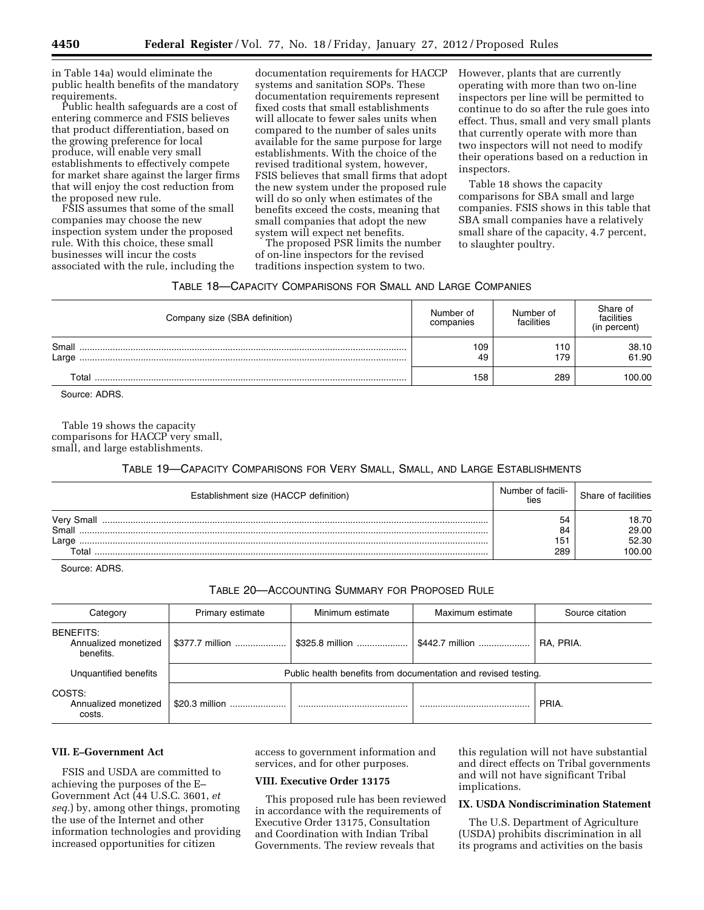in Table 14a) would eliminate the public health benefits of the mandatory requirements.

Public health safeguards are a cost of entering commerce and FSIS believes that product differentiation, based on the growing preference for local produce, will enable very small establishments to effectively compete for market share against the larger firms that will enjoy the cost reduction from the proposed new rule.

FSIS assumes that some of the small companies may choose the new inspection system under the proposed rule. With this choice, these small businesses will incur the costs associated with the rule, including the documentation requirements for HACCP systems and sanitation SOPs. These documentation requirements represent fixed costs that small establishments will allocate to fewer sales units when compared to the number of sales units available for the same purpose for large establishments. With the choice of the revised traditional system, however, FSIS believes that small firms that adopt the new system under the proposed rule will do so only when estimates of the benefits exceed the costs, meaning that small companies that adopt the new system will expect net benefits.

The proposed PSR limits the number of on-line inspectors for the revised traditions inspection system to two. However, plants that are currently operating with more than two on-line inspectors per line will be permitted to continue to do so after the rule goes into effect. Thus, small and very small plants that currently operate with more than two inspectors will not need to modify their operations based on a reduction in inspectors.

Table 18 shows the capacity comparisons for SBA small and large companies. FSIS shows in this table that SBA small companies have a relatively small share of the capacity, 4.7 percent, to slaughter poultry.

TABLE 18—CAPACITY COMPARISONS FOR SMALL AND LARGE COMPANIES

| Company size (SBA definition) | Number of companies | Number of facilities | Share of facilities (in percent) |
|---|---|---|---|
| Small | 109 | 110 | 38.10 |
| Large | 49 | 179 | 61.90 |
| Total | 158 | 289 | 100.00 |

Source: ADRS.

Table 19 shows the capacity comparisons for HACCP very small, small, and large establishments.

TABLE 19—CAPACITY COMPARISONS FOR VERY SMALL, SMALL, AND LARGE ESTABLISHMENTS

| Establishment size (HACCP definition) | Number of facilities | Share of facilities |
|---|---|---|
| Very Small | 54 | 18.70 |
| Small | 84 | 29.00 |
| Large | 151 | 52.30 |
| Total | 289 | 100.00 |

Source: ADRS.

TABLE 20—ACCOUNTING SUMMARY FOR PROPOSED RULE

| Category | Primary estimate | Minimum estimate | Maximum estimate | Source citation |
|---|---|---|---|---|
| BENEFITS: Annualized monetized benefits. | $377.7 million | $325.8 million | $442.7 million | RA, PRIA. |
| Unquantified benefits | Public health benefits from documentation and revised testing. | | | |
| COSTS: Annualized monetized costs. | $20.3 million | | | PRIA. |

### VII. E–Government Act

FSIS and USDA are committed to achieving the purposes of the E–Government Act (44 U.S.C. 3601, *et seq.*) by, among other things, promoting the use of the Internet and other information technologies and providing increased opportunities for citizen access to government information and services, and for other purposes.

### VIII. Executive Order 13175

This proposed rule has been reviewed in accordance with the requirements of Executive Order 13175, Consultation and Coordination with Indian Tribal Governments. The review reveals that this regulation will not have substantial and direct effects on Tribal governments and will not have significant Tribal implications.

### IX. USDA Nondiscrimination Statement

The U.S. Department of Agriculture (USDA) prohibits discrimination in all its programs and activities on the basis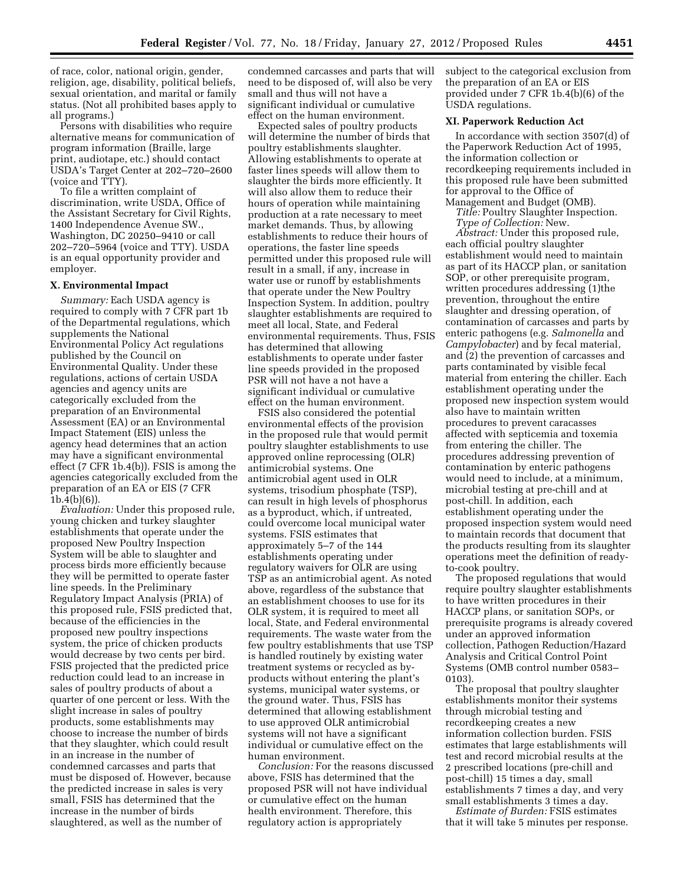of race, color, national origin, gender, religion, age, disability, political beliefs, sexual orientation, and marital or family status. (Not all prohibited bases apply to all programs.)

Persons with disabilities who require alternative means for communication of program information (Braille, large print, audiotape, etc.) should contact USDA's Target Center at 202–720–2600 (voice and TTY).

To file a written complaint of discrimination, write USDA, Office of the Assistant Secretary for Civil Rights, 1400 Independence Avenue SW., Washington, DC 20250–9410 or call 202–720–5964 (voice and TTY). USDA is an equal opportunity provider and employer.

## X. Environmental Impact

*Summary:* Each USDA agency is required to comply with 7 CFR part 1b of the Departmental regulations, which supplements the National Environmental Policy Act regulations published by the Council on Environmental Quality. Under these regulations, actions of certain USDA agencies and agency units are categorically excluded from the preparation of an Environmental Assessment (EA) or an Environmental Impact Statement (EIS) unless the agency head determines that an action may have a significant environmental effect (7 CFR 1b.4(b)). FSIS is among the agencies categorically excluded from the preparation of an EA or EIS (7 CFR 1b.4(b)(6)).

*Evaluation:* Under this proposed rule, young chicken and turkey slaughter establishments that operate under the proposed New Poultry Inspection System will be able to slaughter and process birds more efficiently because they will be permitted to operate faster line speeds. In the Preliminary Regulatory Impact Analysis (PRIA) of this proposed rule, FSIS predicted that, because of the efficiencies in the proposed new poultry inspections system, the price of chicken products would decrease by two cents per bird. FSIS projected that the predicted price reduction could lead to an increase in sales of poultry products of about a quarter of one percent or less. With the slight increase in sales of poultry products, some establishments may choose to increase the number of birds that they slaughter, which could result in an increase in the number of condemned carcasses and parts that must be disposed of. However, because the predicted increase in sales is very small, FSIS has determined that the increase in the number of birds slaughtered, as well as the number of condemned carcasses and parts that will need to be disposed of, will also be very small and thus will not have a significant individual or cumulative effect on the human environment.

Expected sales of poultry products will determine the number of birds that poultry establishments slaughter. Allowing establishments to operate at faster lines speeds will allow them to slaughter the birds more efficiently. It will also allow them to reduce their hours of operation while maintaining production at a rate necessary to meet market demands. Thus, by allowing establishments to reduce their hours of operations, the faster line speeds permitted under this proposed rule will result in a small, if any, increase in water use or runoff by establishments that operate under the New Poultry Inspection System. In addition, poultry slaughter establishments are required to meet all local, State, and Federal environmental requirements. Thus, FSIS has determined that allowing establishments to operate under faster line speeds provided in the proposed PSR will not have a not have a significant individual or cumulative effect on the human environment.

FSIS also considered the potential environmental effects of the provision in the proposed rule that would permit poultry slaughter establishments to use approved online reprocessing (OLR) antimicrobial systems. One antimicrobial agent used in OLR systems, trisodium phosphate (TSP), can result in high levels of phosphorus as a byproduct, which, if untreated, could overcome local municipal water systems. FSIS estimates that approximately 5–7 of the 144 establishments operating under regulatory waivers for OLR are using TSP as an antimicrobial agent. As noted above, regardless of the substance that an establishment chooses to use for its OLR system, it is required to meet all local, State, and Federal environmental requirements. The waste water from the few poultry establishments that use TSP is handled routinely by existing water treatment systems or recycled as by-products without entering the plant's systems, municipal water systems, or the ground water. Thus, FSIS has determined that allowing establishment to use approved OLR antimicrobial systems will not have a significant individual or cumulative effect on the human environment.

*Conclusion:* For the reasons discussed above, FSIS has determined that the proposed PSR will not have individual or cumulative effect on the human health environment. Therefore, this regulatory action is appropriately subject to the categorical exclusion from the preparation of an EA or EIS provided under 7 CFR 1b.4(b)(6) of the USDA regulations.

## XI. Paperwork Reduction Act

In accordance with section 3507(d) of the Paperwork Reduction Act of 1995, the information collection or recordkeeping requirements included in this proposed rule have been submitted for approval to the Office of Management and Budget (OMB).

*Title:* Poultry Slaughter Inspection.

*Type of Collection:* New.

*Abstract:* Under this proposed rule, each official poultry slaughter establishment would need to maintain as part of its HACCP plan, or sanitation SOP, or other prerequisite program, written procedures addressing (1)the prevention, throughout the entire slaughter and dressing operation, of contamination of carcasses and parts by enteric pathogens (e.g. *Salmonella* and *Campylobacter*) and by fecal material, and (2) the prevention of carcasses and parts contaminated by visible fecal material from entering the chiller. Each establishment operating under the proposed new inspection system would also have to maintain written procedures to prevent caracasses affected with septicemia and toxemia from entering the chiller. The procedures addressing prevention of contamination by enteric pathogens would need to include, at a minimum, microbial testing at pre-chill and at post-chill. In addition, each establishment operating under the proposed inspection system would need to maintain records that document that the products resulting from its slaughter operations meet the definition of ready-to-cook poultry.

The proposed regulations that would require poultry slaughter establishments to have written procedures in their HACCP plans, or sanitation SOPs, or prerequisite programs is already covered under an approved information collection, Pathogen Reduction/Hazard Analysis and Critical Control Point Systems (OMB control number 0583–0103).

The proposal that poultry slaughter establishments monitor their systems through microbial testing and recordkeeping creates a new information collection burden. FSIS estimates that large establishments will test and record microbial results at the 2 prescribed locations (pre-chill and post-chill) 15 times a day, small establishments 7 times a day, and very small establishments 3 times a day.

*Estimate of Burden:* FSIS estimates that it will take 5 minutes per response.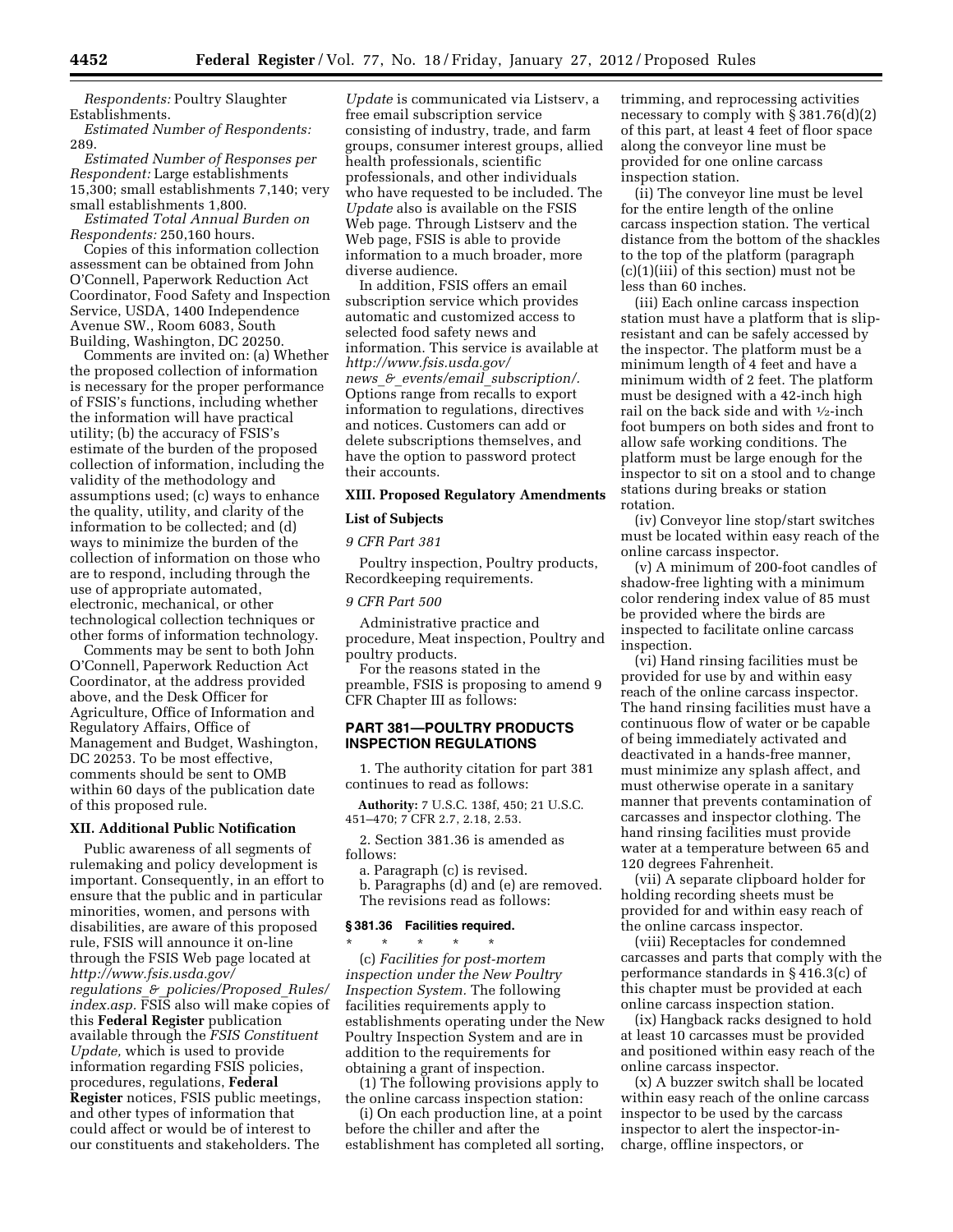*Respondents:* Poultry Slaughter Establishments.

*Estimated Number of Respondents:* 289.

*Estimated Number of Responses per Respondent:* Large establishments 15,300; small establishments 7,140; very small establishments 1,800.

*Estimated Total Annual Burden on Respondents:* 250,160 hours.

Copies of this information collection assessment can be obtained from John O'Connell, Paperwork Reduction Act Coordinator, Food Safety and Inspection Service, USDA, 1400 Independence Avenue SW., Room 6083, South Building, Washington, DC 20250.

Comments are invited on: (a) Whether the proposed collection of information is necessary for the proper performance of FSIS's functions, including whether the information will have practical utility; (b) the accuracy of FSIS's estimate of the burden of the proposed collection of information, including the validity of the methodology and assumptions used; (c) ways to enhance the quality, utility, and clarity of the information to be collected; and (d) ways to minimize the burden of the collection of information on those who are to respond, including through the use of appropriate automated, electronic, mechanical, or other technological collection techniques or other forms of information technology.

Comments may be sent to both John O'Connell, Paperwork Reduction Act Coordinator, at the address provided above, and the Desk Officer for Agriculture, Office of Information and Regulatory Affairs, Office of Management and Budget, Washington, DC 20253. To be most effective, comments should be sent to OMB within 60 days of the publication date of this proposed rule.

## XII. Additional Public Notification

Public awareness of all segments of rulemaking and policy development is important. Consequently, in an effort to ensure that the public and in particular minorities, women, and persons with disabilities, are aware of this proposed rule, FSIS will announce it on-line through the FSIS Web page located at *http://www.fsis.usda.gov/regulations_&_policies/Proposed_Rules/index.asp.* FSIS also will make copies of this **Federal Register** publication available through the *FSIS Constituent Update,* which is used to provide information regarding FSIS policies, procedures, regulations, **Federal Register** notices, FSIS public meetings, and other types of information that could affect or would be of interest to our constituents and stakeholders. The *Update* is communicated via Listserv, a free email subscription service consisting of industry, trade, and farm groups, consumer interest groups, allied health professionals, scientific professionals, and other individuals who have requested to be included. The *Update* also is available on the FSIS Web page. Through Listserv and the Web page, FSIS is able to provide information to a much broader, more diverse audience.

In addition, FSIS offers an email subscription service which provides automatic and customized access to selected food safety news and information. This service is available at *http://www.fsis.usda.gov/news_&_events/email_subscription/.* Options range from recalls to export information to regulations, directives and notices. Customers can add or delete subscriptions themselves, and have the option to password protect their accounts.

## XIII. Proposed Regulatory Amendments

### List of Subjects

*9 CFR Part 381*

Poultry inspection, Poultry products, Recordkeeping requirements.

*9 CFR Part 500*

Administrative practice and procedure, Meat inspection, Poultry and poultry products.

For the reasons stated in the preamble, FSIS is proposing to amend 9 CFR Chapter III as follows:

## PART 381—POULTRY PRODUCTS INSPECTION REGULATIONS

1. The authority citation for part 381 continues to read as follows:

**Authority:** 7 U.S.C. 138f, 450; 21 U.S.C. 451–470; 7 CFR 2.7, 2.18, 2.53.

2. Section 381.36 is amended as follows:

a. Paragraph (c) is revised.

b. Paragraphs (d) and (e) are removed.

The revisions read as follows:

### § 381.36 Facilities required.

\* \* \* \* \*

(c) *Facilities for post-mortem inspection under the New Poultry Inspection System.* The following facilities requirements apply to establishments operating under the New Poultry Inspection System and are in addition to the requirements for obtaining a grant of inspection.

(1) The following provisions apply to the online carcass inspection station:

(i) On each production line, at a point before the chiller and after the establishment has completed all sorting, trimming, and reprocessing activities necessary to comply with § 381.76(d)(2) of this part, at least 4 feet of floor space along the conveyor line must be provided for one online carcass inspection station.

(ii) The conveyor line must be level for the entire length of the online carcass inspection station. The vertical distance from the bottom of the shackles to the top of the platform (paragraph (c)(1)(iii) of this section) must not be less than 60 inches.

(iii) Each online carcass inspection station must have a platform that is slip-resistant and can be safely accessed by the inspector. The platform must be a minimum length of 4 feet and have a minimum width of 2 feet. The platform must be designed with a 42-inch high rail on the back side and with ½-inch foot bumpers on both sides and front to allow safe working conditions. The platform must be large enough for the inspector to sit on a stool and to change stations during breaks or station rotation.

(iv) Conveyor line stop/start switches must be located within easy reach of the online carcass inspector.

(v) A minimum of 200-foot candles of shadow-free lighting with a minimum color rendering index value of 85 must be provided where the birds are inspected to facilitate online carcass inspection.

(vi) Hand rinsing facilities must be provided for use by and within easy reach of the online carcass inspector. The hand rinsing facilities must have a continuous flow of water or be capable of being immediately activated and deactivated in a hands-free manner, must minimize any splash affect, and must otherwise operate in a sanitary manner that prevents contamination of carcasses and inspector clothing. The hand rinsing facilities must provide water at a temperature between 65 and 120 degrees Fahrenheit.

(vii) A separate clipboard holder for holding recording sheets must be provided for and within easy reach of the online carcass inspector.

(viii) Receptacles for condemned carcasses and parts that comply with the performance standards in § 416.3(c) of this chapter must be provided at each online carcass inspection station.

(ix) Hangback racks designed to hold at least 10 carcasses must be provided and positioned within easy reach of the online carcass inspector.

(x) A buzzer switch shall be located within easy reach of the online carcass inspector to be used by the carcass inspector to alert the inspector-in-charge, offline inspectors, or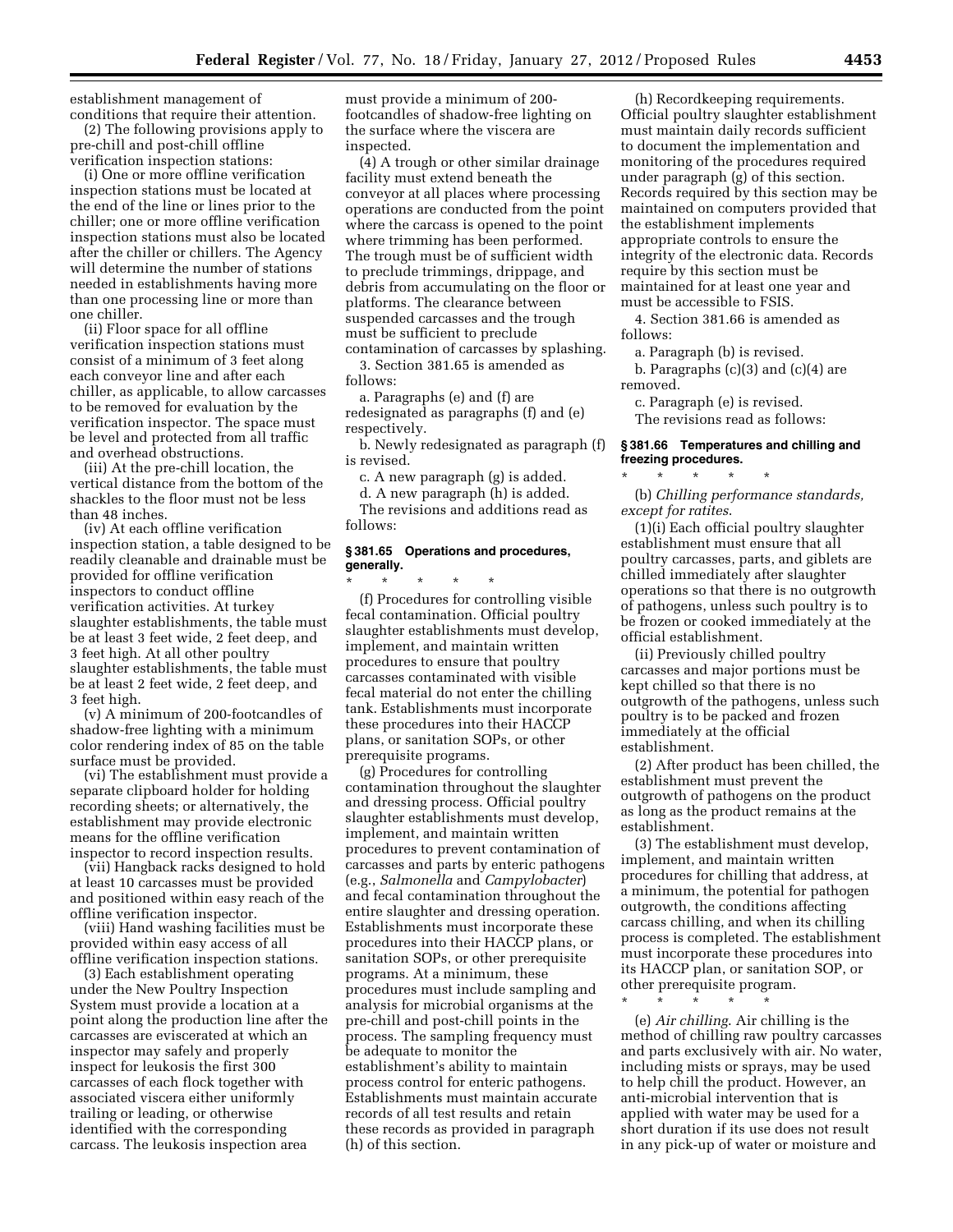establishment management of conditions that require their attention.

(2) The following provisions apply to pre-chill and post-chill offline verification inspection stations:

(i) One or more offline verification inspection stations must be located at the end of the line or lines prior to the chiller; one or more offline verification inspection stations must also be located after the chiller or chillers. The Agency will determine the number of stations needed in establishments having more than one processing line or more than one chiller.

(ii) Floor space for all offline verification inspection stations must consist of a minimum of 3 feet along each conveyor line and after each chiller, as applicable, to allow carcasses to be removed for evaluation by the verification inspector. The space must be level and protected from all traffic and overhead obstructions.

(iii) At the pre-chill location, the vertical distance from the bottom of the shackles to the floor must not be less than 48 inches.

(iv) At each offline verification inspection station, a table designed to be readily cleanable and drainable must be provided for offline verification inspectors to conduct offline verification activities. At turkey slaughter establishments, the table must be at least 3 feet wide, 2 feet deep, and 3 feet high. At all other poultry slaughter establishments, the table must be at least 2 feet wide, 2 feet deep, and 3 feet high.

(v) A minimum of 200-footcandles of shadow-free lighting with a minimum color rendering index of 85 on the table surface must be provided.

(vi) The establishment must provide a separate clipboard holder for holding recording sheets; or alternatively, the establishment may provide electronic means for the offline verification inspector to record inspection results.

(vii) Hangback racks designed to hold at least 10 carcasses must be provided and positioned within easy reach of the offline verification inspector.

(viii) Hand washing facilities must be provided within easy access of all offline verification inspection stations.

(3) Each establishment operating under the New Poultry Inspection System must provide a location at a point along the production line after the carcasses are eviscerated at which an inspector may safely and properly inspect for leukosis the first 300 carcasses of each flock together with associated viscera either uniformly trailing or leading, or otherwise identified with the corresponding carcass. The leukosis inspection area must provide a minimum of 200-footcandles of shadow-free lighting on the surface where the viscera are inspected.

(4) A trough or other similar drainage facility must extend beneath the conveyor at all places where processing operations are conducted from the point where the carcass is opened to the point where trimming has been performed. The trough must be of sufficient width to preclude trimmings, drippage, and debris from accumulating on the floor or platforms. The clearance between suspended carcasses and the trough must be sufficient to preclude contamination of carcasses by splashing.

3. Section 381.65 is amended as follows:

a. Paragraphs (e) and (f) are redesignated as paragraphs (f) and (e) respectively.

b. Newly redesignated as paragraph (f) is revised.

c. A new paragraph (g) is added.

d. A new paragraph (h) is added.

The revisions and additions read as follows:

### § 381.65 Operations and procedures, generally.

\* \* \* \* \*

(f) Procedures for controlling visible fecal contamination. Official poultry slaughter establishments must develop, implement, and maintain written procedures to ensure that poultry carcasses contaminated with visible fecal material do not enter the chilling tank. Establishments must incorporate these procedures into their HACCP plans, or sanitation SOPs, or other prerequisite programs.

(g) Procedures for controlling contamination throughout the slaughter and dressing process. Official poultry slaughter establishments must develop, implement, and maintain written procedures to prevent contamination of carcasses and parts by enteric pathogens (e.g., *Salmonella* and *Campylobacter*) and fecal contamination throughout the entire slaughter and dressing operation. Establishments must incorporate these procedures into their HACCP plans, or sanitation SOPs, or other prerequisite programs. At a minimum, these procedures must include sampling and analysis for microbial organisms at the pre-chill and post-chill points in the process. The sampling frequency must be adequate to monitor the establishment's ability to maintain process control for enteric pathogens. Establishments must maintain accurate records of all test results and retain these records as provided in paragraph (h) of this section.

(h) Recordkeeping requirements. Official poultry slaughter establishment must maintain daily records sufficient to document the implementation and monitoring of the procedures required under paragraph (g) of this section. Records required by this section may be maintained on computers provided that the establishment implements appropriate controls to ensure the integrity of the electronic data. Records require by this section must be maintained for at least one year and must be accessible to FSIS.

4. Section 381.66 is amended as follows:

a. Paragraph (b) is revised.

b. Paragraphs (c)(3) and (c)(4) are removed.

c. Paragraph (e) is revised.

The revisions read as follows:

### § 381.66 Temperatures and chilling and freezing procedures.

\* \* \* \* \*

(b) *Chilling performance standards, except for ratites*.

(1)(i) Each official poultry slaughter establishment must ensure that all poultry carcasses, parts, and giblets are chilled immediately after slaughter operations so that there is no outgrowth of pathogens, unless such poultry is to be frozen or cooked immediately at the official establishment.

(ii) Previously chilled poultry carcasses and major portions must be kept chilled so that there is no outgrowth of the pathogens, unless such poultry is to be packed and frozen immediately at the official establishment.

(2) After product has been chilled, the establishment must prevent the outgrowth of pathogens on the product as long as the product remains at the establishment.

(3) The establishment must develop, implement, and maintain written procedures for chilling that address, at a minimum, the potential for pathogen outgrowth, the conditions affecting carcass chilling, and when its chilling process is completed. The establishment must incorporate these procedures into its HACCP plan, or sanitation SOP, or other prerequisite program.

\* \* \* \* \*

(e) *Air chilling*. Air chilling is the method of chilling raw poultry carcasses and parts exclusively with air. No water, including mists or sprays, may be used to help chill the product. However, an anti-microbial intervention that is applied with water may be used for a short duration if its use does not result in any pick-up of water or moisture and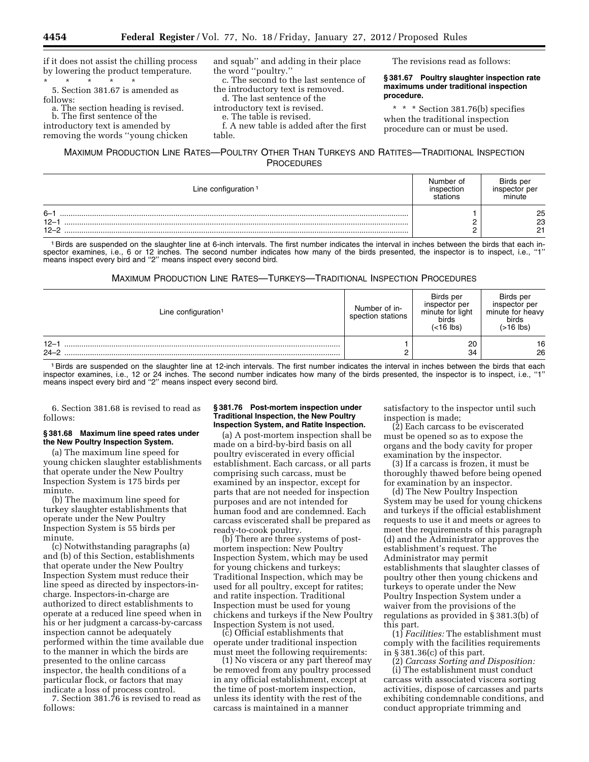if it does not assist the chilling process by lowering the product temperature.

\* \* \* \* \*

5. Section 381.67 is amended as follows:

a. The section heading is revised.

b. The first sentence of the introductory text is amended by removing the words ''young chicken and squab'' and adding in their place the word ''poultry.''

c. The second to the last sentence of the introductory text is removed.

d. The last sentence of the introductory text is revised.

e. The table is revised.

f. A new table is added after the first table.

The revisions read as follows:

**§ 381.67 Poultry slaughter inspection rate maximums under traditional inspection procedure.**

\* \* \* Section 381.76(b) specifies when the traditional inspection procedure can or must be used.

MAXIMUM PRODUCTION LINE RATES—POULTRY OTHER THAN TURKEYS AND RATITES—TRADITIONAL INSPECTION PROCEDURES

| Line configuration [1] | Number of inspection stations | Birds per inspector per minute |
|---|---|---|
| 6–1 | 1 | 25 |
| 12–1 | 2 | 23 |
| 12–2 | 2 | 21 |

[1] Birds are suspended on the slaughter line at 6-inch intervals. The first number indicates the interval in inches between the birds that each inspector examines, i.e., 6 or 12 inches. The second number indicates how many of the birds presented, the inspector is to inspect, i.e., ''1'' means inspect every bird and ''2'' means inspect every second bird.

MAXIMUM PRODUCTION LINE RATES—TURKEYS—TRADITIONAL INSPECTION PROCEDURES

| Line configuration [1] | Number of inspection stations | Birds per inspector per minute for light birds (<16 lbs) | Birds per inspector per minute for heavy birds (>16 lbs) |
|---|---|---|---|
| 12–1 | 1 | 20 | 16 |
| 24–2 | 2 | 34 | 26 |

[1] Birds are suspended on the slaughter line at 12-inch intervals. The first number indicates the interval in inches between the birds that each inspector examines, i.e., 12 or 24 inches. The second number indicates how many of the birds presented, the inspector is to inspect, i.e., ''1'' means inspect every bird and ''2'' means inspect every second bird.

6. Section 381.68 is revised to read as follows:

**§ 381.68 Maximum line speed rates under the New Poultry Inspection System.**

(a) The maximum line speed for young chicken slaughter establishments that operate under the New Poultry Inspection System is 175 birds per minute.

(b) The maximum line speed for turkey slaughter establishments that operate under the New Poultry Inspection System is 55 birds per minute.

(c) Notwithstanding paragraphs (a) and (b) of this Section, establishments that operate under the New Poultry Inspection System must reduce their line speed as directed by inspectors-in-charge. Inspectors-in-charge are authorized to direct establishments to operate at a reduced line speed when in his or her judgment a carcass-by-carcass inspection cannot be adequately performed within the time available due to the manner in which the birds are presented to the online carcass inspector, the health conditions of a particular flock, or factors that may indicate a loss of process control.

7. Section 381.76 is revised to read as follows:

**§ 381.76 Post-mortem inspection under Traditional Inspection, the New Poultry Inspection System, and Ratite Inspection.**

(a) A post-mortem inspection shall be made on a bird-by-bird basis on all poultry eviscerated in every official establishment. Each carcass, or all parts comprising such carcass, must be examined by an inspector, except for parts that are not needed for inspection purposes and are not intended for human food and are condemned. Each carcass eviscerated shall be prepared as ready-to-cook poultry.

(b) There are three systems of post-mortem inspection: New Poultry Inspection System, which may be used for young chickens and turkeys; Traditional Inspection, which may be used for all poultry, except for ratites; and ratite inspection. Traditional Inspection must be used for young chickens and turkeys if the New Poultry Inspection System is not used.

(c) Official establishments that operate under traditional inspection must meet the following requirements:

(1) No viscera or any part thereof may be removed from any poultry processed in any official establishment, except at the time of post-mortem inspection, unless its identity with the rest of the carcass is maintained in a manner satisfactory to the inspector until such inspection is made;

(2) Each carcass to be eviscerated must be opened so as to expose the organs and the body cavity for proper examination by the inspector.

(3) If a carcass is frozen, it must be thoroughly thawed before being opened for examination by an inspector.

(d) The New Poultry Inspection System may be used for young chickens and turkeys if the official establishment requests to use it and meets or agrees to meet the requirements of this paragraph (d) and the Administrator approves the establishment's request. The Administrator may permit establishments that slaughter classes of poultry other then young chickens and turkeys to operate under the New Poultry Inspection System under a waiver from the provisions of the regulations as provided in § 381.3(b) of this part.

(1) *Facilities:* The establishment must comply with the facilities requirements in § 381.36(c) of this part.

(2) *Carcass Sorting and Disposition:*

(i) The establishment must conduct carcass with associated viscera sorting activities, dispose of carcasses and parts exhibiting condemnable conditions, and conduct appropriate trimming and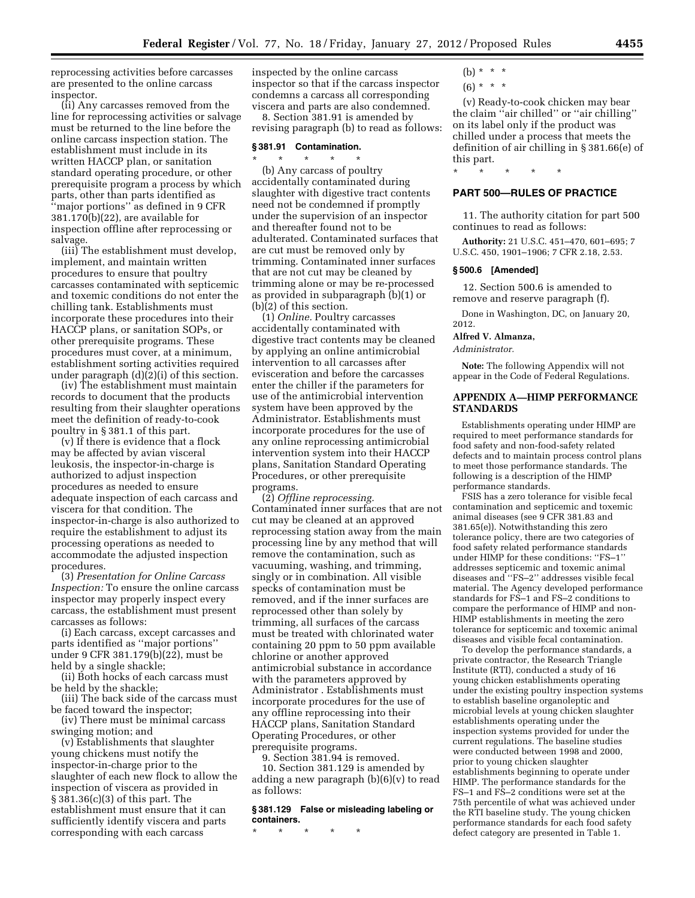reprocessing activities before carcasses are presented to the online carcass inspector.

(ii) Any carcasses removed from the line for reprocessing activities or salvage must be returned to the line before the online carcass inspection station. The establishment must include in its written HACCP plan, or sanitation standard operating procedure, or other prerequisite program a process by which parts, other than parts identified as ''major portions'' as defined in 9 CFR 381.170(b)(22), are available for inspection offline after reprocessing or salvage.

(iii) The establishment must develop, implement, and maintain written procedures to ensure that poultry carcasses contaminated with septicemic and toxemic conditions do not enter the chilling tank. Establishments must incorporate these procedures into their HACCP plans, or sanitation SOPs, or other prerequisite programs. These procedures must cover, at a minimum, establishment sorting activities required under paragraph (d)(2)(i) of this section.

(iv) The establishment must maintain records to document that the products resulting from their slaughter operations meet the definition of ready-to-cook poultry in § 381.1 of this part.

(v) If there is evidence that a flock may be affected by avian visceral leukosis, the inspector-in-charge is authorized to adjust inspection procedures as needed to ensure adequate inspection of each carcass and viscera for that condition. The inspector-in-charge is also authorized to require the establishment to adjust its processing operations as needed to accommodate the adjusted inspection procedures.

(3) *Presentation for Online Carcass Inspection:* To ensure the online carcass inspector may properly inspect every carcass, the establishment must present carcasses as follows:

(i) Each carcass, except carcasses and parts identified as ''major portions'' under 9 CFR 381.179(b)(22), must be held by a single shackle;

(ii) Both hocks of each carcass must be held by the shackle;

(iii) The back side of the carcass must be faced toward the inspector;

(iv) There must be minimal carcass swinging motion; and

(v) Establishments that slaughter young chickens must notify the inspector-in-charge prior to the slaughter of each new flock to allow the inspection of viscera as provided in § 381.36(c)(3) of this part. The establishment must ensure that it can sufficiently identify viscera and parts corresponding with each carcass inspected by the online carcass inspector so that if the carcass inspector condemns a carcass all corresponding viscera and parts are also condemned.

8. Section 381.91 is amended by revising paragraph (b) to read as follows:

#### § 381.91 Contamination.

\* \* \* \* \*

(b) Any carcass of poultry accidentally contaminated during slaughter with digestive tract contents need not be condemned if promptly under the supervision of an inspector and thereafter found not to be adulterated. Contaminated surfaces that are cut must be removed only by trimming. Contaminated inner surfaces that are not cut may be cleaned by trimming alone or may be re-processed as provided in subparagraph (b)(1) or (b)(2) of this section.

(1) *Online.* Poultry carcasses accidentally contaminated with digestive tract contents may be cleaned by applying an online antimicrobial intervention to all carcasses after evisceration and before the carcasses enter the chiller if the parameters for use of the antimicrobial intervention system have been approved by the Administrator. Establishments must incorporate procedures for the use of any online reprocessing antimicrobial intervention system into their HACCP plans, Sanitation Standard Operating Procedures, or other prerequisite programs.

(2) *Offline reprocessing.* Contaminated inner surfaces that are not cut may be cleaned at an approved reprocessing station away from the main processing line by any method that will remove the contamination, such as vacuuming, washing, and trimming, singly or in combination. All visible specks of contamination must be removed, and if the inner surfaces are reprocessed other than solely by trimming, all surfaces of the carcass must be treated with chlorinated water containing 20 ppm to 50 ppm available chlorine or another approved antimicrobial substance in accordance with the parameters approved by Administrator . Establishments must incorporate procedures for the use of any offline reprocessing into their HACCP plans, Sanitation Standard Operating Procedures, or other prerequisite programs.

9. Section 381.94 is removed.

10. Section 381.129 is amended by adding a new paragraph (b)(6)(v) to read as follows:

#### § 381.129 False or misleading labeling or containers.

\* \* \* \* \*

(b) \* \* \*

(6) \* \* \*

(v) Ready-to-cook chicken may bear the claim ''air chilled'' or ''air chilling'' on its label only if the product was chilled under a process that meets the definition of air chilling in § 381.66(e) of this part.

\* \* \* \* \*

## PART 500—RULES OF PRACTICE

11. The authority citation for part 500 continues to read as follows:

**Authority:** 21 U.S.C. 451–470, 601–695; 7 U.S.C. 450, 1901–1906; 7 CFR 2.18, 2.53.

#### § 500.6 [Amended]

12. Section 500.6 is amended to remove and reserve paragraph (f).

Done in Washington, DC, on January 20, 2012.

**Alfred V. Almanza,**

*Administrator.*

**Note:** The following Appendix will not appear in the Code of Federal Regulations.

## APPENDIX A—HIMP PERFORMANCE STANDARDS

Establishments operating under HIMP are required to meet performance standards for food safety and non-food-safety related defects and to maintain process control plans to meet those performance standards. The following is a description of the HIMP performance standards.

FSIS has a zero tolerance for visible fecal contamination and septicemic and toxemic animal diseases (see 9 CFR 381.83 and 381.65(e)). Notwithstanding this zero tolerance policy, there are two categories of food safety related performance standards under HIMP for these conditions: ''FS–1'' addresses septicemic and toxemic animal diseases and ''FS–2'' addresses visible fecal material. The Agency developed performance standards for FS–1 and FS–2 conditions to compare the performance of HIMP and non-HIMP establishments in meeting the zero tolerance for septicemic and toxemic animal diseases and visible fecal contamination.

To develop the performance standards, a private contractor, the Research Triangle Institute (RTI), conducted a study of 16 young chicken establishments operating under the existing poultry inspection systems to establish baseline organoleptic and microbial levels at young chicken slaughter establishments operating under the inspection systems provided for under the current regulations. The baseline studies were conducted between 1998 and 2000, prior to young chicken slaughter establishments beginning to operate under HIMP. The performance standards for the FS–1 and FS–2 conditions were set at the 75th percentile of what was achieved under the RTI baseline study. The young chicken performance standards for each food safety defect category are presented in Table 1.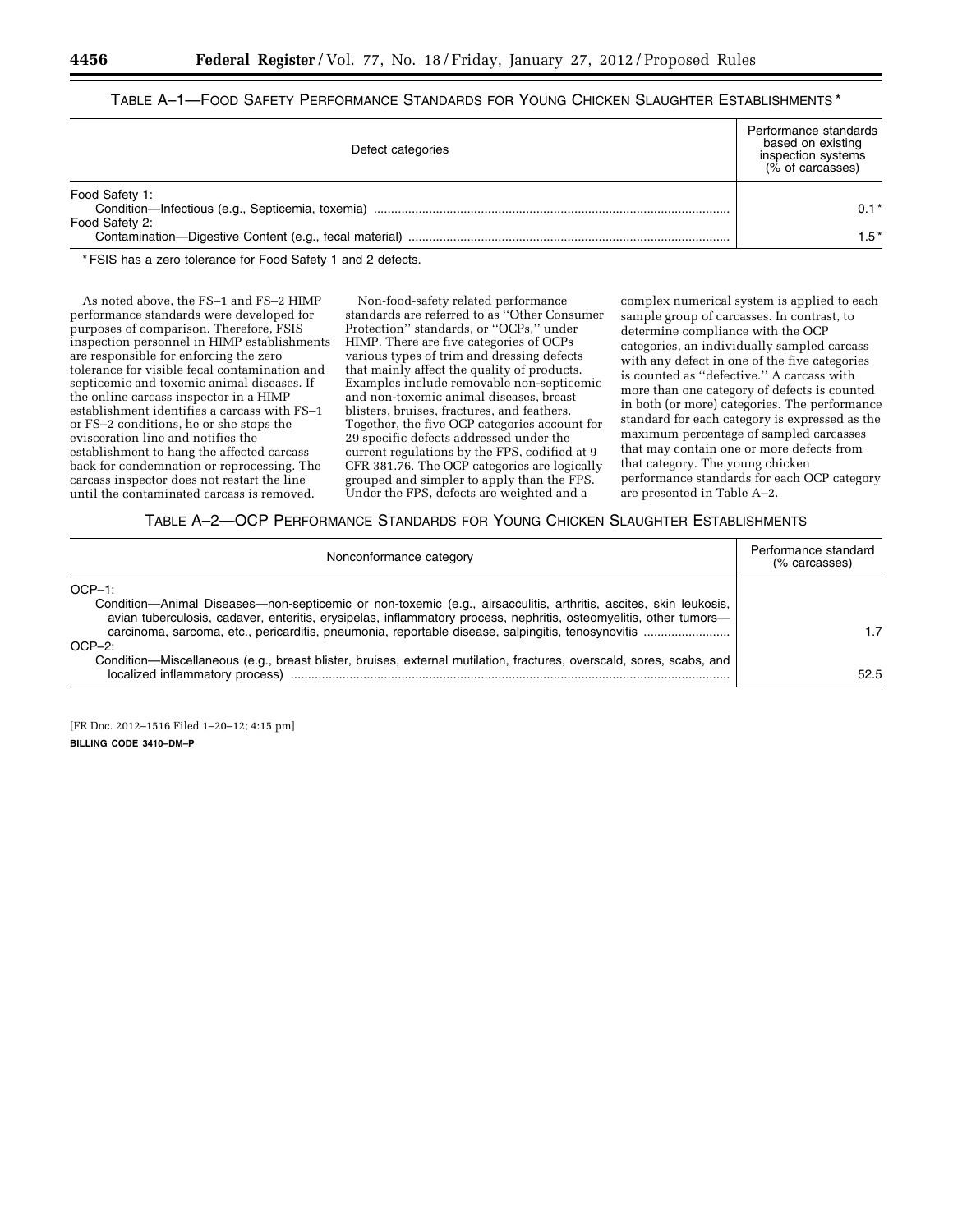TABLE A–1—FOOD SAFETY PERFORMANCE STANDARDS FOR YOUNG CHICKEN SLAUGHTER ESTABLISHMENTS *

| Defect categories | Performance standards based on existing inspection systems (% of carcasses) |
| --- | --- |
| Food Safety 1: | |
| Condition—Infectious (e.g., Septicemia, toxemia) | 0.1 * |
| Food Safety 2: | |
| Contamination—Digestive Content (e.g., fecal material) | 1.5 * |

* FSIS has a zero tolerance for Food Safety 1 and 2 defects.

As noted above, the FS–1 and FS–2 HIMP performance standards were developed for purposes of comparison. Therefore, FSIS inspection personnel in HIMP establishments are responsible for enforcing the zero tolerance for visible fecal contamination and septicemic and toxemic animal diseases. If the online carcass inspector in a HIMP establishment identifies a carcass with FS–1 or FS–2 conditions, he or she stops the evisceration line and notifies the establishment to hang the affected carcass back for condemnation or reprocessing. The carcass inspector does not restart the line until the contaminated carcass is removed.

Non-food-safety related performance standards are referred to as ''Other Consumer Protection'' standards, or ''OCPs,'' under HIMP. There are five categories of OCPs various types of trim and dressing defects that mainly affect the quality of products. Examples include removable non-septicemic and non-toxemic animal diseases, breast blisters, bruises, fractures, and feathers. Together, the five OCP categories account for 29 specific defects addressed under the current regulations by the FPS, codified at 9 CFR 381.76. The OCP categories are logically grouped and simpler to apply than the FPS. Under the FPS, defects are weighted and a complex numerical system is applied to each sample group of carcasses. In contrast, to determine compliance with the OCP categories, an individually sampled carcass with any defect in one of the five categories is counted as ''defective.'' A carcass with more than one category of defects is counted in both (or more) categories. The performance standard for each category is expressed as the maximum percentage of sampled carcasses that may contain one or more defects from that category. The young chicken performance standards for each OCP category are presented in Table A–2.

TABLE A–2—OCP PERFORMANCE STANDARDS FOR YOUNG CHICKEN SLAUGHTER ESTABLISHMENTS

| Nonconformance category | Performance standard (% carcasses) |
| --- | --- |
| OCP–1: | |
| Condition—Animal Diseases—non-septicemic or non-toxemic (e.g., airsacculitis, arthritis, ascites, skin leukosis, avian tuberculosis, cadaver, enteritis, erysipelas, inflammatory process, nephritis, osteomyelitis, other tumors—carcinoma, sarcoma, etc., pericarditis, pneumonia, reportable disease, salpingitis, tenosynovitis | 1.7 |
| OCP–2: | |
| Condition—Miscellaneous (e.g., breast blister, bruises, external mutilation, fractures, overscald, sores, scabs, and localized inflammatory process) | 52.5 |

[FR Doc. 2012–1516 Filed 1–20–12; 4:15 pm]

**BILLING CODE 3410–DM–P**